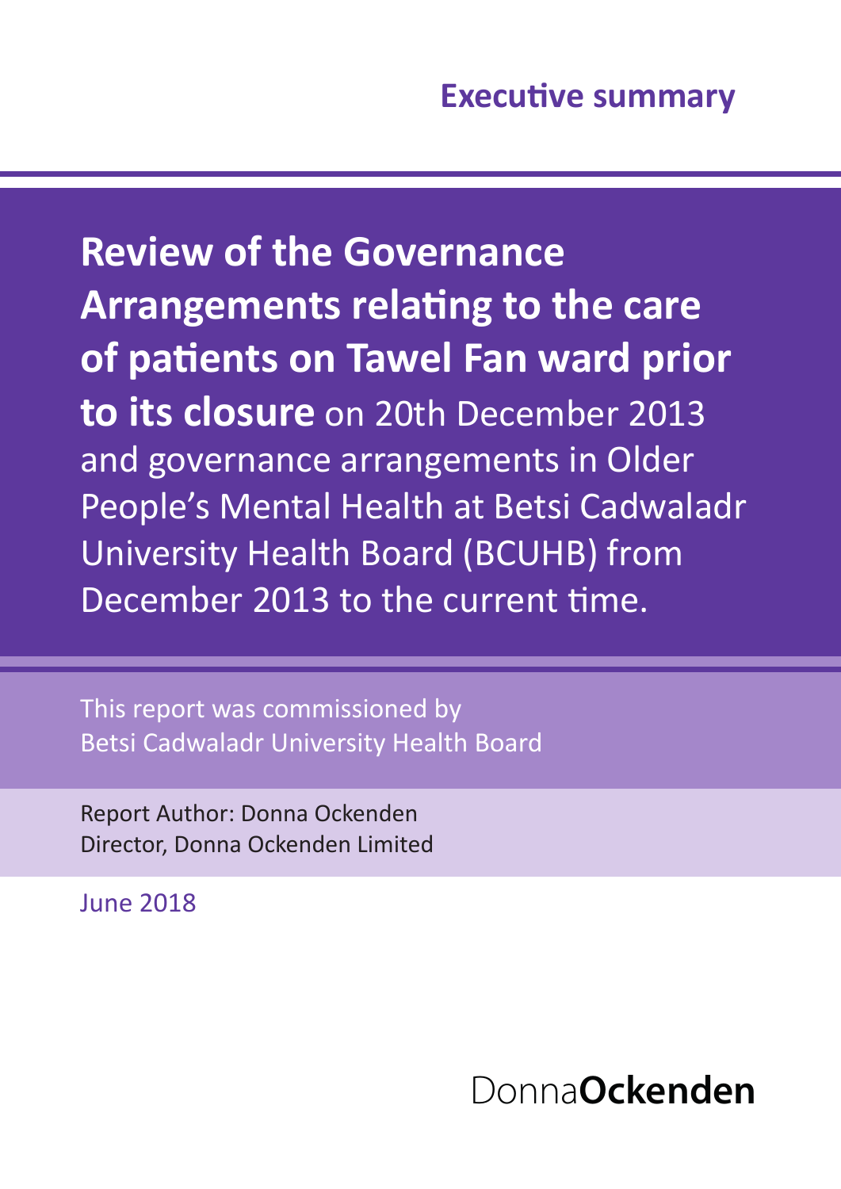Executive summary

# **Review of the Governance Arrangements relating to the care of patients on Tawel Fan ward prior to its closure** on 20th December 2013 and governance arrangements in Older People's Mental Health at Betsi Cadwaladr University Health Board (BCUHB) from December 2013 to the current time.

This report was commissioned by
Betsi Cadwaladr University Health Board

Report Author: Donna Ockenden
Director, Donna Ockenden Limited

June 2018

Donna**Ockenden**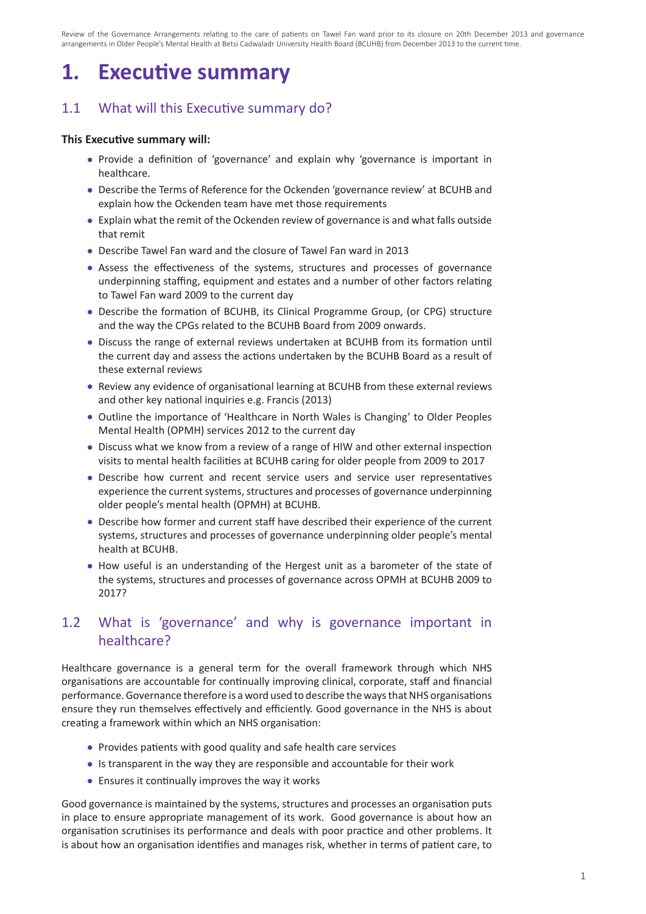# 1. Executive summary

## 1.1 What will this Executive summary do?

**This Executive summary will:**

- Provide a definition of 'governance' and explain why 'governance is important in healthcare.
- Describe the Terms of Reference for the Ockenden 'governance review' at BCUHB and explain how the Ockenden team have met those requirements
- Explain what the remit of the Ockenden review of governance is and what falls outside that remit
- Describe Tawel Fan ward and the closure of Tawel Fan ward in 2013
- Assess the effectiveness of the systems, structures and processes of governance underpinning staffing, equipment and estates and a number of other factors relating to Tawel Fan ward 2009 to the current day
- Describe the formation of BCUHB, its Clinical Programme Group, (or CPG) structure and the way the CPGs related to the BCUHB Board from 2009 onwards.
- Discuss the range of external reviews undertaken at BCUHB from its formation until the current day and assess the actions undertaken by the BCUHB Board as a result of these external reviews
- Review any evidence of organisational learning at BCUHB from these external reviews and other key national inquiries e.g. Francis (2013)
- Outline the importance of 'Healthcare in North Wales is Changing' to Older Peoples Mental Health (OPMH) services 2012 to the current day
- Discuss what we know from a review of a range of HIW and other external inspection visits to mental health facilities at BCUHB caring for older people from 2009 to 2017
- Describe how current and recent service users and service user representatives experience the current systems, structures and processes of governance underpinning older people's mental health (OPMH) at BCUHB.
- Describe how former and current staff have described their experience of the current systems, structures and processes of governance underpinning older people's mental health at BCUHB.
- How useful is an understanding of the Hergest unit as a barometer of the state of the systems, structures and processes of governance across OPMH at BCUHB 2009 to 2017?

## 1.2 What is 'governance' and why is governance important in healthcare?

Healthcare governance is a general term for the overall framework through which NHS organisations are accountable for continually improving clinical, corporate, staff and financial performance. Governance therefore is a word used to describe the ways that NHS organisations ensure they run themselves effectively and efficiently. Good governance in the NHS is about creating a framework within which an NHS organisation:

- Provides patients with good quality and safe health care services
- Is transparent in the way they are responsible and accountable for their work
- Ensures it continually improves the way it works

Good governance is maintained by the systems, structures and processes an organisation puts in place to ensure appropriate management of its work. Good governance is about how an organisation scrutinises its performance and deals with poor practice and other problems. It is about how an organisation identifies and manages risk, whether in terms of patient care, to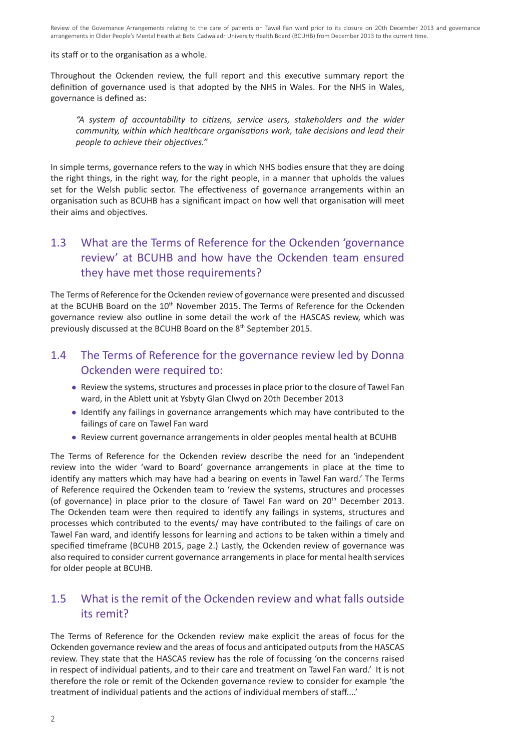its staff or to the organisation as a whole.

Throughout the Ockenden review, the full report and this executive summary report the definition of governance used is that adopted by the NHS in Wales. For the NHS in Wales, governance is defined as:

> *"A system of accountability to citizens, service users, stakeholders and the wider community, within which healthcare organisations work, take decisions and lead their people to achieve their objectives."*

In simple terms, governance refers to the way in which NHS bodies ensure that they are doing the right things, in the right way, for the right people, in a manner that upholds the values set for the Welsh public sector. The effectiveness of governance arrangements within an organisation such as BCUHB has a significant impact on how well that organisation will meet their aims and objectives.

## 1.3 What are the Terms of Reference for the Ockenden 'governance review' at BCUHB and how have the Ockenden team ensured they have met those requirements?

The Terms of Reference for the Ockenden review of governance were presented and discussed at the BCUHB Board on the 10th November 2015. The Terms of Reference for the Ockenden governance review also outline in some detail the work of the HASCAS review, which was previously discussed at the BCUHB Board on the 8th September 2015.

## 1.4 The Terms of Reference for the governance review led by Donna Ockenden were required to:

- Review the systems, structures and processes in place prior to the closure of Tawel Fan ward, in the Ablett unit at Ysbyty Glan Clwyd on 20th December 2013
- Identify any failings in governance arrangements which may have contributed to the failings of care on Tawel Fan ward
- Review current governance arrangements in older peoples mental health at BCUHB

The Terms of Reference for the Ockenden review describe the need for an 'independent review into the wider 'ward to Board' governance arrangements in place at the time to identify any matters which may have had a bearing on events in Tawel Fan ward.' The Terms of Reference required the Ockenden team to 'review the systems, structures and processes (of governance) in place prior to the closure of Tawel Fan ward on 20th December 2013. The Ockenden team were then required to identify any failings in systems, structures and processes which contributed to the events/ may have contributed to the failings of care on Tawel Fan ward, and identify lessons for learning and actions to be taken within a timely and specified timeframe (BCUHB 2015, page 2.) Lastly, the Ockenden review of governance was also required to consider current governance arrangements in place for mental health services for older people at BCUHB.

## 1.5 What is the remit of the Ockenden review and what falls outside its remit?

The Terms of Reference for the Ockenden review make explicit the areas of focus for the Ockenden governance review and the areas of focus and anticipated outputs from the HASCAS review. They state that the HASCAS review has the role of focussing 'on the concerns raised in respect of individual patients, and to their care and treatment on Tawel Fan ward.' It is not therefore the role or remit of the Ockenden governance review to consider for example 'the treatment of individual patients and the actions of individual members of staff....'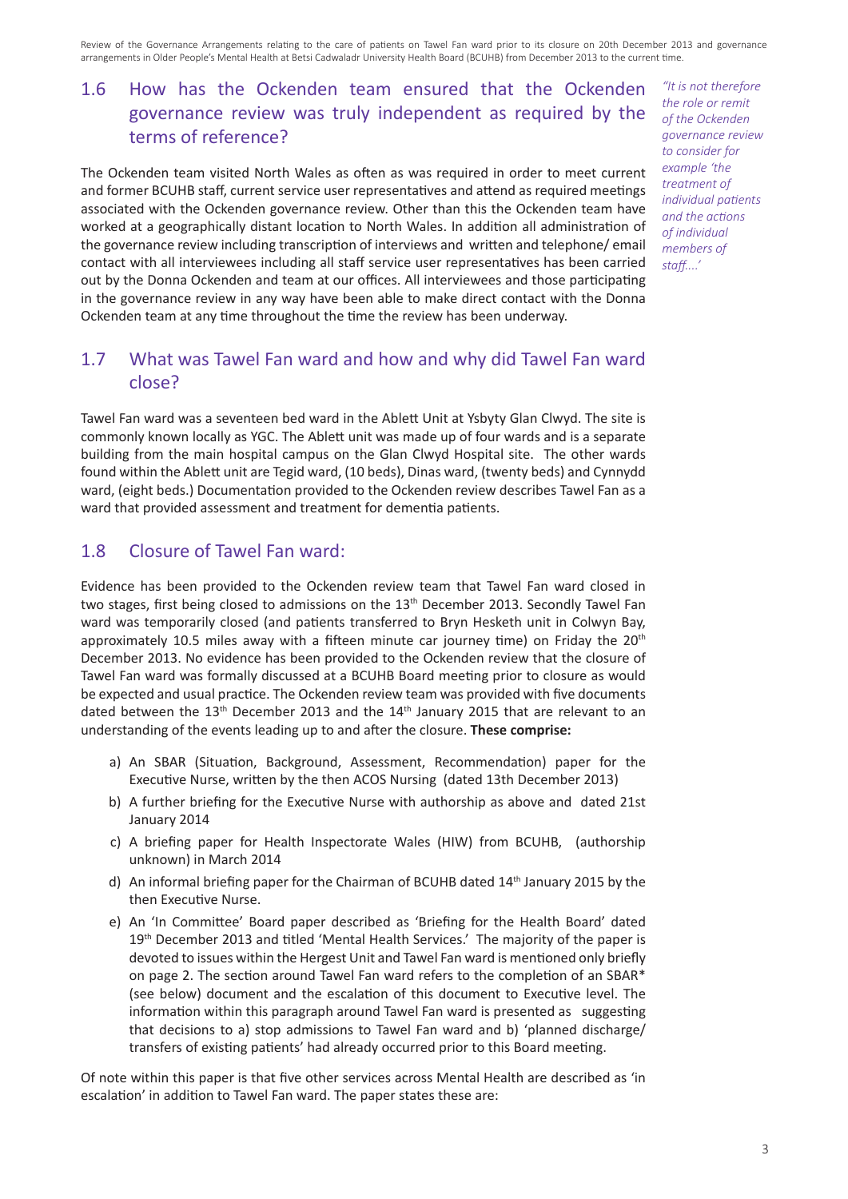## 1.6 How has the Ockenden team ensured that the Ockenden governance review was truly independent as required by the terms of reference?

*"It is not therefore the role or remit of the Ockenden governance review to consider for example 'the treatment of individual patients and the actions of individual members of staff....'*

The Ockenden team visited North Wales as often as was required in order to meet current and former BCUHB staff, current service user representatives and attend as required meetings associated with the Ockenden governance review. Other than this the Ockenden team have worked at a geographically distant location to North Wales. In addition all administration of the governance review including transcription of interviews and written and telephone/ email contact with all interviewees including all staff service user representatives has been carried out by the Donna Ockenden and team at our offices. All interviewees and those participating in the governance review in any way have been able to make direct contact with the Donna Ockenden team at any time throughout the time the review has been underway.

## 1.7 What was Tawel Fan ward and how and why did Tawel Fan ward close?

Tawel Fan ward was a seventeen bed ward in the Ablett Unit at Ysbyty Glan Clwyd. The site is commonly known locally as YGC. The Ablett unit was made up of four wards and is a separate building from the main hospital campus on the Glan Clwyd Hospital site. The other wards found within the Ablett unit are Tegid ward, (10 beds), Dinas ward, (twenty beds) and Cynnydd ward, (eight beds.) Documentation provided to the Ockenden review describes Tawel Fan as a ward that provided assessment and treatment for dementia patients.

## 1.8 Closure of Tawel Fan ward:

Evidence has been provided to the Ockenden review team that Tawel Fan ward closed in two stages, first being closed to admissions on the 13th December 2013. Secondly Tawel Fan ward was temporarily closed (and patients transferred to Bryn Hesketh unit in Colwyn Bay, approximately 10.5 miles away with a fifteen minute car journey time) on Friday the 20th December 2013. No evidence has been provided to the Ockenden review that the closure of Tawel Fan ward was formally discussed at a BCUHB Board meeting prior to closure as would be expected and usual practice. The Ockenden review team was provided with five documents dated between the 13th December 2013 and the 14th January 2015 that are relevant to an understanding of the events leading up to and after the closure. **These comprise:**

a) An SBAR (Situation, Background, Assessment, Recommendation) paper for the Executive Nurse, written by the then ACOS Nursing (dated 13th December 2013)
b) A further briefing for the Executive Nurse with authorship as above and dated 21st January 2014
c) A briefing paper for Health Inspectorate Wales (HIW) from BCUHB, (authorship unknown) in March 2014
d) An informal briefing paper for the Chairman of BCUHB dated 14th January 2015 by the then Executive Nurse.
e) An 'In Committee' Board paper described as 'Briefing for the Health Board' dated 19th December 2013 and titled 'Mental Health Services.' The majority of the paper is devoted to issues within the Hergest Unit and Tawel Fan ward is mentioned only briefly on page 2. The section around Tawel Fan ward refers to the completion of an SBAR* (see below) document and the escalation of this document to Executive level. The information within this paragraph around Tawel Fan ward is presented as suggesting that decisions to a) stop admissions to Tawel Fan ward and b) 'planned discharge/ transfers of existing patients' had already occurred prior to this Board meeting.

Of note within this paper is that five other services across Mental Health are described as 'in escalation' in addition to Tawel Fan ward. The paper states these are: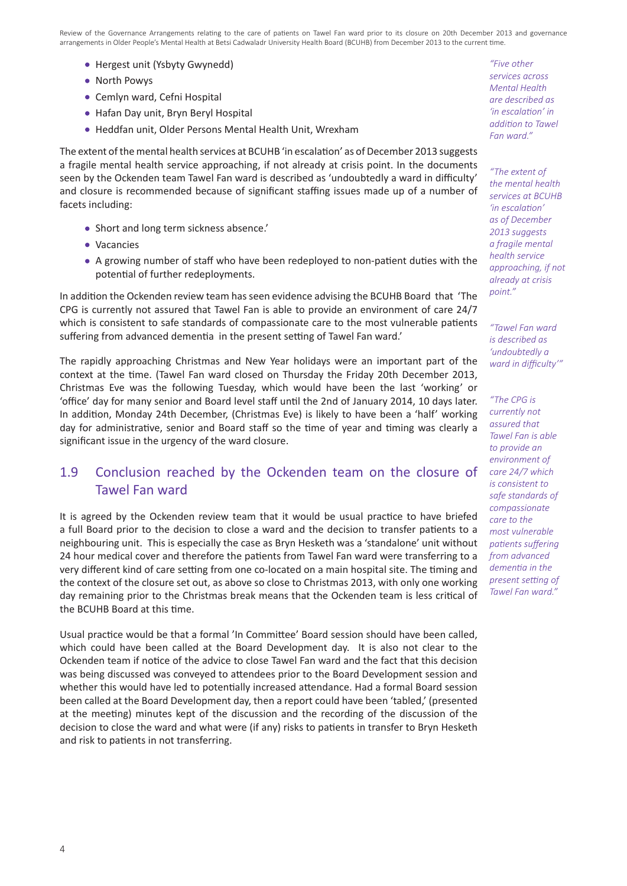- Hergest unit (Ysbyty Gwynedd)
- North Powys
- Cemlyn ward, Cefni Hospital
- Hafan Day unit, Bryn Beryl Hospital
- Heddfan unit, Older Persons Mental Health Unit, Wrexham

*"Five other services across Mental Health are described as 'in escalation' in addition to Tawel Fan ward."*

The extent of the mental health services at BCUHB 'in escalation' as of December 2013 suggests a fragile mental health service approaching, if not already at crisis point. In the documents seen by the Ockenden team Tawel Fan ward is described as 'undoubtedly a ward in difficulty' and closure is recommended because of significant staffing issues made up of a number of facets including:

*"The extent of the mental health services at BCUHB 'in escalation' as of December 2013 suggests a fragile mental health service approaching, if not already at crisis point."*

- Short and long term sickness absence.'
- Vacancies
- A growing number of staff who have been redeployed to non-patient duties with the potential of further redeployments.

*"Tawel Fan ward is described as 'undoubtedly a ward in difficulty'"*

In addition the Ockenden review team has seen evidence advising the BCUHB Board that 'The CPG is currently not assured that Tawel Fan is able to provide an environment of care 24/7 which is consistent to safe standards of compassionate care to the most vulnerable patients suffering from advanced dementia in the present setting of Tawel Fan ward.'

*"The CPG is currently not assured that Tawel Fan is able to provide an environment of care 24/7 which is consistent to safe standards of compassionate care to the most vulnerable patients suffering from advanced dementia in the present setting of Tawel Fan ward."*

The rapidly approaching Christmas and New Year holidays were an important part of the context at the time. (Tawel Fan ward closed on Thursday the Friday 20th December 2013, Christmas Eve was the following Tuesday, which would have been the last 'working' or 'office' day for many senior and Board level staff until the 2nd of January 2014, 10 days later. In addition, Monday 24th December, (Christmas Eve) is likely to have been a 'half' working day for administrative, senior and Board staff so the time of year and timing was clearly a significant issue in the urgency of the ward closure.

## 1.9 Conclusion reached by the Ockenden team on the closure of Tawel Fan ward

It is agreed by the Ockenden review team that it would be usual practice to have briefed a full Board prior to the decision to close a ward and the decision to transfer patients to a neighbouring unit. This is especially the case as Bryn Hesketh was a 'standalone' unit without 24 hour medical cover and therefore the patients from Tawel Fan ward were transferring to a very different kind of care setting from one co-located on a main hospital site. The timing and the context of the closure set out, as above so close to Christmas 2013, with only one working day remaining prior to the Christmas break means that the Ockenden team is less critical of the BCUHB Board at this time.

Usual practice would be that a formal 'In Committee' Board session should have been called, which could have been called at the Board Development day. It is also not clear to the Ockenden team if notice of the advice to close Tawel Fan ward and the fact that this decision was being discussed was conveyed to attendees prior to the Board Development session and whether this would have led to potentially increased attendance. Had a formal Board session been called at the Board Development day, then a report could have been 'tabled,' (presented at the meeting) minutes kept of the discussion and the recording of the discussion of the decision to close the ward and what were (if any) risks to patients in transfer to Bryn Hesketh and risk to patients in not transferring.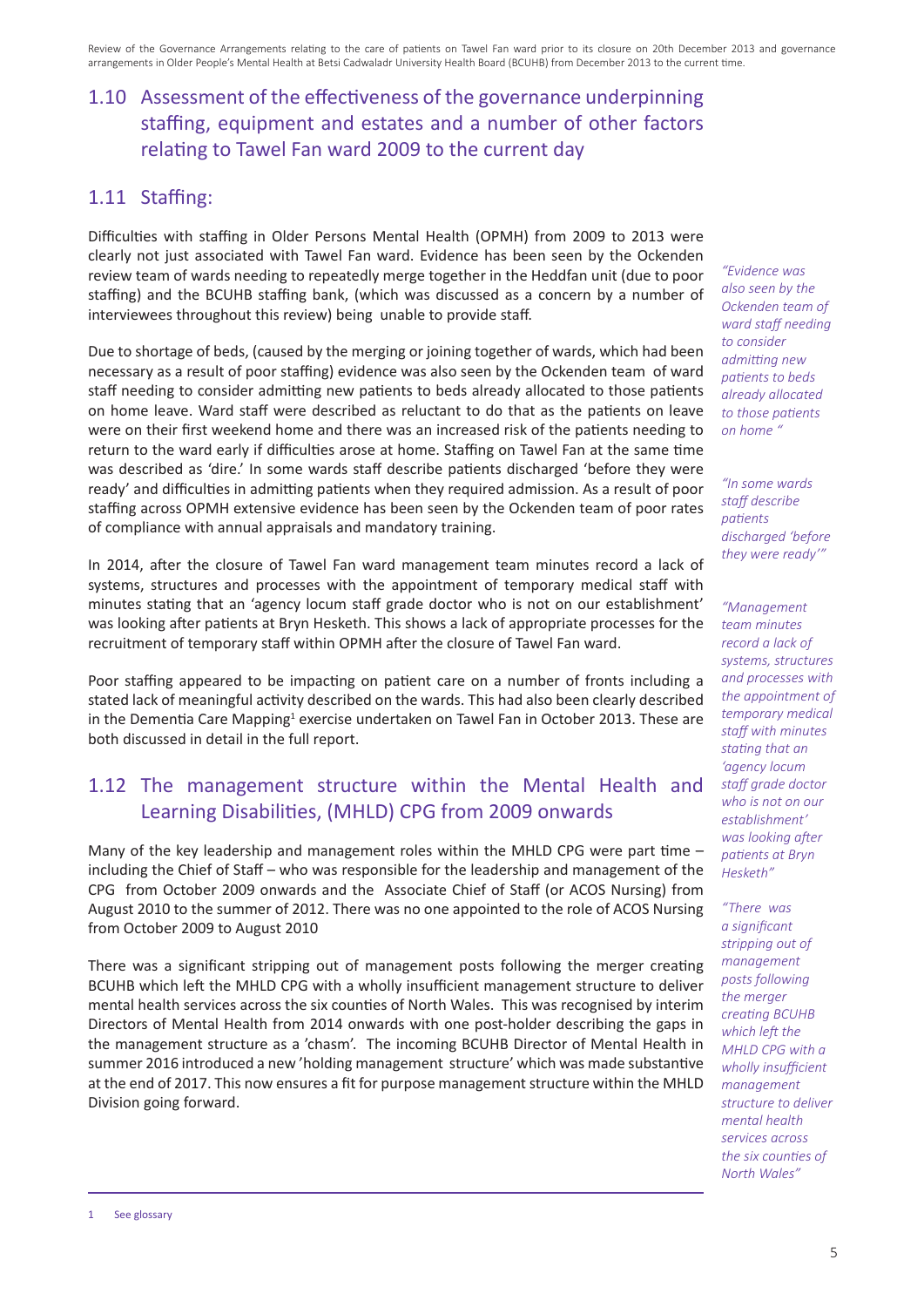## 1.10 Assessment of the effectiveness of the governance underpinning staffing, equipment and estates and a number of other factors relating to Tawel Fan ward 2009 to the current day

## 1.11 Staffing:

Difficulties with staffing in Older Persons Mental Health (OPMH) from 2009 to 2013 were clearly not just associated with Tawel Fan ward. Evidence has been seen by the Ockenden review team of wards needing to repeatedly merge together in the Heddfan unit (due to poor staffing) and the BCUHB staffing bank, (which was discussed as a concern by a number of interviewees throughout this review) being unable to provide staff.

Due to shortage of beds, (caused by the merging or joining together of wards, which had been necessary as a result of poor staffing) evidence was also seen by the Ockenden team of ward staff needing to consider admitting new patients to beds already allocated to those patients on home leave. Ward staff were described as reluctant to do that as the patients on leave were on their first weekend home and there was an increased risk of the patients needing to return to the ward early if difficulties arose at home. Staffing on Tawel Fan at the same time was described as 'dire.' In some wards staff describe patients discharged 'before they were ready' and difficulties in admitting patients when they required admission. As a result of poor staffing across OPMH extensive evidence has been seen by the Ockenden team of poor rates of compliance with annual appraisals and mandatory training.

In 2014, after the closure of Tawel Fan ward management team minutes record a lack of systems, structures and processes with the appointment of temporary medical staff with minutes stating that an 'agency locum staff grade doctor who is not on our establishment' was looking after patients at Bryn Hesketh. This shows a lack of appropriate processes for the recruitment of temporary staff within OPMH after the closure of Tawel Fan ward.

Poor staffing appeared to be impacting on patient care on a number of fronts including a stated lack of meaningful activity described on the wards. This had also been clearly described in the Dementia Care Mapping[1] exercise undertaken on Tawel Fan in October 2013. These are both discussed in detail in the full report.

*"Evidence was also seen by the Ockenden team of ward staff needing to consider admitting new patients to beds already allocated to those patients on home "*

*"In some wards staff describe patients discharged 'before they were ready'"*

*"Management team minutes record a lack of systems, structures and processes with the appointment of temporary medical staff with minutes stating that an 'agency locum staff grade doctor who is not on our establishment' was looking after patients at Bryn Hesketh"*

## 1.12 The management structure within the Mental Health and Learning Disabilities, (MHLD) CPG from 2009 onwards

Many of the key leadership and management roles within the MHLD CPG were part time – including the Chief of Staff – who was responsible for the leadership and management of the CPG from October 2009 onwards and the Associate Chief of Staff (or ACOS Nursing) from August 2010 to the summer of 2012. There was no one appointed to the role of ACOS Nursing from October 2009 to August 2010

There was a significant stripping out of management posts following the merger creating BCUHB which left the MHLD CPG with a wholly insufficient management structure to deliver mental health services across the six counties of North Wales. This was recognised by interim Directors of Mental Health from 2014 onwards with one post-holder describing the gaps in the management structure as a 'chasm'. The incoming BCUHB Director of Mental Health in summer 2016 introduced a new 'holding management structure' which was made substantive at the end of 2017. This now ensures a fit for purpose management structure within the MHLD Division going forward.

*"There was a significant stripping out of management posts following the merger creating BCUHB which left the MHLD CPG with a wholly insufficient management structure to deliver mental health services across the six counties of North Wales"*

---

1 See glossary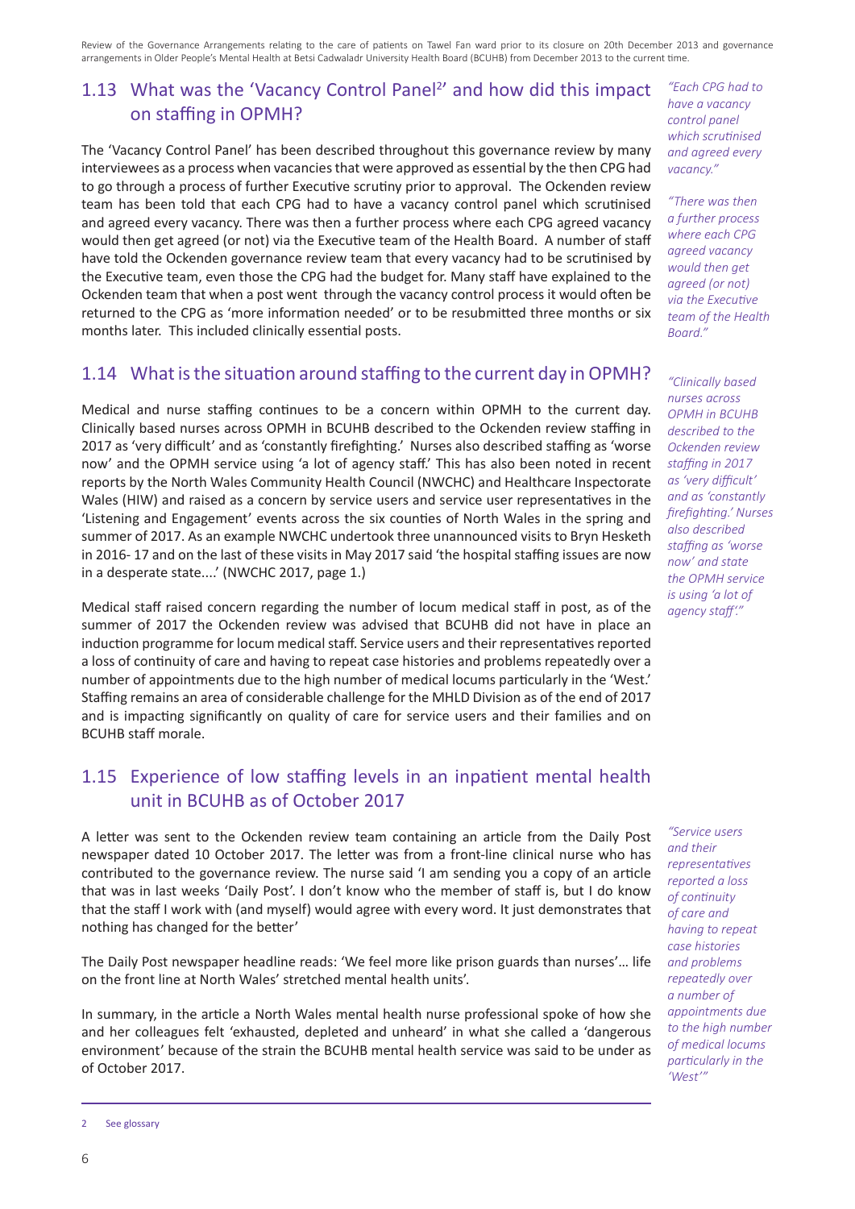## 1.13 What was the 'Vacancy Control Panel[2]' and how did this impact on staffing in OPMH?

The 'Vacancy Control Panel' has been described throughout this governance review by many interviewees as a process when vacancies that were approved as essential by the then CPG had to go through a process of further Executive scrutiny prior to approval. The Ockenden review team has been told that each CPG had to have a vacancy control panel which scrutinised and agreed every vacancy. There was then a further process where each CPG agreed vacancy would then get agreed (or not) via the Executive team of the Health Board. A number of staff have told the Ockenden governance review team that every vacancy had to be scrutinised by the Executive team, even those the CPG had the budget for. Many staff have explained to the Ockenden team that when a post went through the vacancy control process it would often be returned to the CPG as 'more information needed' or to be resubmitted three months or six months later. This included clinically essential posts.

*"Each CPG had to have a vacancy control panel which scrutinised and agreed every vacancy."*

*"There was then a further process where each CPG agreed vacancy would then get agreed (or not) via the Executive team of the Health Board."*

## 1.14 What is the situation around staffing to the current day in OPMH?

Medical and nurse staffing continues to be a concern within OPMH to the current day. Clinically based nurses across OPMH in BCUHB described to the Ockenden review staffing in 2017 as 'very difficult' and as 'constantly firefighting.' Nurses also described staffing as 'worse now' and the OPMH service using 'a lot of agency staff.' This has also been noted in recent reports by the North Wales Community Health Council (NWCHC) and Healthcare Inspectorate Wales (HIW) and raised as a concern by service users and service user representatives in the 'Listening and Engagement' events across the six counties of North Wales in the spring and summer of 2017. As an example NWCHC undertook three unannounced visits to Bryn Hesketh in 2016- 17 and on the last of these visits in May 2017 said 'the hospital staffing issues are now in a desperate state....' (NWCHC 2017, page 1.)

*"Clinically based nurses across OPMH in BCUHB described to the Ockenden review staffing in 2017 as 'very difficult' and as 'constantly firefighting.' Nurses also described staffing as 'worse now' and state the OPMH service is using 'a lot of agency staff'."*

Medical staff raised concern regarding the number of locum medical staff in post, as of the summer of 2017 the Ockenden review was advised that BCUHB did not have in place an induction programme for locum medical staff. Service users and their representatives reported a loss of continuity of care and having to repeat case histories and problems repeatedly over a number of appointments due to the high number of medical locums particularly in the 'West.' Staffing remains an area of considerable challenge for the MHLD Division as of the end of 2017 and is impacting significantly on quality of care for service users and their families and on BCUHB staff morale.

## 1.15 Experience of low staffing levels in an inpatient mental health unit in BCUHB as of October 2017

A letter was sent to the Ockenden review team containing an article from the Daily Post newspaper dated 10 October 2017. The letter was from a front-line clinical nurse who has contributed to the governance review. The nurse said 'I am sending you a copy of an article that was in last weeks 'Daily Post'. I don't know who the member of staff is, but I do know that the staff I work with (and myself) would agree with every word. It just demonstrates that nothing has changed for the better'

*"Service users and their representatives reported a loss of continuity of care and having to repeat case histories and problems repeatedly over a number of appointments due to the high number of medical locums particularly in the 'West'"*

The Daily Post newspaper headline reads: 'We feel more like prison guards than nurses'... life on the front line at North Wales' stretched mental health units'.

In summary, in the article a North Wales mental health nurse professional spoke of how she and her colleagues felt 'exhausted, depleted and unheard' in what she called a 'dangerous environment' because of the strain the BCUHB mental health service was said to be under as of October 2017.

---

2 See glossary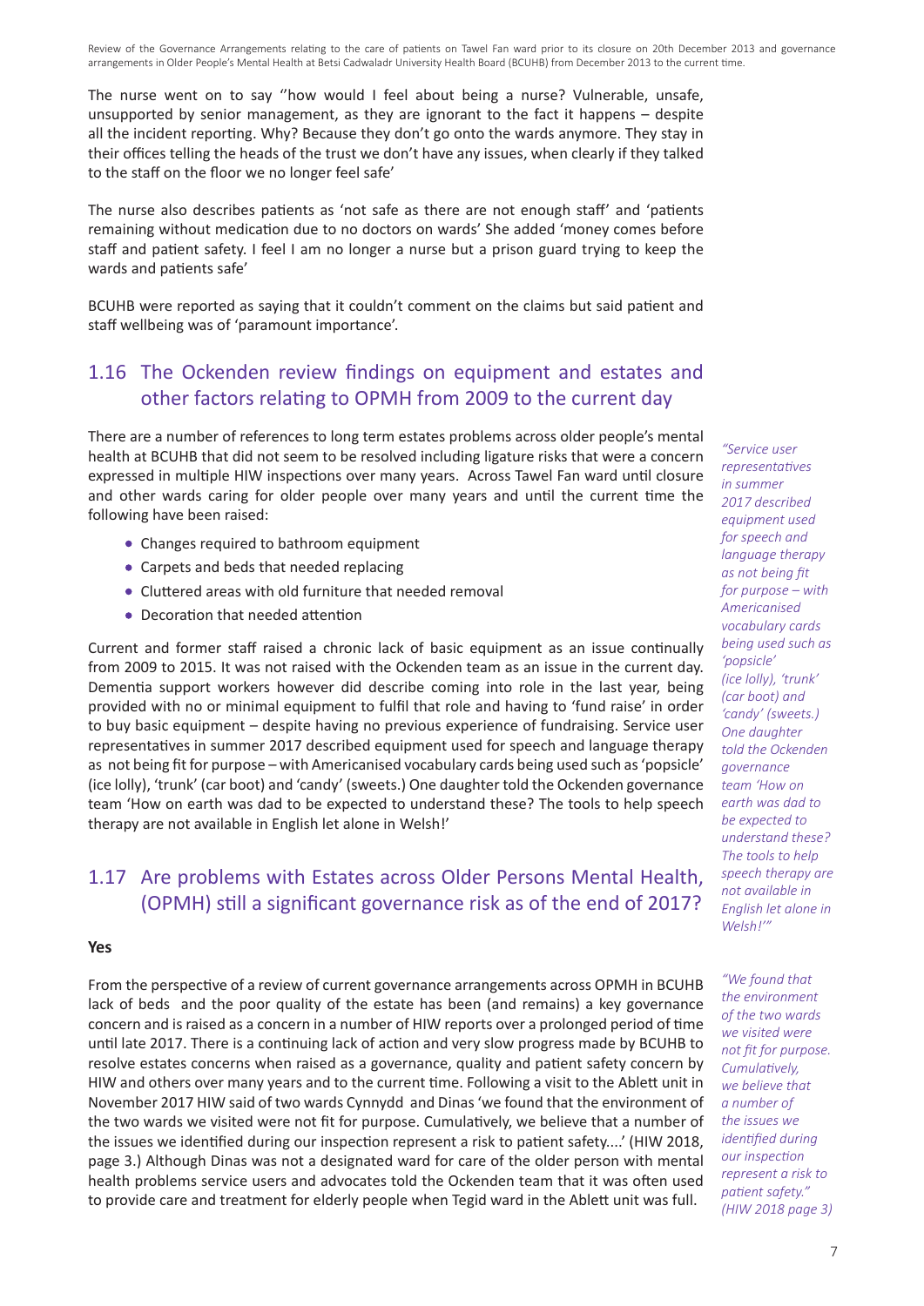The nurse went on to say ''how would I feel about being a nurse? Vulnerable, unsafe, unsupported by senior management, as they are ignorant to the fact it happens – despite all the incident reporting. Why? Because they don't go onto the wards anymore. They stay in their offices telling the heads of the trust we don't have any issues, when clearly if they talked to the staff on the floor we no longer feel safe'

The nurse also describes patients as 'not safe as there are not enough staff' and 'patients remaining without medication due to no doctors on wards' She added 'money comes before staff and patient safety. I feel I am no longer a nurse but a prison guard trying to keep the wards and patients safe'

BCUHB were reported as saying that it couldn't comment on the claims but said patient and staff wellbeing was of 'paramount importance'.

## 1.16 The Ockenden review findings on equipment and estates and other factors relating to OPMH from 2009 to the current day

There are a number of references to long term estates problems across older people's mental health at BCUHB that did not seem to be resolved including ligature risks that were a concern expressed in multiple HIW inspections over many years. Across Tawel Fan ward until closure and other wards caring for older people over many years and until the current time the following have been raised:

- Changes required to bathroom equipment
- Carpets and beds that needed replacing
- Cluttered areas with old furniture that needed removal
- Decoration that needed attention

Current and former staff raised a chronic lack of basic equipment as an issue continually from 2009 to 2015. It was not raised with the Ockenden team as an issue in the current day. Dementia support workers however did describe coming into role in the last year, being provided with no or minimal equipment to fulfil that role and having to 'fund raise' in order to buy basic equipment – despite having no previous experience of fundraising. Service user representatives in summer 2017 described equipment used for speech and language therapy as not being fit for purpose – with Americanised vocabulary cards being used such as 'popsicle' (ice lolly), 'trunk' (car boot) and 'candy' (sweets.) One daughter told the Ockenden governance team 'How on earth was dad to be expected to understand these? The tools to help speech therapy are not available in English let alone in Welsh!'

*"Service user representatives in summer 2017 described equipment used for speech and language therapy as not being fit for purpose – with Americanised vocabulary cards being used such as 'popsicle' (ice lolly), 'trunk' (car boot) and 'candy' (sweets.) One daughter told the Ockenden governance team 'How on earth was dad to be expected to understand these? The tools to help speech therapy are not available in English let alone in Welsh!'"*

## 1.17 Are problems with Estates across Older Persons Mental Health, (OPMH) still a significant governance risk as of the end of 2017?

**Yes**

From the perspective of a review of current governance arrangements across OPMH in BCUHB lack of beds and the poor quality of the estate has been (and remains) a key governance concern and is raised as a concern in a number of HIW reports over a prolonged period of time until late 2017. There is a continuing lack of action and very slow progress made by BCUHB to resolve estates concerns when raised as a governance, quality and patient safety concern by HIW and others over many years and to the current time. Following a visit to the Ablett unit in November 2017 HIW said of two wards Cynnydd and Dinas 'we found that the environment of the two wards we visited were not fit for purpose. Cumulatively, we believe that a number of the issues we identified during our inspection represent a risk to patient safety....' (HIW 2018, page 3.) Although Dinas was not a designated ward for care of the older person with mental health problems service users and advocates told the Ockenden team that it was often used to provide care and treatment for elderly people when Tegid ward in the Ablett unit was full.

*"We found that the environment of the two wards we visited were not fit for purpose. Cumulatively, we believe that a number of the issues we identified during our inspection represent a risk to patient safety." (HIW 2018 page 3)*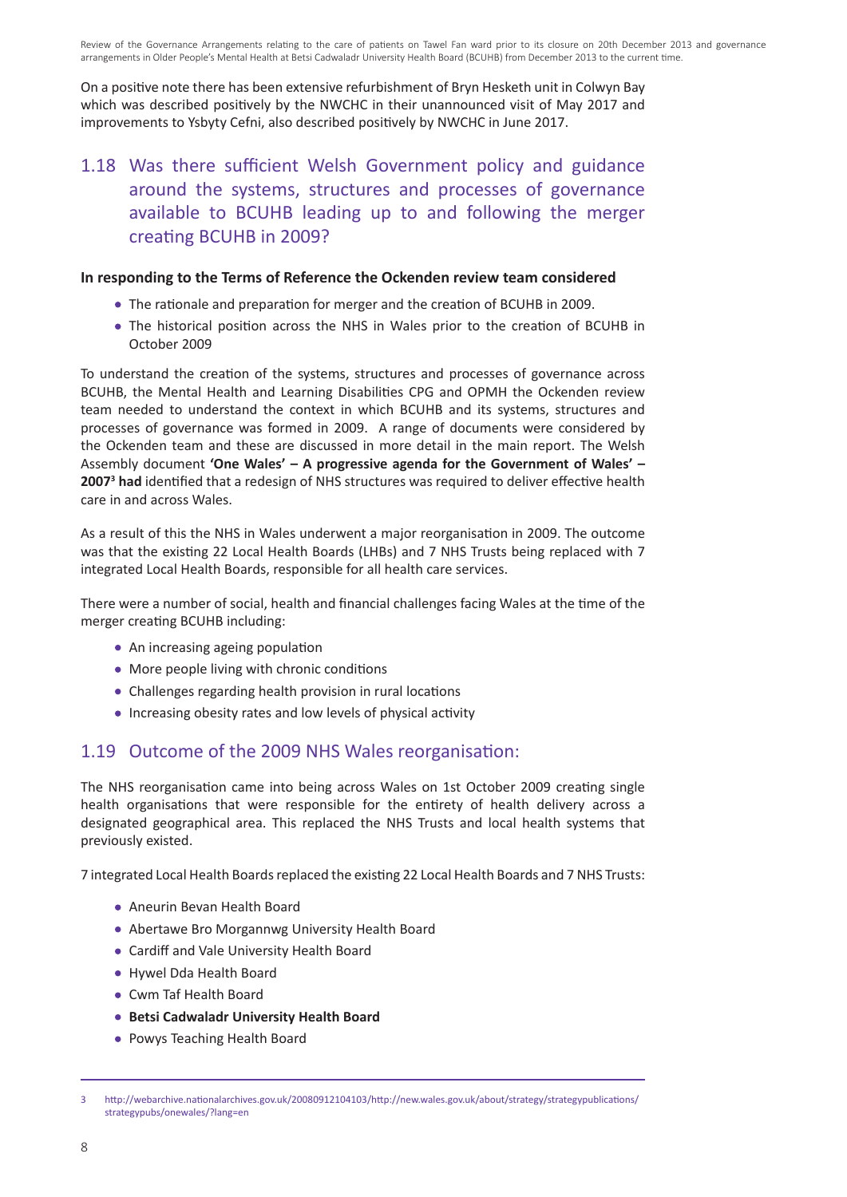On a positive note there has been extensive refurbishment of Bryn Hesketh unit in Colwyn Bay which was described positively by the NWCHC in their unannounced visit of May 2017 and improvements to Ysbyty Cefni, also described positively by NWCHC in June 2017.

## 1.18 Was there sufficient Welsh Government policy and guidance around the systems, structures and processes of governance available to BCUHB leading up to and following the merger creating BCUHB in 2009?

**In responding to the Terms of Reference the Ockenden review team considered**

- The rationale and preparation for merger and the creation of BCUHB in 2009.
- The historical position across the NHS in Wales prior to the creation of BCUHB in October 2009

To understand the creation of the systems, structures and processes of governance across BCUHB, the Mental Health and Learning Disabilities CPG and OPMH the Ockenden review team needed to understand the context in which BCUHB and its systems, structures and processes of governance was formed in 2009. A range of documents were considered by the Ockenden team and these are discussed in more detail in the main report. The Welsh Assembly document **'One Wales' – A progressive agenda for the Government of Wales' – 2007[3] had** identified that a redesign of NHS structures was required to deliver effective health care in and across Wales.

As a result of this the NHS in Wales underwent a major reorganisation in 2009. The outcome was that the existing 22 Local Health Boards (LHBs) and 7 NHS Trusts being replaced with 7 integrated Local Health Boards, responsible for all health care services.

There were a number of social, health and financial challenges facing Wales at the time of the merger creating BCUHB including:

- An increasing ageing population
- More people living with chronic conditions
- Challenges regarding health provision in rural locations
- Increasing obesity rates and low levels of physical activity

## 1.19 Outcome of the 2009 NHS Wales reorganisation:

The NHS reorganisation came into being across Wales on 1st October 2009 creating single health organisations that were responsible for the entirety of health delivery across a designated geographical area. This replaced the NHS Trusts and local health systems that previously existed.

7 integrated Local Health Boards replaced the existing 22 Local Health Boards and 7 NHS Trusts:

- Aneurin Bevan Health Board
- Abertawe Bro Morgannwg University Health Board
- Cardiff and Vale University Health Board
- Hywel Dda Health Board
- Cwm Taf Health Board
- **Betsi Cadwaladr University Health Board**
- Powys Teaching Health Board

3 http://webarchive.nationalarchives.gov.uk/20080912104103/http://new.wales.gov.uk/about/strategy/strategypublications/strategypubs/onewales/?lang=en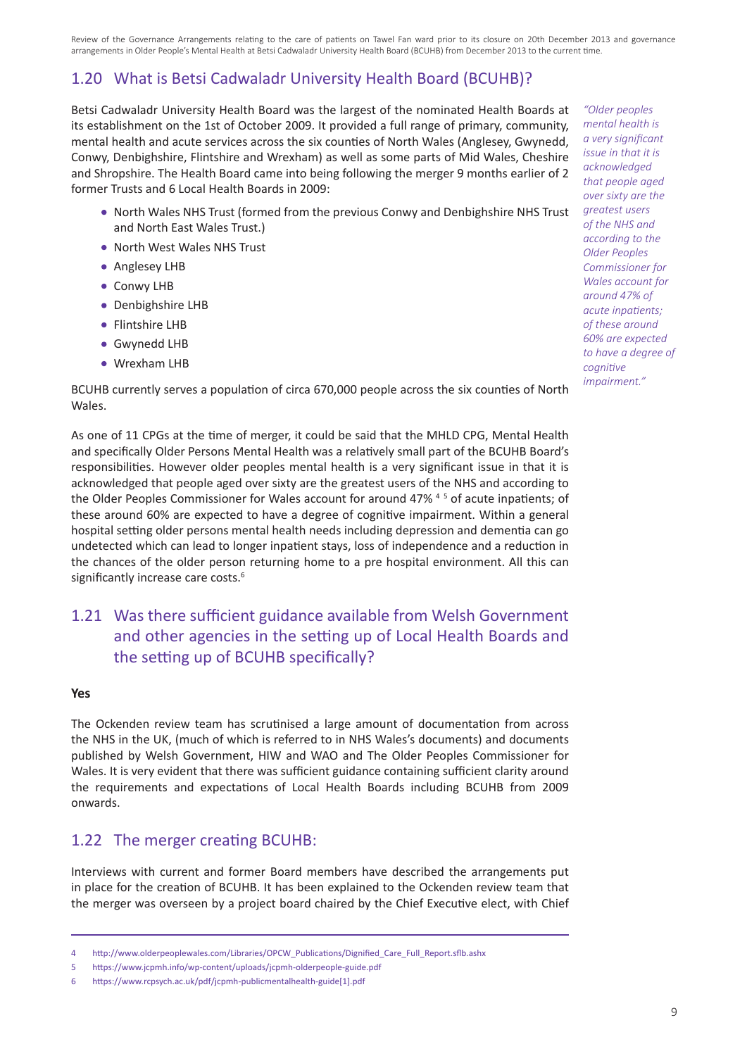## 1.20 What is Betsi Cadwaladr University Health Board (BCUHB)?

Betsi Cadwaladr University Health Board was the largest of the nominated Health Boards at its establishment on the 1st of October 2009. It provided a full range of primary, community, mental health and acute services across the six counties of North Wales (Anglesey, Gwynedd, Conwy, Denbighshire, Flintshire and Wrexham) as well as some parts of Mid Wales, Cheshire and Shropshire. The Health Board came into being following the merger 9 months earlier of 2 former Trusts and 6 Local Health Boards in 2009:

- North Wales NHS Trust (formed from the previous Conwy and Denbighshire NHS Trust and North East Wales Trust.)
- North West Wales NHS Trust
- Anglesey LHB
- Conwy LHB
- Denbighshire LHB
- Flintshire LHB
- Gwynedd LHB
- Wrexham LHB

BCUHB currently serves a population of circa 670,000 people across the six counties of North Wales.

*"Older peoples mental health is a very significant issue in that it is acknowledged that people aged over sixty are the greatest users of the NHS and according to the Older Peoples Commissioner for Wales account for around 47% of acute inpatients; of these around 60% are expected to have a degree of cognitive impairment."*

As one of 11 CPGs at the time of merger, it could be said that the MHLD CPG, Mental Health and specifically Older Persons Mental Health was a relatively small part of the BCUHB Board's responsibilities. However older peoples mental health is a very significant issue in that it is acknowledged that people aged over sixty are the greatest users of the NHS and according to the Older Peoples Commissioner for Wales account for around 47% [4] [5] of acute inpatients; of these around 60% are expected to have a degree of cognitive impairment. Within a general hospital setting older persons mental health needs including depression and dementia can go undetected which can lead to longer inpatient stays, loss of independence and a reduction in the chances of the older person returning home to a pre hospital environment. All this can significantly increase care costs.[6]

## 1.21 Was there sufficient guidance available from Welsh Government and other agencies in the setting up of Local Health Boards and the setting up of BCUHB specifically?

**Yes**

The Ockenden review team has scrutinised a large amount of documentation from across the NHS in the UK, (much of which is referred to in NHS Wales's documents) and documents published by Welsh Government, HIW and WAO and The Older Peoples Commissioner for Wales. It is very evident that there was sufficient guidance containing sufficient clarity around the requirements and expectations of Local Health Boards including BCUHB from 2009 onwards.

## 1.22 The merger creating BCUHB:

Interviews with current and former Board members have described the arrangements put in place for the creation of BCUHB. It has been explained to the Ockenden review team that the merger was overseen by a project board chaired by the Chief Executive elect, with Chief

---

4 http://www.olderpeoplewales.com/Libraries/OPCW_Publications/Dignified_Care_Full_Report.sflb.ashx

5 https://www.jcpmh.info/wp-content/uploads/jcpmh-olderpeople-guide.pdf

6 https://www.rcpsych.ac.uk/pdf/jcpmh-publicmentalhealth-guide[1].pdf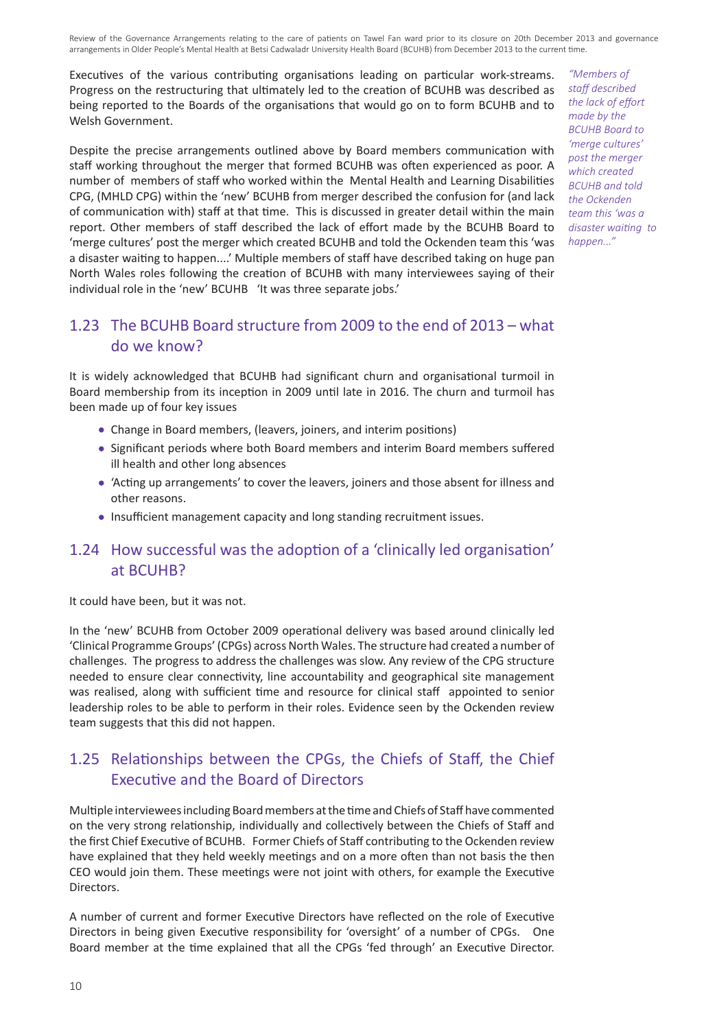Executives of the various contributing organisations leading on particular work-streams. Progress on the restructuring that ultimately led to the creation of BCUHB was described as being reported to the Boards of the organisations that would go on to form BCUHB and to Welsh Government.

Despite the precise arrangements outlined above by Board members communication with staff working throughout the merger that formed BCUHB was often experienced as poor. A number of members of staff who worked within the Mental Health and Learning Disabilities CPG, (MHLD CPG) within the 'new' BCUHB from merger described the confusion for (and lack of communication with) staff at that time. This is discussed in greater detail within the main report. Other members of staff described the lack of effort made by the BCUHB Board to 'merge cultures' post the merger which created BCUHB and told the Ockenden team this 'was a disaster waiting to happen....' Multiple members of staff have described taking on huge pan North Wales roles following the creation of BCUHB with many interviewees saying of their individual role in the 'new' BCUHB 'It was three separate jobs.'

*"Members of staff described the lack of effort made by the BCUHB Board to 'merge cultures' post the merger which created BCUHB and told the Ockenden team this 'was a disaster waiting to happen...'"*

## 1.23 The BCUHB Board structure from 2009 to the end of 2013 – what do we know?

It is widely acknowledged that BCUHB had significant churn and organisational turmoil in Board membership from its inception in 2009 until late in 2016. The churn and turmoil has been made up of four key issues

- Change in Board members, (leavers, joiners, and interim positions)
- Significant periods where both Board members and interim Board members suffered ill health and other long absences
- 'Acting up arrangements' to cover the leavers, joiners and those absent for illness and other reasons.
- Insufficient management capacity and long standing recruitment issues.

## 1.24 How successful was the adoption of a 'clinically led organisation' at BCUHB?

It could have been, but it was not.

In the 'new' BCUHB from October 2009 operational delivery was based around clinically led 'Clinical Programme Groups' (CPGs) across North Wales. The structure had created a number of challenges. The progress to address the challenges was slow. Any review of the CPG structure needed to ensure clear connectivity, line accountability and geographical site management was realised, along with sufficient time and resource for clinical staff appointed to senior leadership roles to be able to perform in their roles. Evidence seen by the Ockenden review team suggests that this did not happen.

## 1.25 Relationships between the CPGs, the Chiefs of Staff, the Chief Executive and the Board of Directors

Multiple interviewees including Board members at the time and Chiefs of Staff have commented on the very strong relationship, individually and collectively between the Chiefs of Staff and the first Chief Executive of BCUHB. Former Chiefs of Staff contributing to the Ockenden review have explained that they held weekly meetings and on a more often than not basis the then CEO would join them. These meetings were not joint with others, for example the Executive Directors.

A number of current and former Executive Directors have reflected on the role of Executive Directors in being given Executive responsibility for 'oversight' of a number of CPGs. One Board member at the time explained that all the CPGs 'fed through' an Executive Director.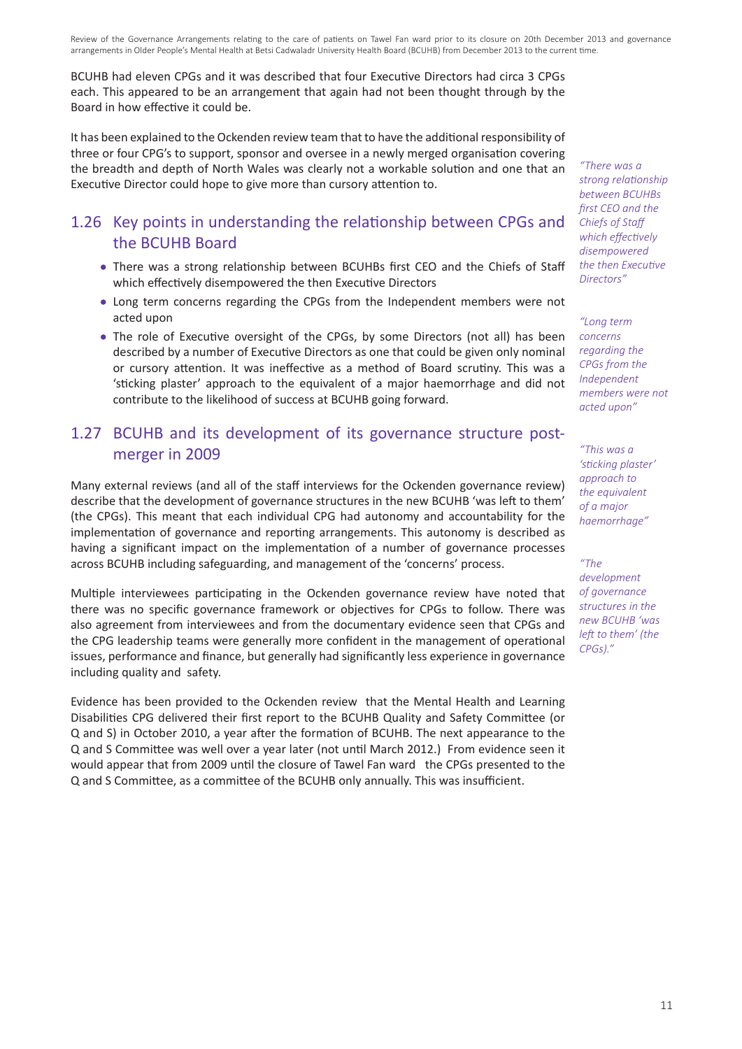BCUHB had eleven CPGs and it was described that four Executive Directors had circa 3 CPGs each. This appeared to be an arrangement that again had not been thought through by the Board in how effective it could be.

It has been explained to the Ockenden review team that to have the additional responsibility of three or four CPG's to support, sponsor and oversee in a newly merged organisation covering the breadth and depth of North Wales was clearly not a workable solution and one that an Executive Director could hope to give more than cursory attention to.

*"There was a strong relationship between BCUHBs first CEO and the Chiefs of Staff which effectively disempowered the then Executive Directors"*

## 1.26 Key points in understanding the relationship between CPGs and the BCUHB Board

- There was a strong relationship between BCUHBs first CEO and the Chiefs of Staff which effectively disempowered the then Executive Directors
- Long term concerns regarding the CPGs from the Independent members were not acted upon
- The role of Executive oversight of the CPGs, by some Directors (not all) has been described by a number of Executive Directors as one that could be given only nominal or cursory attention. It was ineffective as a method of Board scrutiny. This was a 'sticking plaster' approach to the equivalent of a major haemorrhage and did not contribute to the likelihood of success at BCUHB going forward.

*"Long term concerns regarding the CPGs from the Independent members were not acted upon"*

*"This was a 'sticking plaster' approach to the equivalent of a major haemorrhage"*

## 1.27 BCUHB and its development of its governance structure post-merger in 2009

Many external reviews (and all of the staff interviews for the Ockenden governance review) describe that the development of governance structures in the new BCUHB 'was left to them' (the CPGs). This meant that each individual CPG had autonomy and accountability for the implementation of governance and reporting arrangements. This autonomy is described as having a significant impact on the implementation of a number of governance processes across BCUHB including safeguarding, and management of the 'concerns' process.

*"The development of governance structures in the new BCUHB 'was left to them' (the CPGs)."*

Multiple interviewees participating in the Ockenden governance review have noted that there was no specific governance framework or objectives for CPGs to follow. There was also agreement from interviewees and from the documentary evidence seen that CPGs and the CPG leadership teams were generally more confident in the management of operational issues, performance and finance, but generally had significantly less experience in governance including quality and safety.

Evidence has been provided to the Ockenden review that the Mental Health and Learning Disabilities CPG delivered their first report to the BCUHB Quality and Safety Committee (or Q and S) in October 2010, a year after the formation of BCUHB. The next appearance to the Q and S Committee was well over a year later (not until March 2012.) From evidence seen it would appear that from 2009 until the closure of Tawel Fan ward the CPGs presented to the Q and S Committee, as a committee of the BCUHB only annually. This was insufficient.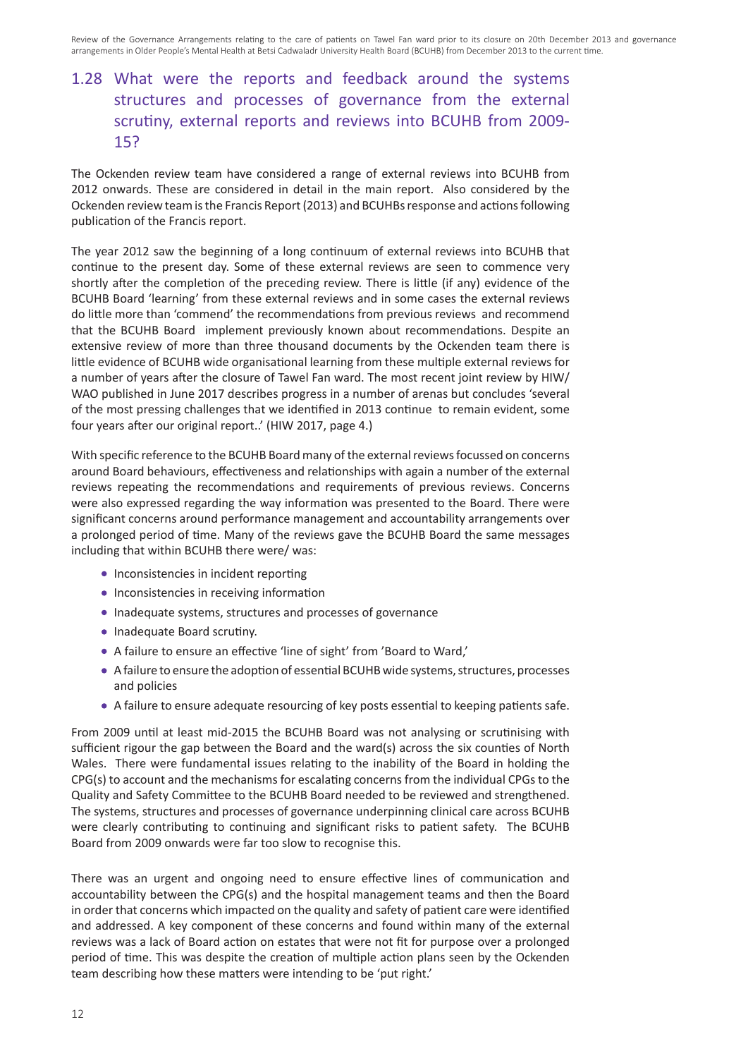## 1.28 What were the reports and feedback around the systems structures and processes of governance from the external scrutiny, external reports and reviews into BCUHB from 2009-15?

The Ockenden review team have considered a range of external reviews into BCUHB from 2012 onwards. These are considered in detail in the main report. Also considered by the Ockenden review team is the Francis Report (2013) and BCUHBs response and actions following publication of the Francis report.

The year 2012 saw the beginning of a long continuum of external reviews into BCUHB that continue to the present day. Some of these external reviews are seen to commence very shortly after the completion of the preceding review. There is little (if any) evidence of the BCUHB Board 'learning' from these external reviews and in some cases the external reviews do little more than 'commend' the recommendations from previous reviews and recommend that the BCUHB Board implement previously known about recommendations. Despite an extensive review of more than three thousand documents by the Ockenden team there is little evidence of BCUHB wide organisational learning from these multiple external reviews for a number of years after the closure of Tawel Fan ward. The most recent joint review by HIW/WAO published in June 2017 describes progress in a number of arenas but concludes 'several of the most pressing challenges that we identified in 2013 continue to remain evident, some four years after our original report..' (HIW 2017, page 4.)

With specific reference to the BCUHB Board many of the external reviews focussed on concerns around Board behaviours, effectiveness and relationships with again a number of the external reviews repeating the recommendations and requirements of previous reviews. Concerns were also expressed regarding the way information was presented to the Board. There were significant concerns around performance management and accountability arrangements over a prolonged period of time. Many of the reviews gave the BCUHB Board the same messages including that within BCUHB there were/ was:

- Inconsistencies in incident reporting
- Inconsistencies in receiving information
- Inadequate systems, structures and processes of governance
- Inadequate Board scrutiny.
- A failure to ensure an effective 'line of sight' from 'Board to Ward,'
- A failure to ensure the adoption of essential BCUHB wide systems, structures, processes and policies
- A failure to ensure adequate resourcing of key posts essential to keeping patients safe.

From 2009 until at least mid-2015 the BCUHB Board was not analysing or scrutinising with sufficient rigour the gap between the Board and the ward(s) across the six counties of North Wales. There were fundamental issues relating to the inability of the Board in holding the CPG(s) to account and the mechanisms for escalating concerns from the individual CPGs to the Quality and Safety Committee to the BCUHB Board needed to be reviewed and strengthened. The systems, structures and processes of governance underpinning clinical care across BCUHB were clearly contributing to continuing and significant risks to patient safety. The BCUHB Board from 2009 onwards were far too slow to recognise this.

There was an urgent and ongoing need to ensure effective lines of communication and accountability between the CPG(s) and the hospital management teams and then the Board in order that concerns which impacted on the quality and safety of patient care were identified and addressed. A key component of these concerns and found within many of the external reviews was a lack of Board action on estates that were not fit for purpose over a prolonged period of time. This was despite the creation of multiple action plans seen by the Ockenden team describing how these matters were intending to be 'put right.'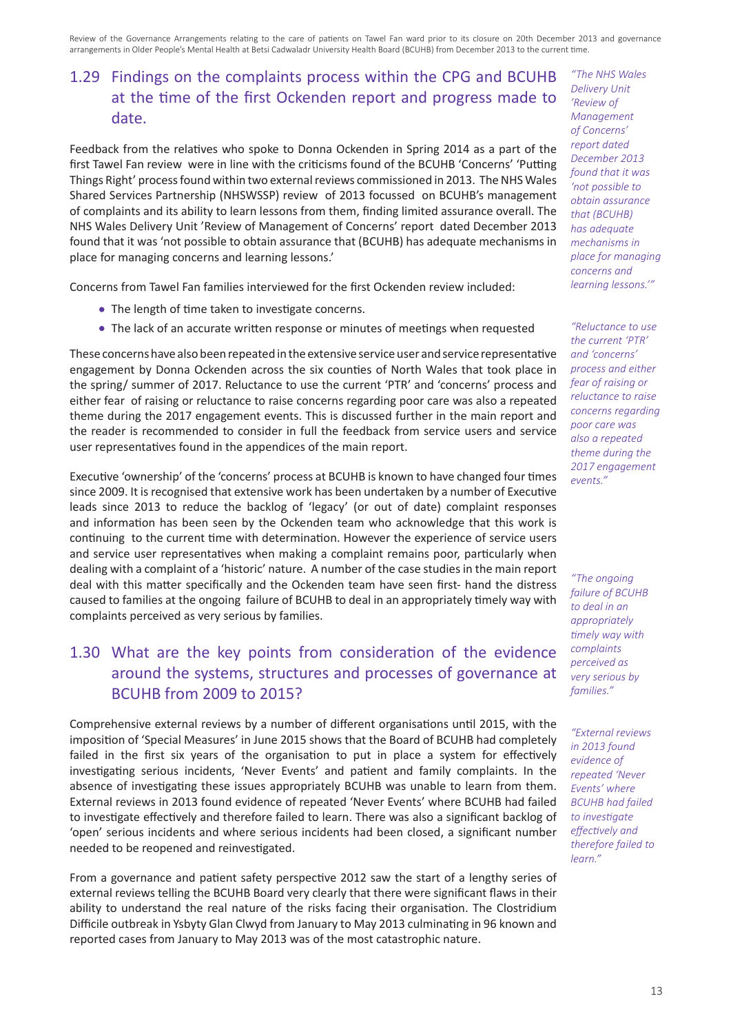## 1.29 Findings on the complaints process within the CPG and BCUHB at the time of the first Ockenden report and progress made to date.

Feedback from the relatives who spoke to Donna Ockenden in Spring 2014 as a part of the first Tawel Fan review were in line with the criticisms found of the BCUHB 'Concerns' 'Putting Things Right' process found within two external reviews commissioned in 2013. The NHS Wales Shared Services Partnership (NHSWSSP) review of 2013 focussed on BCUHB's management of complaints and its ability to learn lessons from them, finding limited assurance overall. The NHS Wales Delivery Unit 'Review of Management of Concerns' report dated December 2013 found that it was 'not possible to obtain assurance that (BCUHB) has adequate mechanisms in place for managing concerns and learning lessons.'

*"The NHS Wales Delivery Unit 'Review of Management of Concerns' report dated December 2013 found that it was 'not possible to obtain assurance that (BCUHB) has adequate mechanisms in place for managing concerns and learning lessons.'"*

Concerns from Tawel Fan families interviewed for the first Ockenden review included:

- The length of time taken to investigate concerns.
- The lack of an accurate written response or minutes of meetings when requested

These concerns have also been repeated in the extensive service user and service representative engagement by Donna Ockenden across the six counties of North Wales that took place in the spring/ summer of 2017. Reluctance to use the current 'PTR' and 'concerns' process and either fear of raising or reluctance to raise concerns regarding poor care was also a repeated theme during the 2017 engagement events. This is discussed further in the main report and the reader is recommended to consider in full the feedback from service users and service user representatives found in the appendices of the main report.

*"Reluctance to use the current 'PTR' and 'concerns' process and either fear of raising or reluctance to raise concerns regarding poor care was also a repeated theme during the 2017 engagement events."*

Executive 'ownership' of the 'concerns' process at BCUHB is known to have changed four times since 2009. It is recognised that extensive work has been undertaken by a number of Executive leads since 2013 to reduce the backlog of 'legacy' (or out of date) complaint responses and information has been seen by the Ockenden team who acknowledge that this work is continuing to the current time with determination. However the experience of service users and service user representatives when making a complaint remains poor, particularly when dealing with a complaint of a 'historic' nature. A number of the case studies in the main report deal with this matter specifically and the Ockenden team have seen first- hand the distress caused to families at the ongoing failure of BCUHB to deal in an appropriately timely way with complaints perceived as very serious by families.

*"The ongoing failure of BCUHB to deal in an appropriately timely way with complaints perceived as very serious by families."*

## 1.30 What are the key points from consideration of the evidence around the systems, structures and processes of governance at BCUHB from 2009 to 2015?

Comprehensive external reviews by a number of different organisations until 2015, with the imposition of 'Special Measures' in June 2015 shows that the Board of BCUHB had completely failed in the first six years of the organisation to put in place a system for effectively investigating serious incidents, 'Never Events' and patient and family complaints. In the absence of investigating these issues appropriately BCUHB was unable to learn from them. External reviews in 2013 found evidence of repeated 'Never Events' where BCUHB had failed to investigate effectively and therefore failed to learn. There was also a significant backlog of 'open' serious incidents and where serious incidents had been closed, a significant number needed to be reopened and reinvestigated.

*"External reviews in 2013 found evidence of repeated 'Never Events' where BCUHB had failed to investigate effectively and therefore failed to learn."*

From a governance and patient safety perspective 2012 saw the start of a lengthy series of external reviews telling the BCUHB Board very clearly that there were significant flaws in their ability to understand the real nature of the risks facing their organisation. The Clostridium Difficile outbreak in Ysbyty Glan Clwyd from January to May 2013 culminating in 96 known and reported cases from January to May 2013 was of the most catastrophic nature.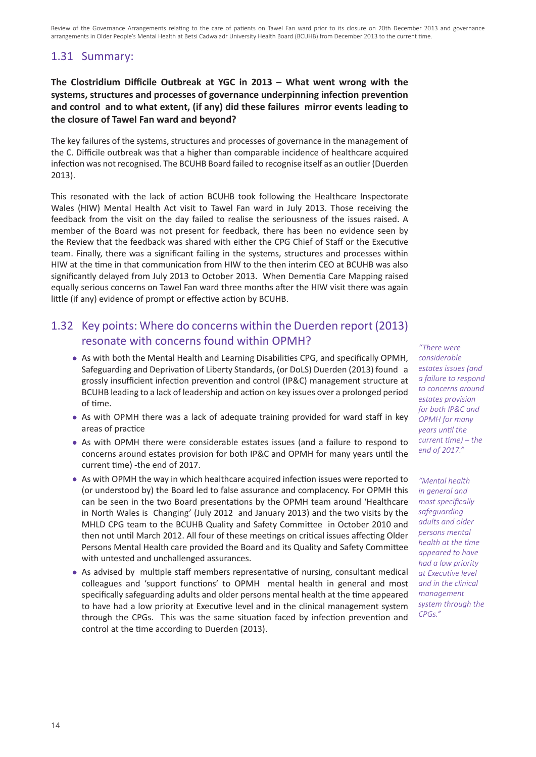## 1.31 Summary:

**The Clostridium Difficile Outbreak at YGC in 2013 – What went wrong with the systems, structures and processes of governance underpinning infection prevention and control and to what extent, (if any) did these failures mirror events leading to the closure of Tawel Fan ward and beyond?**

The key failures of the systems, structures and processes of governance in the management of the C. Difficile outbreak was that a higher than comparable incidence of healthcare acquired infection was not recognised. The BCUHB Board failed to recognise itself as an outlier (Duerden 2013).

This resonated with the lack of action BCUHB took following the Healthcare Inspectorate Wales (HIW) Mental Health Act visit to Tawel Fan ward in July 2013. Those receiving the feedback from the visit on the day failed to realise the seriousness of the issues raised. A member of the Board was not present for feedback, there has been no evidence seen by the Review that the feedback was shared with either the CPG Chief of Staff or the Executive team. Finally, there was a significant failing in the systems, structures and processes within HIW at the time in that communication from HIW to the then interim CEO at BCUHB was also significantly delayed from July 2013 to October 2013. When Dementia Care Mapping raised equally serious concerns on Tawel Fan ward three months after the HIW visit there was again little (if any) evidence of prompt or effective action by BCUHB.

## 1.32 Key points: Where do concerns within the Duerden report (2013) resonate with concerns found within OPMH?

- As with both the Mental Health and Learning Disabilities CPG, and specifically OPMH, Safeguarding and Deprivation of Liberty Standards, (or DoLS) Duerden (2013) found a grossly insufficient infection prevention and control (IP&C) management structure at BCUHB leading to a lack of leadership and action on key issues over a prolonged period of time.
- As with OPMH there was a lack of adequate training provided for ward staff in key areas of practice
- As with OPMH there were considerable estates issues (and a failure to respond to concerns around estates provision for both IP&C and OPMH for many years until the current time) -the end of 2017.
- As with OPMH the way in which healthcare acquired infection issues were reported to (or understood by) the Board led to false assurance and complacency. For OPMH this can be seen in the two Board presentations by the OPMH team around 'Healthcare in North Wales is Changing' (July 2012 and January 2013) and the two visits by the MHLD CPG team to the BCUHB Quality and Safety Committee in October 2010 and then not until March 2012. All four of these meetings on critical issues affecting Older Persons Mental Health care provided the Board and its Quality and Safety Committee with untested and unchallenged assurances.
- As advised by multiple staff members representative of nursing, consultant medical colleagues and 'support functions' to OPMH mental health in general and most specifically safeguarding adults and older persons mental health at the time appeared to have had a low priority at Executive level and in the clinical management system through the CPGs. This was the same situation faced by infection prevention and control at the time according to Duerden (2013).

*"There were considerable estates issues (and a failure to respond to concerns around estates provision for both IP&C and OPMH for many years until the current time) – the end of 2017."*

*"Mental health in general and most specifically safeguarding adults and older persons mental health at the time appeared to have had a low priority at Executive level and in the clinical management system through the CPGs."*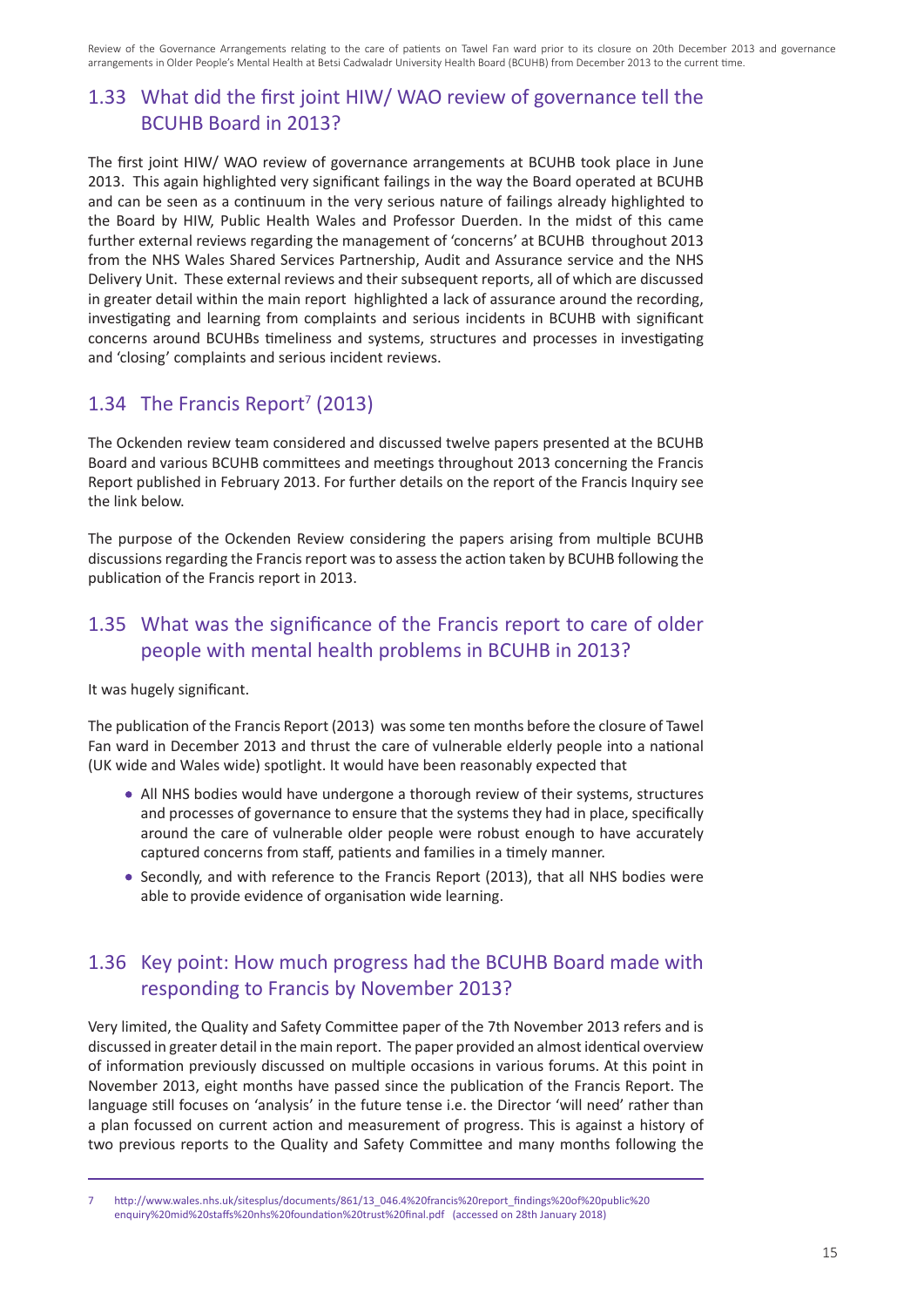## 1.33 What did the first joint HIW/ WAO review of governance tell the BCUHB Board in 2013?

The first joint HIW/ WAO review of governance arrangements at BCUHB took place in June 2013. This again highlighted very significant failings in the way the Board operated at BCUHB and can be seen as a continuum in the very serious nature of failings already highlighted to the Board by HIW, Public Health Wales and Professor Duerden. In the midst of this came further external reviews regarding the management of 'concerns' at BCUHB throughout 2013 from the NHS Wales Shared Services Partnership, Audit and Assurance service and the NHS Delivery Unit. These external reviews and their subsequent reports, all of which are discussed in greater detail within the main report highlighted a lack of assurance around the recording, investigating and learning from complaints and serious incidents in BCUHB with significant concerns around BCUHBs timeliness and systems, structures and processes in investigating and 'closing' complaints and serious incident reviews.

## 1.34 The Francis Report[7] (2013)

The Ockenden review team considered and discussed twelve papers presented at the BCUHB Board and various BCUHB committees and meetings throughout 2013 concerning the Francis Report published in February 2013. For further details on the report of the Francis Inquiry see the link below.

The purpose of the Ockenden Review considering the papers arising from multiple BCUHB discussions regarding the Francis report was to assess the action taken by BCUHB following the publication of the Francis report in 2013.

## 1.35 What was the significance of the Francis report to care of older people with mental health problems in BCUHB in 2013?

It was hugely significant.

The publication of the Francis Report (2013) was some ten months before the closure of Tawel Fan ward in December 2013 and thrust the care of vulnerable elderly people into a national (UK wide and Wales wide) spotlight. It would have been reasonably expected that

- All NHS bodies would have undergone a thorough review of their systems, structures and processes of governance to ensure that the systems they had in place, specifically around the care of vulnerable older people were robust enough to have accurately captured concerns from staff, patients and families in a timely manner.
- Secondly, and with reference to the Francis Report (2013), that all NHS bodies were able to provide evidence of organisation wide learning.

## 1.36 Key point: How much progress had the BCUHB Board made with responding to Francis by November 2013?

Very limited, the Quality and Safety Committee paper of the 7th November 2013 refers and is discussed in greater detail in the main report. The paper provided an almost identical overview of information previously discussed on multiple occasions in various forums. At this point in November 2013, eight months have passed since the publication of the Francis Report. The language still focuses on 'analysis' in the future tense i.e. the Director 'will need' rather than a plan focussed on current action and measurement of progress. This is against a history of two previous reports to the Quality and Safety Committee and many months following the

---

7 http://www.wales.nhs.uk/sitesplus/documents/861/13_046.4%20francis%20report_findings%20of%20public%20enquiry%20mid%20staffs%20nhs%20foundation%20trust%20final.pdf (accessed on 28th January 2018)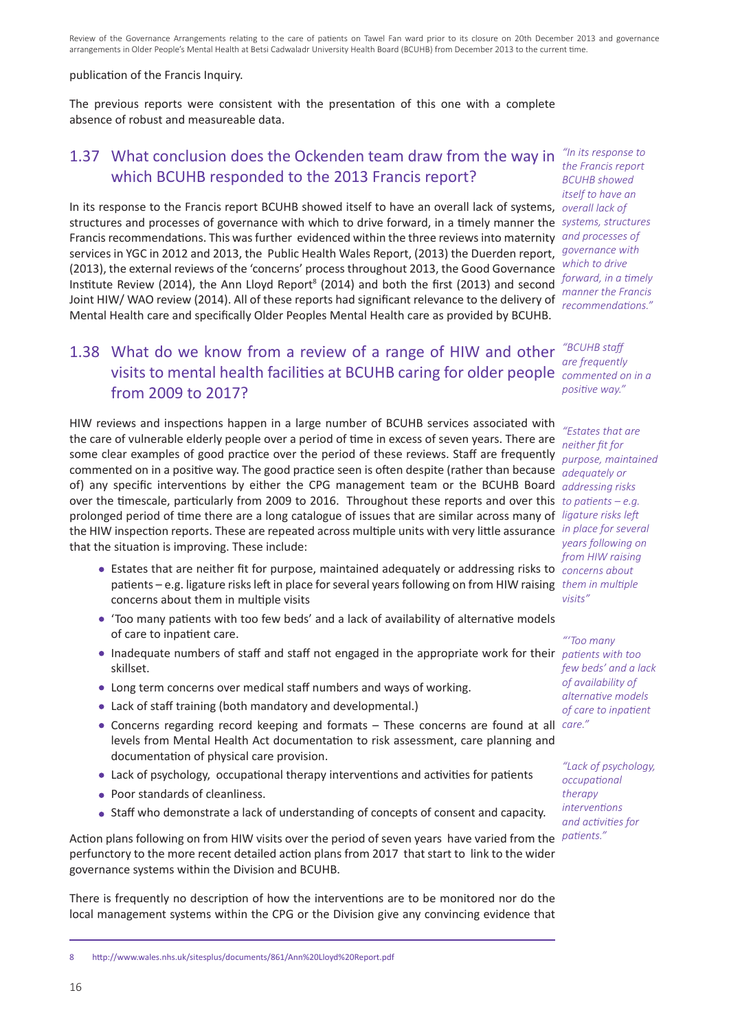publication of the Francis Inquiry.

The previous reports were consistent with the presentation of this one with a complete absence of robust and measureable data.

## 1.37 What conclusion does the Ockenden team draw from the way in which BCUHB responded to the 2013 Francis report?

*"In its response to the Francis report BCUHB showed itself to have an overall lack of systems, structures and processes of governance with which to drive forward, in a timely manner the Francis recommendations."*

In its response to the Francis report BCUHB showed itself to have an overall lack of systems, structures and processes of governance with which to drive forward, in a timely manner the Francis recommendations. This was further evidenced within the three reviews into maternity services in YGC in 2012 and 2013, the Public Health Wales Report, (2013) the Duerden report, (2013), the external reviews of the 'concerns' process throughout 2013, the Good Governance Institute Review (2014), the Ann Lloyd Report[8] (2014) and both the first (2013) and second Joint HIW/ WAO review (2014). All of these reports had significant relevance to the delivery of Mental Health care and specifically Older Peoples Mental Health care as provided by BCUHB.

## 1.38 What do we know from a review of a range of HIW and other visits to mental health facilities at BCUHB caring for older people from 2009 to 2017?

*"BCUHB staff are frequently commented on in a positive way."*

*"Estates that are neither fit for purpose, maintained adequately or addressing risks to patients – e.g. ligature risks left in place for several years following on from HIW raising concerns about them in multiple visits"*

*"'Too many patients with too few beds' and a lack of availability of alternative models of care to inpatient care."*

*"Lack of psychology, occupational therapy interventions and activities for patients."*

HIW reviews and inspections happen in a large number of BCUHB services associated with the care of vulnerable elderly people over a period of time in excess of seven years. There are some clear examples of good practice over the period of these reviews. Staff are frequently commented on in a positive way. The good practice seen is often despite (rather than because of) any specific interventions by either the CPG management team or the BCUHB Board over the timescale, particularly from 2009 to 2016. Throughout these reports and over this prolonged period of time there are a long catalogue of issues that are similar across many of the HIW inspection reports. These are repeated across multiple units with very little assurance that the situation is improving. These include:

- Estates that are neither fit for purpose, maintained adequately or addressing risks to patients – e.g. ligature risks left in place for several years following on from HIW raising concerns about them in multiple visits
- 'Too many patients with too few beds' and a lack of availability of alternative models of care to inpatient care.
- Inadequate numbers of staff and staff not engaged in the appropriate work for their skillset.
- Long term concerns over medical staff numbers and ways of working.
- Lack of staff training (both mandatory and developmental.)
- Concerns regarding record keeping and formats – These concerns are found at all levels from Mental Health Act documentation to risk assessment, care planning and documentation of physical care provision.
- Lack of psychology, occupational therapy interventions and activities for patients
- Poor standards of cleanliness.
- Staff who demonstrate a lack of understanding of concepts of consent and capacity.

Action plans following on from HIW visits over the period of seven years have varied from the perfunctory to the more recent detailed action plans from 2017 that start to link to the wider governance systems within the Division and BCUHB.

There is frequently no description of how the interventions are to be monitored nor do the local management systems within the CPG or the Division give any convincing evidence that

---

8 http://www.wales.nhs.uk/sitesplus/documents/861/Ann%20Lloyd%20Report.pdf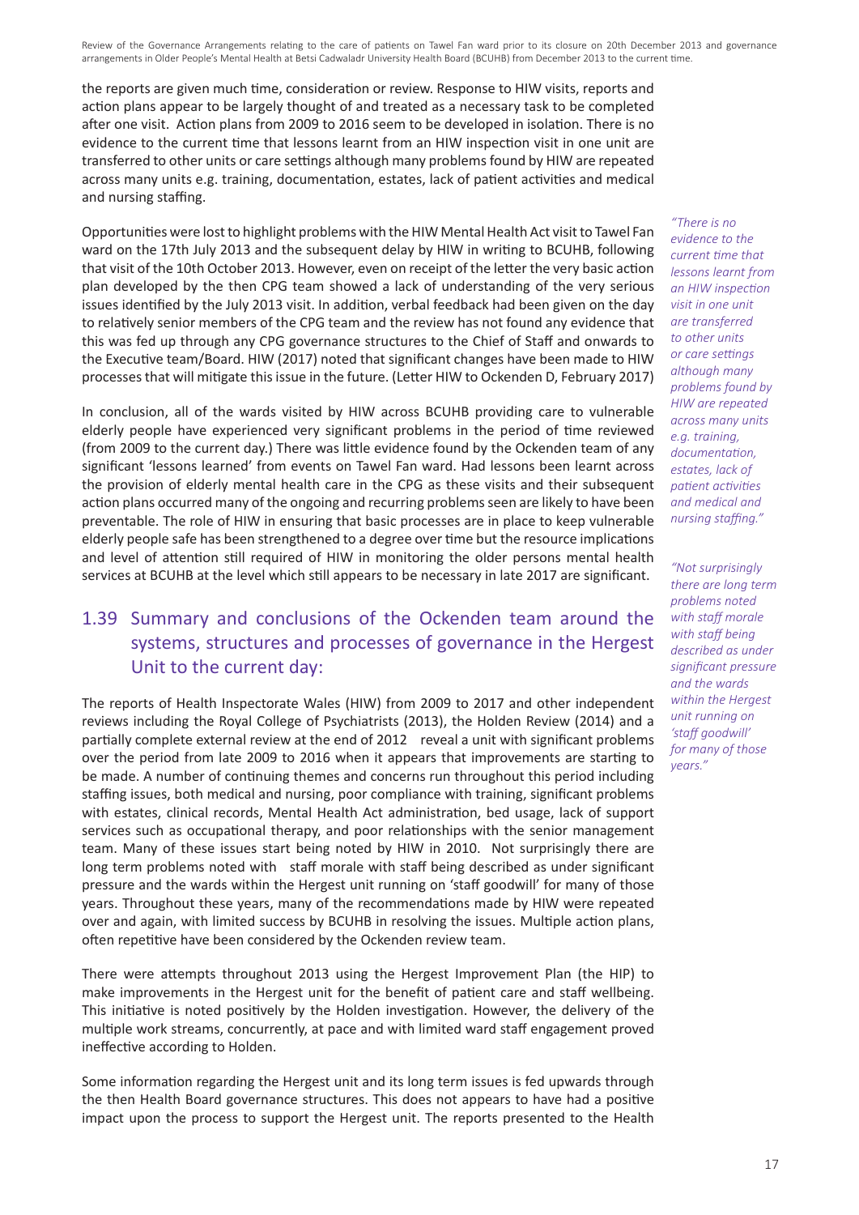the reports are given much time, consideration or review. Response to HIW visits, reports and action plans appear to be largely thought of and treated as a necessary task to be completed after one visit. Action plans from 2009 to 2016 seem to be developed in isolation. There is no evidence to the current time that lessons learnt from an HIW inspection visit in one unit are transferred to other units or care settings although many problems found by HIW are repeated across many units e.g. training, documentation, estates, lack of patient activities and medical and nursing staffing.

Opportunities were lost to highlight problems with the HIW Mental Health Act visit to Tawel Fan ward on the 17th July 2013 and the subsequent delay by HIW in writing to BCUHB, following that visit of the 10th October 2013. However, even on receipt of the letter the very basic action plan developed by the then CPG team showed a lack of understanding of the very serious issues identified by the July 2013 visit. In addition, verbal feedback had been given on the day to relatively senior members of the CPG team and the review has not found any evidence that this was fed up through any CPG governance structures to the Chief of Staff and onwards to the Executive team/Board. HIW (2017) noted that significant changes have been made to HIW processes that will mitigate this issue in the future. (Letter HIW to Ockenden D, February 2017)

*"There is no evidence to the current time that lessons learnt from an HIW inspection visit in one unit are transferred to other units or care settings although many problems found by HIW are repeated across many units e.g. training, documentation, estates, lack of patient activities and medical and nursing staffing."*

In conclusion, all of the wards visited by HIW across BCUHB providing care to vulnerable elderly people have experienced very significant problems in the period of time reviewed (from 2009 to the current day.) There was little evidence found by the Ockenden team of any significant 'lessons learned' from events on Tawel Fan ward. Had lessons been learnt across the provision of elderly mental health care in the CPG as these visits and their subsequent action plans occurred many of the ongoing and recurring problems seen are likely to have been preventable. The role of HIW in ensuring that basic processes are in place to keep vulnerable elderly people safe has been strengthened to a degree over time but the resource implications and level of attention still required of HIW in monitoring the older persons mental health services at BCUHB at the level which still appears to be necessary in late 2017 are significant.

## 1.39 Summary and conclusions of the Ockenden team around the systems, structures and processes of governance in the Hergest Unit to the current day:

*"Not surprisingly there are long term problems noted with staff morale with staff being described as under significant pressure and the wards within the Hergest unit running on 'staff goodwill' for many of those years."*

The reports of Health Inspectorate Wales (HIW) from 2009 to 2017 and other independent reviews including the Royal College of Psychiatrists (2013), the Holden Review (2014) and a partially complete external review at the end of 2012 reveal a unit with significant problems over the period from late 2009 to 2016 when it appears that improvements are starting to be made. A number of continuing themes and concerns run throughout this period including staffing issues, both medical and nursing, poor compliance with training, significant problems with estates, clinical records, Mental Health Act administration, bed usage, lack of support services such as occupational therapy, and poor relationships with the senior management team. Many of these issues start being noted by HIW in 2010. Not surprisingly there are long term problems noted with staff morale with staff being described as under significant pressure and the wards within the Hergest unit running on 'staff goodwill' for many of those years. Throughout these years, many of the recommendations made by HIW were repeated over and again, with limited success by BCUHB in resolving the issues. Multiple action plans, often repetitive have been considered by the Ockenden review team.

There were attempts throughout 2013 using the Hergest Improvement Plan (the HIP) to make improvements in the Hergest unit for the benefit of patient care and staff wellbeing. This initiative is noted positively by the Holden investigation. However, the delivery of the multiple work streams, concurrently, at pace and with limited ward staff engagement proved ineffective according to Holden.

Some information regarding the Hergest unit and its long term issues is fed upwards through the then Health Board governance structures. This does not appears to have had a positive impact upon the process to support the Hergest unit. The reports presented to the Health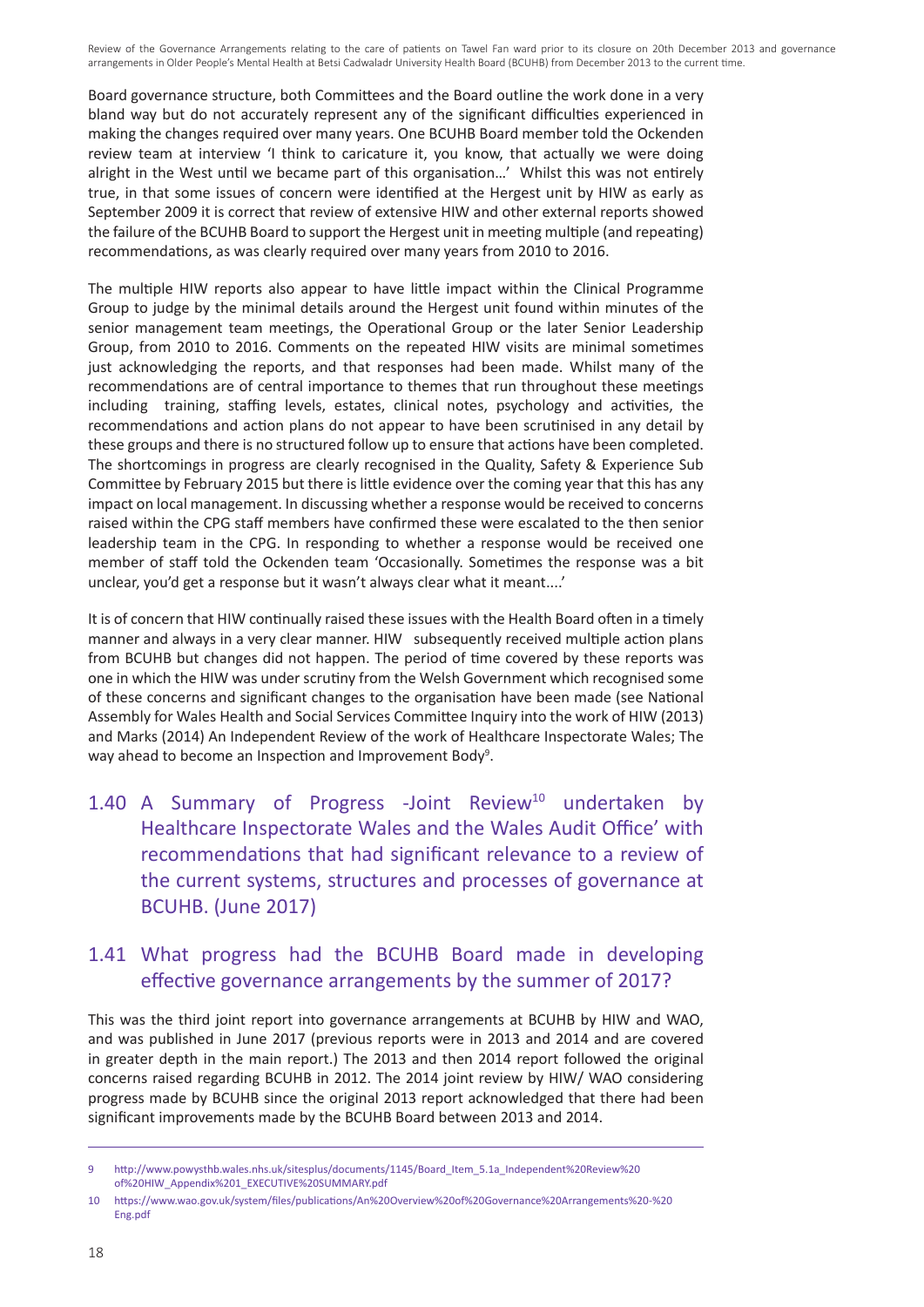Board governance structure, both Committees and the Board outline the work done in a very bland way but do not accurately represent any of the significant difficulties experienced in making the changes required over many years. One BCUHB Board member told the Ockenden review team at interview 'I think to caricature it, you know, that actually we were doing alright in the West until we became part of this organisation…' Whilst this was not entirely true, in that some issues of concern were identified at the Hergest unit by HIW as early as September 2009 it is correct that review of extensive HIW and other external reports showed the failure of the BCUHB Board to support the Hergest unit in meeting multiple (and repeating) recommendations, as was clearly required over many years from 2010 to 2016.

The multiple HIW reports also appear to have little impact within the Clinical Programme Group to judge by the minimal details around the Hergest unit found within minutes of the senior management team meetings, the Operational Group or the later Senior Leadership Group, from 2010 to 2016. Comments on the repeated HIW visits are minimal sometimes just acknowledging the reports, and that responses had been made. Whilst many of the recommendations are of central importance to themes that run throughout these meetings including training, staffing levels, estates, clinical notes, psychology and activities, the recommendations and action plans do not appear to have been scrutinised in any detail by these groups and there is no structured follow up to ensure that actions have been completed. The shortcomings in progress are clearly recognised in the Quality, Safety & Experience Sub Committee by February 2015 but there is little evidence over the coming year that this has any impact on local management. In discussing whether a response would be received to concerns raised within the CPG staff members have confirmed these were escalated to the then senior leadership team in the CPG. In responding to whether a response would be received one member of staff told the Ockenden team 'Occasionally. Sometimes the response was a bit unclear, you'd get a response but it wasn't always clear what it meant....'

It is of concern that HIW continually raised these issues with the Health Board often in a timely manner and always in a very clear manner. HIW subsequently received multiple action plans from BCUHB but changes did not happen. The period of time covered by these reports was one in which the HIW was under scrutiny from the Welsh Government which recognised some of these concerns and significant changes to the organisation have been made (see National Assembly for Wales Health and Social Services Committee Inquiry into the work of HIW (2013) and Marks (2014) An Independent Review of the work of Healthcare Inspectorate Wales; The way ahead to become an Inspection and Improvement Body[9].

## 1.40 A Summary of Progress -Joint Review[10] undertaken by Healthcare Inspectorate Wales and the Wales Audit Office' with recommendations that had significant relevance to a review of the current systems, structures and processes of governance at BCUHB. (June 2017)

## 1.41 What progress had the BCUHB Board made in developing effective governance arrangements by the summer of 2017?

This was the third joint report into governance arrangements at BCUHB by HIW and WAO, and was published in June 2017 (previous reports were in 2013 and 2014 and are covered in greater depth in the main report.) The 2013 and then 2014 report followed the original concerns raised regarding BCUHB in 2012. The 2014 joint review by HIW/ WAO considering progress made by BCUHB since the original 2013 report acknowledged that there had been significant improvements made by the BCUHB Board between 2013 and 2014.

---

9 http://www.powysthb.wales.nhs.uk/sitesplus/documents/1145/Board_Item_5.1a_Independent%20Review%20of%20HIW_Appendix%201_EXECUTIVE%20SUMMARY.pdf

10 https://www.wao.gov.uk/system/files/publications/An%20Overview%20of%20Governance%20Arrangements%20-%20Eng.pdf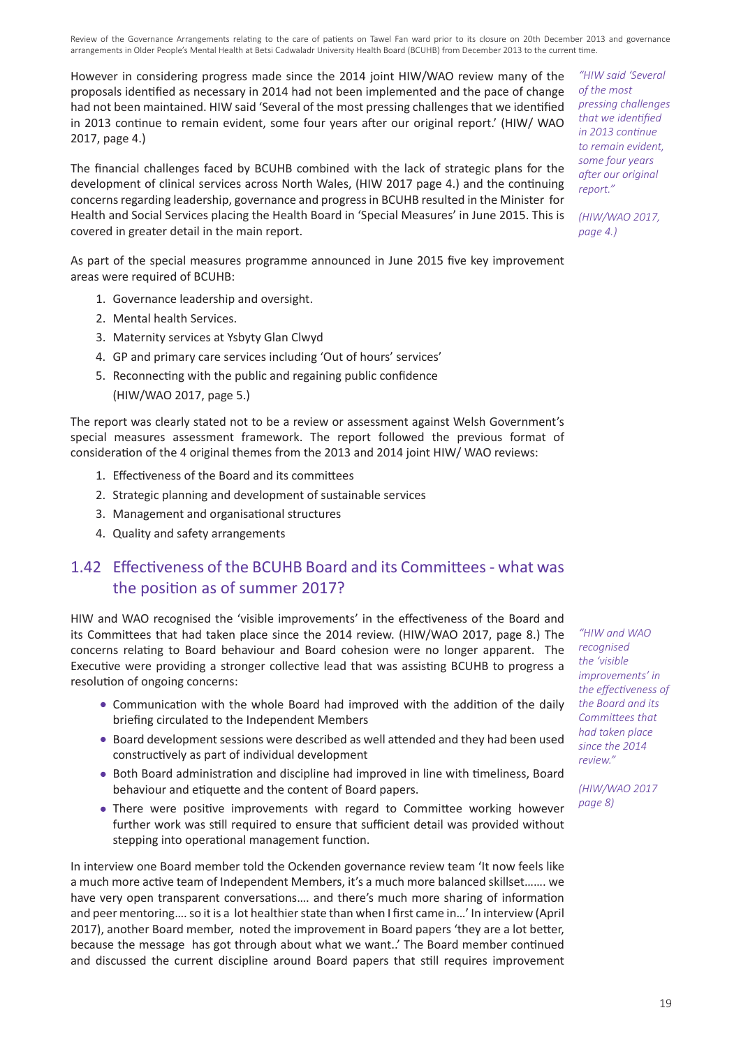However in considering progress made since the 2014 joint HIW/WAO review many of the proposals identified as necessary in 2014 had not been implemented and the pace of change had not been maintained. HIW said 'Several of the most pressing challenges that we identified in 2013 continue to remain evident, some four years after our original report.' (HIW/ WAO 2017, page 4.)

*"HIW said 'Several of the most pressing challenges that we identified in 2013 continue to remain evident, some four years after our original report."*

*(HIW/WAO 2017, page 4.)*

The financial challenges faced by BCUHB combined with the lack of strategic plans for the development of clinical services across North Wales, (HIW 2017 page 4.) and the continuing concerns regarding leadership, governance and progress in BCUHB resulted in the Minister for Health and Social Services placing the Health Board in 'Special Measures' in June 2015. This is covered in greater detail in the main report.

As part of the special measures programme announced in June 2015 five key improvement areas were required of BCUHB:

1. Governance leadership and oversight.
2. Mental health Services.
3. Maternity services at Ysbyty Glan Clwyd
4. GP and primary care services including 'Out of hours' services'
5. Reconnecting with the public and regaining public confidence

(HIW/WAO 2017, page 5.)

The report was clearly stated not to be a review or assessment against Welsh Government's special measures assessment framework. The report followed the previous format of consideration of the 4 original themes from the 2013 and 2014 joint HIW/ WAO reviews:

1. Effectiveness of the Board and its committees
2. Strategic planning and development of sustainable services
3. Management and organisational structures
4. Quality and safety arrangements

## 1.42 Effectiveness of the BCUHB Board and its Committees - what was the position as of summer 2017?

HIW and WAO recognised the 'visible improvements' in the effectiveness of the Board and its Committees that had taken place since the 2014 review. (HIW/WAO 2017, page 8.) The concerns relating to Board behaviour and Board cohesion were no longer apparent. The Executive were providing a stronger collective lead that was assisting BCUHB to progress a resolution of ongoing concerns:

*"HIW and WAO recognised the 'visible improvements' in the effectiveness of the Board and its Committees that had taken place since the 2014 review."*

*(HIW/WAO 2017 page 8)*

- Communication with the whole Board had improved with the addition of the daily briefing circulated to the Independent Members
- Board development sessions were described as well attended and they had been used constructively as part of individual development
- Both Board administration and discipline had improved in line with timeliness, Board behaviour and etiquette and the content of Board papers.
- There were positive improvements with regard to Committee working however further work was still required to ensure that sufficient detail was provided without stepping into operational management function.

In interview one Board member told the Ockenden governance review team 'It now feels like a much more active team of Independent Members, it's a much more balanced skillset……. we have very open transparent conversations…. and there's much more sharing of information and peer mentoring…. so it is a lot healthier state than when I first came in…' In interview (April 2017), another Board member, noted the improvement in Board papers 'they are a lot better, because the message has got through about what we want..' The Board member continued and discussed the current discipline around Board papers that still requires improvement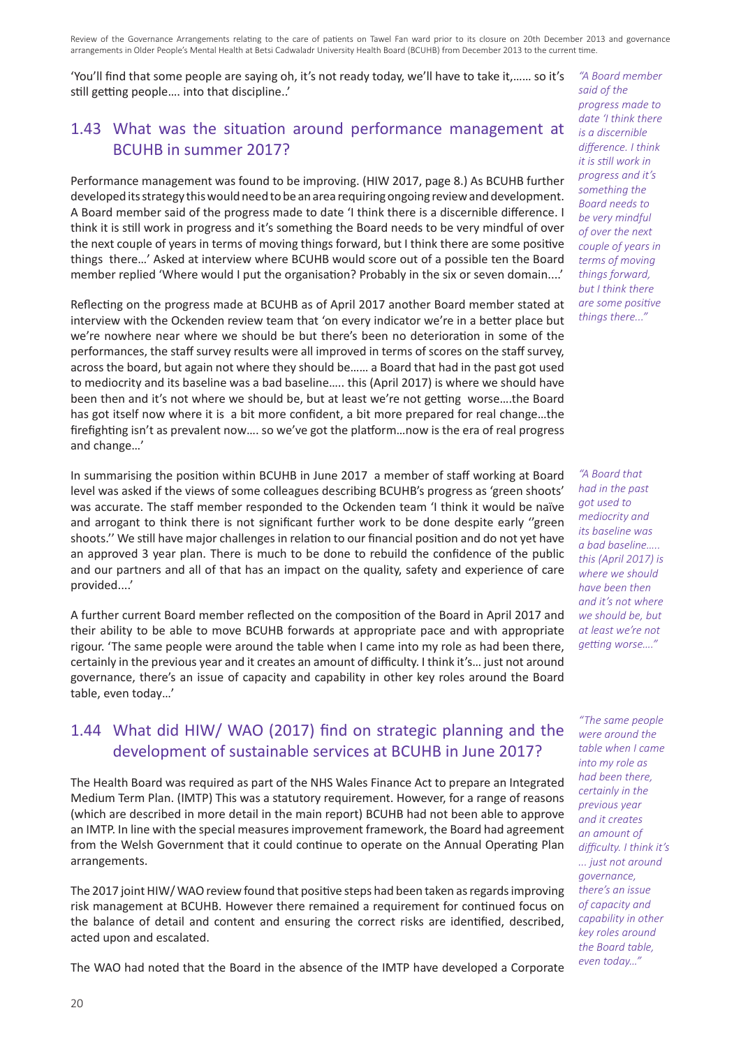'You'll find that some people are saying oh, it's not ready today, we'll have to take it,…… so it's still getting people…. into that discipline..'

## 1.43 What was the situation around performance management at BCUHB in summer 2017?

Performance management was found to be improving. (HIW 2017, page 8.) As BCUHB further developed its strategy this would need to be an area requiring ongoing review and development. A Board member said of the progress made to date 'I think there is a discernible difference. I think it is still work in progress and it's something the Board needs to be very mindful of over the next couple of years in terms of moving things forward, but I think there are some positive things there…' Asked at interview where BCUHB would score out of a possible ten the Board member replied 'Where would I put the organisation? Probably in the six or seven domain....'

*"A Board member said of the progress made to date 'I think there is a discernible difference. I think it is still work in progress and it's something the Board needs to be very mindful of over the next couple of years in terms of moving things forward, but I think there are some positive things there..."*

Reflecting on the progress made at BCUHB as of April 2017 another Board member stated at interview with the Ockenden review team that 'on every indicator we're in a better place but we're nowhere near where we should be but there's been no deterioration in some of the performances, the staff survey results were all improved in terms of scores on the staff survey, across the board, but again not where they should be…… a Board that had in the past got used to mediocrity and its baseline was a bad baseline….. this (April 2017) is where we should have been then and it's not where we should be, but at least we're not getting worse….the Board has got itself now where it is a bit more confident, a bit more prepared for real change…the firefighting isn't as prevalent now…. so we've got the platform…now is the era of real progress and change…'

In summarising the position within BCUHB in June 2017 a member of staff working at Board level was asked if the views of some colleagues describing BCUHB's progress as 'green shoots' was accurate. The staff member responded to the Ockenden team 'I think it would be naïve and arrogant to think there is not significant further work to be done despite early ''green shoots.'' We still have major challenges in relation to our financial position and do not yet have an approved 3 year plan. There is much to be done to rebuild the confidence of the public and our partners and all of that has an impact on the quality, safety and experience of care provided....'

*"A Board that had in the past got used to mediocrity and its baseline was a bad baseline….. this (April 2017) is where we should have been then and it's not where we should be, but at least we're not getting worse…."*

A further current Board member reflected on the composition of the Board in April 2017 and their ability to be able to move BCUHB forwards at appropriate pace and with appropriate rigour. 'The same people were around the table when I came into my role as had been there, certainly in the previous year and it creates an amount of difficulty. I think it's… just not around governance, there's an issue of capacity and capability in other key roles around the Board table, even today…'

*"The same people were around the table when I came into my role as had been there, certainly in the previous year and it creates an amount of difficulty. I think it's ... just not around governance, there's an issue of capacity and capability in other key roles around the Board table, even today…"*

## 1.44 What did HIW/ WAO (2017) find on strategic planning and the development of sustainable services at BCUHB in June 2017?

The Health Board was required as part of the NHS Wales Finance Act to prepare an Integrated Medium Term Plan. (IMTP) This was a statutory requirement. However, for a range of reasons (which are described in more detail in the main report) BCUHB had not been able to approve an IMTP. In line with the special measures improvement framework, the Board had agreement from the Welsh Government that it could continue to operate on the Annual Operating Plan arrangements.

The 2017 joint HIW/ WAO review found that positive steps had been taken as regards improving risk management at BCUHB. However there remained a requirement for continued focus on the balance of detail and content and ensuring the correct risks are identified, described, acted upon and escalated.

The WAO had noted that the Board in the absence of the IMTP have developed a Corporate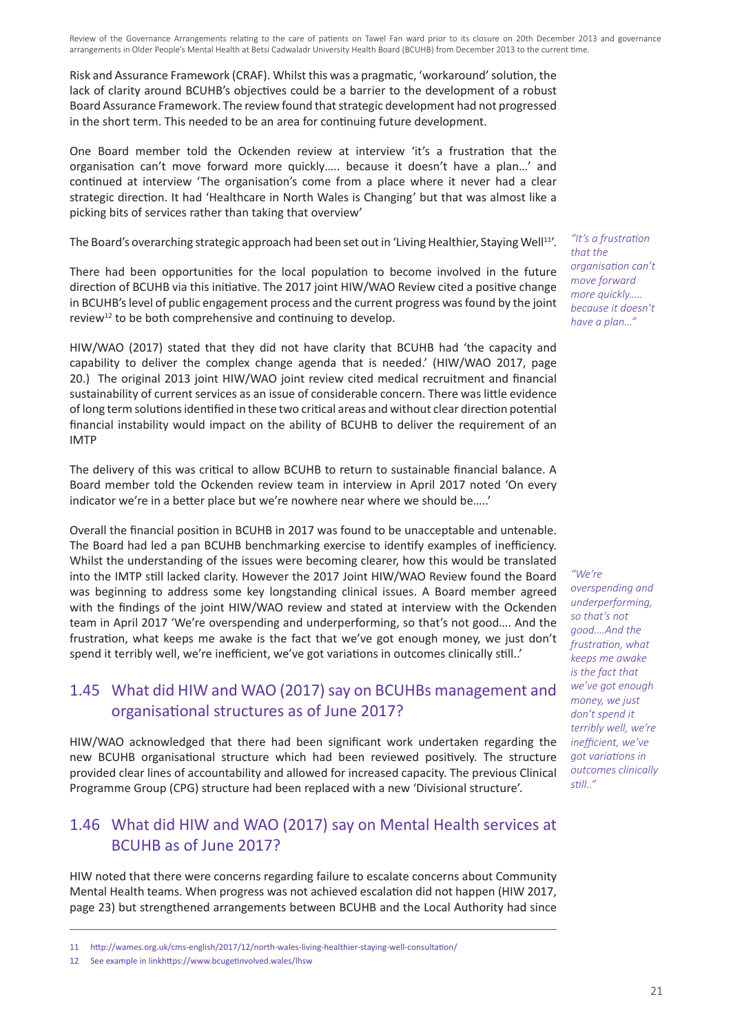Risk and Assurance Framework (CRAF). Whilst this was a pragmatic, 'workaround' solution, the lack of clarity around BCUHB's objectives could be a barrier to the development of a robust Board Assurance Framework. The review found that strategic development had not progressed in the short term. This needed to be an area for continuing future development.

One Board member told the Ockenden review at interview 'it's a frustration that the organisation can't move forward more quickly….. because it doesn't have a plan…' and continued at interview 'The organisation's come from a place where it never had a clear strategic direction. It had 'Healthcare in North Wales is Changing' but that was almost like a picking bits of services rather than taking that overview'

The Board's overarching strategic approach had been set out in 'Living Healthier, Staying Well[11]'.

*"It's a frustration that the organisation can't move forward more quickly….. because it doesn't have a plan…"*

There had been opportunities for the local population to become involved in the future direction of BCUHB via this initiative. The 2017 joint HIW/WAO Review cited a positive change in BCUHB's level of public engagement process and the current progress was found by the joint review[12] to be both comprehensive and continuing to develop.

HIW/WAO (2017) stated that they did not have clarity that BCUHB had 'the capacity and capability to deliver the complex change agenda that is needed.' (HIW/WAO 2017, page 20.) The original 2013 joint HIW/WAO joint review cited medical recruitment and financial sustainability of current services as an issue of considerable concern. There was little evidence of long term solutions identified in these two critical areas and without clear direction potential financial instability would impact on the ability of BCUHB to deliver the requirement of an IMTP

The delivery of this was critical to allow BCUHB to return to sustainable financial balance. A Board member told the Ockenden review team in interview in April 2017 noted 'On every indicator we're in a better place but we're nowhere near where we should be…..'

Overall the financial position in BCUHB in 2017 was found to be unacceptable and untenable. The Board had led a pan BCUHB benchmarking exercise to identify examples of inefficiency. Whilst the understanding of the issues were becoming clearer, how this would be translated into the IMTP still lacked clarity. However the 2017 Joint HIW/WAO Review found the Board was beginning to address some key longstanding clinical issues. A Board member agreed with the findings of the joint HIW/WAO review and stated at interview with the Ockenden team in April 2017 'We're overspending and underperforming, so that's not good…. And the frustration, what keeps me awake is the fact that we've got enough money, we just don't spend it terribly well, we're inefficient, we've got variations in outcomes clinically still..'

*"We're overspending and underperforming, so that's not good….And the frustration, what keeps me awake is the fact that we've got enough money, we just don't spend it terribly well, we're inefficient, we've got variations in outcomes clinically still.."*

## 1.45 What did HIW and WAO (2017) say on BCUHBs management and organisational structures as of June 2017?

HIW/WAO acknowledged that there had been significant work undertaken regarding the new BCUHB organisational structure which had been reviewed positively. The structure provided clear lines of accountability and allowed for increased capacity. The previous Clinical Programme Group (CPG) structure had been replaced with a new 'Divisional structure'.

## 1.46 What did HIW and WAO (2017) say on Mental Health services at BCUHB as of June 2017?

HIW noted that there were concerns regarding failure to escalate concerns about Community Mental Health teams. When progress was not achieved escalation did not happen (HIW 2017, page 23) but strengthened arrangements between BCUHB and the Local Authority had since

---

11 http://wames.org.uk/cms-english/2017/12/north-wales-living-healthier-staying-well-consultation/

12 See example in linkhttps://www.bcugetinvolved.wales/lhsw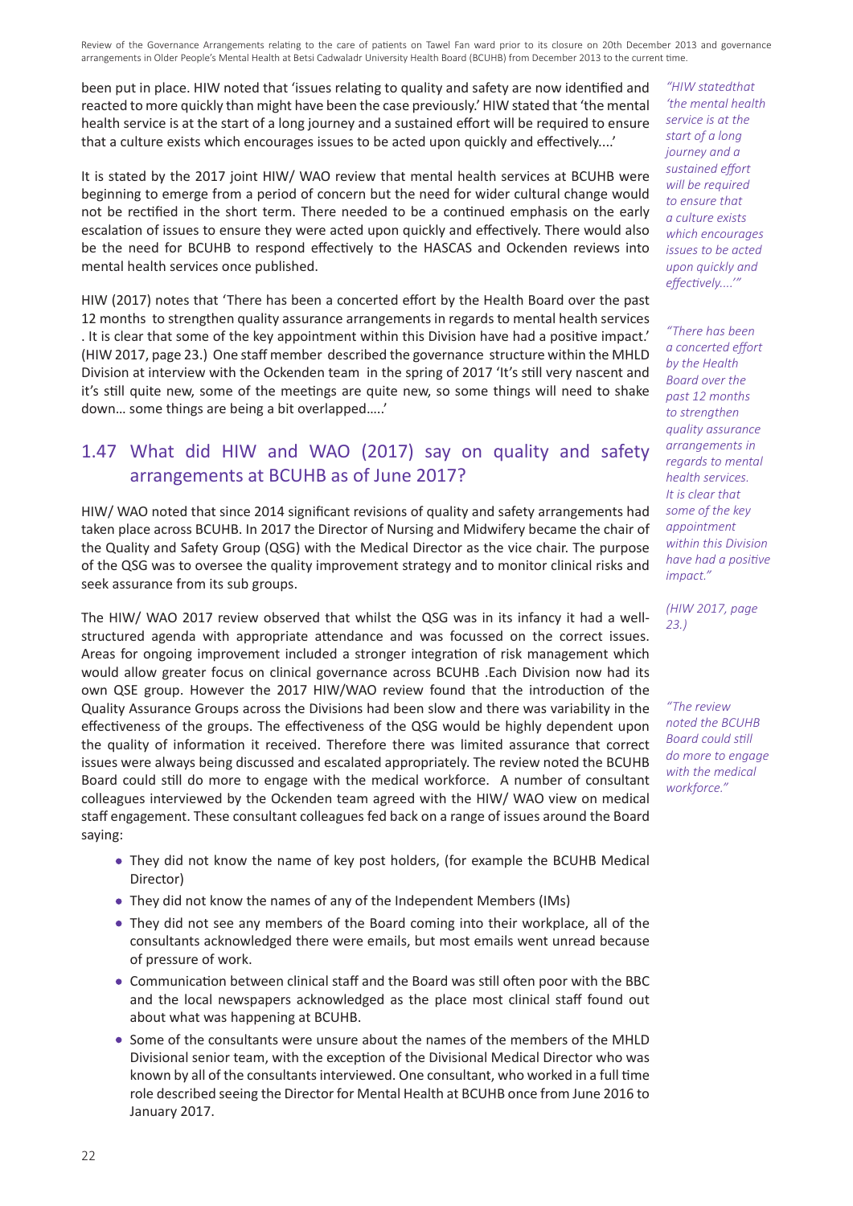been put in place. HIW noted that 'issues relating to quality and safety are now identified and reacted to more quickly than might have been the case previously.' HIW stated that 'the mental health service is at the start of a long journey and a sustained effort will be required to ensure that a culture exists which encourages issues to be acted upon quickly and effectively....'

It is stated by the 2017 joint HIW/ WAO review that mental health services at BCUHB were beginning to emerge from a period of concern but the need for wider cultural change would not be rectified in the short term. There needed to be a continued emphasis on the early escalation of issues to ensure they were acted upon quickly and effectively. There would also be the need for BCUHB to respond effectively to the HASCAS and Ockenden reviews into mental health services once published.

HIW (2017) notes that 'There has been a concerted effort by the Health Board over the past 12 months to strengthen quality assurance arrangements in regards to mental health services . It is clear that some of the key appointment within this Division have had a positive impact.' (HIW 2017, page 23.) One staff member described the governance structure within the MHLD Division at interview with the Ockenden team in the spring of 2017 'It's still very nascent and it's still quite new, some of the meetings are quite new, so some things will need to shake down… some things are being a bit overlapped…..'

*"HIW statedthat 'the mental health service is at the start of a long journey and a sustained effort will be required to ensure that a culture exists which encourages issues to be acted upon quickly and effectively....'"*

*"There has been a concerted effort by the Health Board over the past 12 months to strengthen quality assurance arrangements in regards to mental health services. It is clear that some of the key appointment within this Division have had a positive impact."*

*(HIW 2017, page 23.)*

## 1.47 What did HIW and WAO (2017) say on quality and safety arrangements at BCUHB as of June 2017?

HIW/ WAO noted that since 2014 significant revisions of quality and safety arrangements had taken place across BCUHB. In 2017 the Director of Nursing and Midwifery became the chair of the Quality and Safety Group (QSG) with the Medical Director as the vice chair. The purpose of the QSG was to oversee the quality improvement strategy and to monitor clinical risks and seek assurance from its sub groups.

The HIW/ WAO 2017 review observed that whilst the QSG was in its infancy it had a well-structured agenda with appropriate attendance and was focussed on the correct issues. Areas for ongoing improvement included a stronger integration of risk management which would allow greater focus on clinical governance across BCUHB .Each Division now had its own QSE group. However the 2017 HIW/WAO review found that the introduction of the Quality Assurance Groups across the Divisions had been slow and there was variability in the effectiveness of the groups. The effectiveness of the QSG would be highly dependent upon the quality of information it received. Therefore there was limited assurance that correct issues were always being discussed and escalated appropriately. The review noted the BCUHB Board could still do more to engage with the medical workforce. A number of consultant colleagues interviewed by the Ockenden team agreed with the HIW/ WAO view on medical staff engagement. These consultant colleagues fed back on a range of issues around the Board saying:

*"The review noted the BCUHB Board could still do more to engage with the medical workforce."*

- They did not know the name of key post holders, (for example the BCUHB Medical Director)
- They did not know the names of any of the Independent Members (IMs)
- They did not see any members of the Board coming into their workplace, all of the consultants acknowledged there were emails, but most emails went unread because of pressure of work.
- Communication between clinical staff and the Board was still often poor with the BBC and the local newspapers acknowledged as the place most clinical staff found out about what was happening at BCUHB.
- Some of the consultants were unsure about the names of the members of the MHLD Divisional senior team, with the exception of the Divisional Medical Director who was known by all of the consultants interviewed. One consultant, who worked in a full time role described seeing the Director for Mental Health at BCUHB once from June 2016 to January 2017.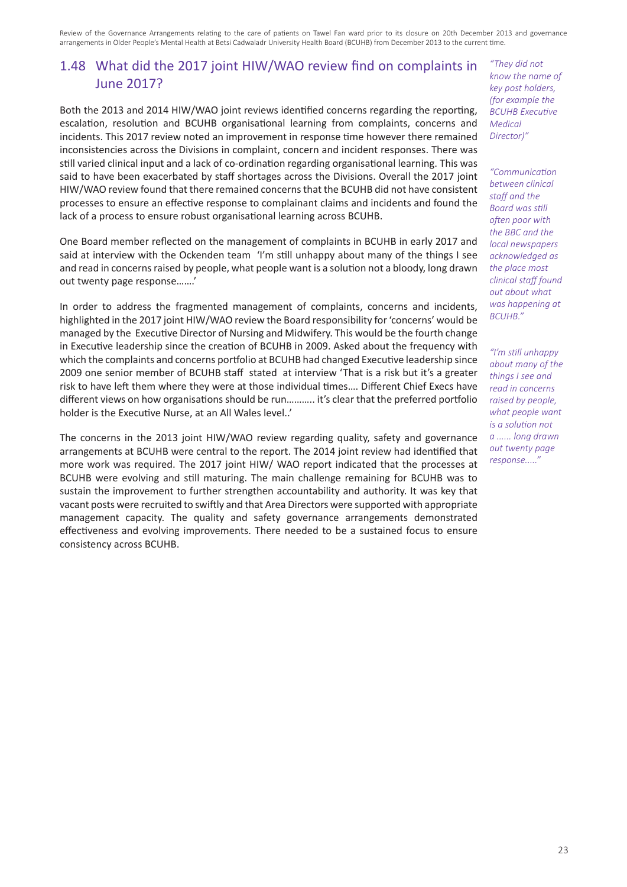## 1.48 What did the 2017 joint HIW/WAO review find on complaints in June 2017?

Both the 2013 and 2014 HIW/WAO joint reviews identified concerns regarding the reporting, escalation, resolution and BCUHB organisational learning from complaints, concerns and incidents. This 2017 review noted an improvement in response time however there remained inconsistencies across the Divisions in complaint, concern and incident responses. There was still varied clinical input and a lack of co-ordination regarding organisational learning. This was said to have been exacerbated by staff shortages across the Divisions. Overall the 2017 joint HIW/WAO review found that there remained concerns that the BCUHB did not have consistent processes to ensure an effective response to complainant claims and incidents and found the lack of a process to ensure robust organisational learning across BCUHB.

One Board member reflected on the management of complaints in BCUHB in early 2017 and said at interview with the Ockenden team 'I'm still unhappy about many of the things I see and read in concerns raised by people, what people want is a solution not a bloody, long drawn out twenty page response…….'

In order to address the fragmented management of complaints, concerns and incidents, highlighted in the 2017 joint HIW/WAO review the Board responsibility for 'concerns' would be managed by the Executive Director of Nursing and Midwifery. This would be the fourth change in Executive leadership since the creation of BCUHB in 2009. Asked about the frequency with which the complaints and concerns portfolio at BCUHB had changed Executive leadership since 2009 one senior member of BCUHB staff stated at interview 'That is a risk but it's a greater risk to have left them where they were at those individual times…. Different Chief Execs have different views on how organisations should be run……….. it's clear that the preferred portfolio holder is the Executive Nurse, at an All Wales level..'

The concerns in the 2013 joint HIW/WAO review regarding quality, safety and governance arrangements at BCUHB were central to the report. The 2014 joint review had identified that more work was required. The 2017 joint HIW/ WAO report indicated that the processes at BCUHB were evolving and still maturing. The main challenge remaining for BCUHB was to sustain the improvement to further strengthen accountability and authority. It was key that vacant posts were recruited to swiftly and that Area Directors were supported with appropriate management capacity. The quality and safety governance arrangements demonstrated effectiveness and evolving improvements. There needed to be a sustained focus to ensure consistency across BCUHB.

*"They did not know the name of key post holders, (for example the BCUHB Executive Medical Director)"*

*"Communication between clinical staff and the Board was still often poor with the BBC and the local newspapers acknowledged as the place most clinical staff found out about what was happening at BCUHB."*

*"I'm still unhappy about many of the things I see and read in concerns raised by people, what people want is a solution not a ...... long drawn out twenty page response….."*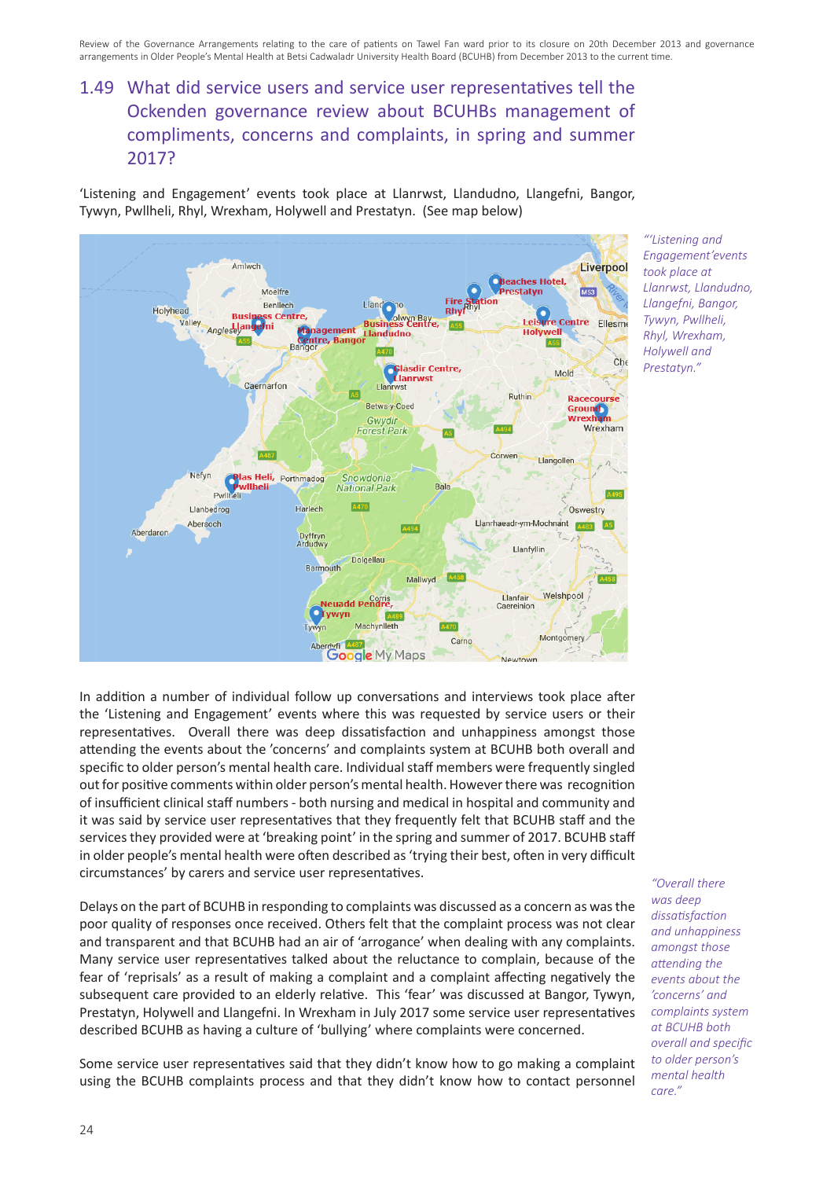## 1.49 What did service users and service user representatives tell the Ockenden governance review about BCUHBs management of compliments, concerns and complaints, in spring and summer 2017?

'Listening and Engagement' events took place at Llanrwst, Llandudno, Llangefni, Bangor, Tywyn, Pwllheli, Rhyl, Wrexham, Holywell and Prestatyn. (See map below)

*"'Listening and Engagement'events took place at Llanrwst, Llandudno, Llangefni, Bangor, Tywyn, Pwllheli, Rhyl, Wrexham, Holywell and Prestatyn."*

In addition a number of individual follow up conversations and interviews took place after the 'Listening and Engagement' events where this was requested by service users or their representatives. Overall there was deep dissatisfaction and unhappiness amongst those attending the events about the 'concerns' and complaints system at BCUHB both overall and specific to older person's mental health care. Individual staff members were frequently singled out for positive comments within older person's mental health. However there was recognition of insufficient clinical staff numbers - both nursing and medical in hospital and community and it was said by service user representatives that they frequently felt that BCUHB staff and the services they provided were at 'breaking point' in the spring and summer of 2017. BCUHB staff in older people's mental health were often described as 'trying their best, often in very difficult circumstances' by carers and service user representatives.

Delays on the part of BCUHB in responding to complaints was discussed as a concern as was the poor quality of responses once received. Others felt that the complaint process was not clear and transparent and that BCUHB had an air of 'arrogance' when dealing with any complaints. Many service user representatives talked about the reluctance to complain, because of the fear of 'reprisals' as a result of making a complaint and a complaint affecting negatively the subsequent care provided to an elderly relative. This 'fear' was discussed at Bangor, Tywyn, Prestatyn, Holywell and Llangefni. In Wrexham in July 2017 some service user representatives described BCUHB as having a culture of 'bullying' where complaints were concerned.

*"Overall there was deep dissatisfaction and unhappiness amongst those attending the events about the 'concerns' and complaints system at BCUHB both overall and specific to older person's mental health care."*

Some service user representatives said that they didn't know how to go making a complaint using the BCUHB complaints process and that they didn't know how to contact personnel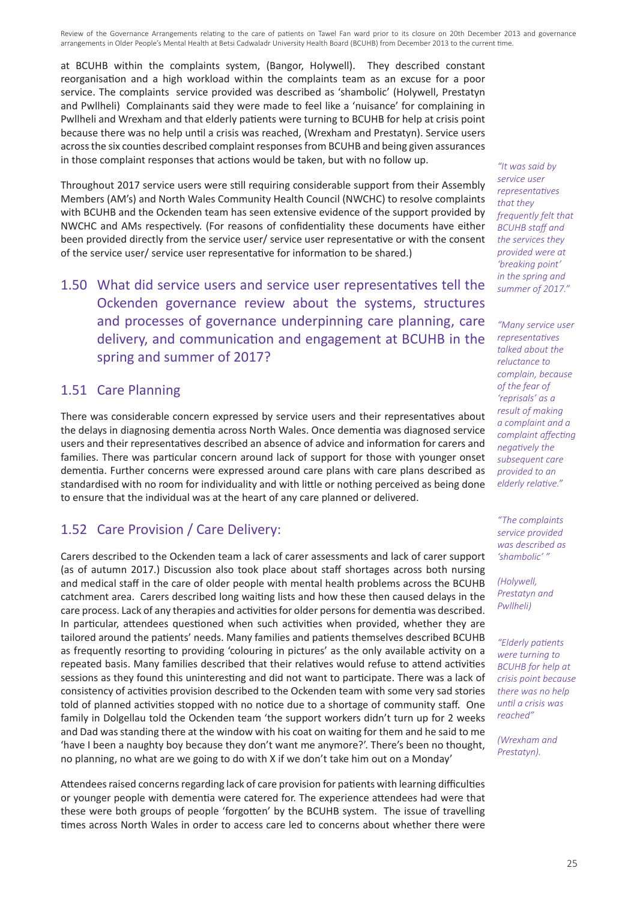at BCUHB within the complaints system, (Bangor, Holywell). They described constant reorganisation and a high workload within the complaints team as an excuse for a poor service. The complaints service provided was described as 'shambolic' (Holywell, Prestatyn and Pwllheli) Complainants said they were made to feel like a 'nuisance' for complaining in Pwllheli and Wrexham and that elderly patients were turning to BCUHB for help at crisis point because there was no help until a crisis was reached, (Wrexham and Prestatyn). Service users across the six counties described complaint responses from BCUHB and being given assurances in those complaint responses that actions would be taken, but with no follow up.

Throughout 2017 service users were still requiring considerable support from their Assembly Members (AM's) and North Wales Community Health Council (NWCHC) to resolve complaints with BCUHB and the Ockenden team has seen extensive evidence of the support provided by NWCHC and AMs respectively. (For reasons of confidentiality these documents have either been provided directly from the service user/ service user representative or with the consent of the service user/ service user representative for information to be shared.)

*"It was said by service user representatives that they frequently felt that BCUHB staff and the services they provided were at 'breaking point' in the spring and summer of 2017."*

## 1.50 What did service users and service user representatives tell the Ockenden governance review about the systems, structures and processes of governance underpinning care planning, care delivery, and communication and engagement at BCUHB in the spring and summer of 2017?

*"Many service user representatives talked about the reluctance to complain, because of the fear of 'reprisals' as a result of making a complaint and a complaint affecting negatively the subsequent care provided to an elderly relative."*

## 1.51 Care Planning

There was considerable concern expressed by service users and their representatives about the delays in diagnosing dementia across North Wales. Once dementia was diagnosed service users and their representatives described an absence of advice and information for carers and families. There was particular concern around lack of support for those with younger onset dementia. Further concerns were expressed around care plans with care plans described as standardised with no room for individuality and with little or nothing perceived as being done to ensure that the individual was at the heart of any care planned or delivered.

*"The complaints service provided was described as 'shambolic' "*

*(Holywell, Prestatyn and Pwllheli)*

## 1.52 Care Provision / Care Delivery:

Carers described to the Ockenden team a lack of carer assessments and lack of carer support (as of autumn 2017.) Discussion also took place about staff shortages across both nursing and medical staff in the care of older people with mental health problems across the BCUHB catchment area. Carers described long waiting lists and how these then caused delays in the care process. Lack of any therapies and activities for older persons for dementia was described. In particular, attendees questioned when such activities when provided, whether they are tailored around the patients' needs. Many families and patients themselves described BCUHB as frequently resorting to providing 'colouring in pictures' as the only available activity on a repeated basis. Many families described that their relatives would refuse to attend activities sessions as they found this uninteresting and did not want to participate. There was a lack of consistency of activities provision described to the Ockenden team with some very sad stories told of planned activities stopped with no notice due to a shortage of community staff. One family in Dolgellau told the Ockenden team 'the support workers didn't turn up for 2 weeks and Dad was standing there at the window with his coat on waiting for them and he said to me 'have I been a naughty boy because they don't want me anymore?'. There's been no thought, no planning, no what are we going to do with X if we don't take him out on a Monday'

*"Elderly patients were turning to BCUHB for help at crisis point because there was no help until a crisis was reached"*

*(Wrexham and Prestatyn).*

Attendees raised concerns regarding lack of care provision for patients with learning difficulties or younger people with dementia were catered for. The experience attendees had were that these were both groups of people 'forgotten' by the BCUHB system. The issue of travelling times across North Wales in order to access care led to concerns about whether there were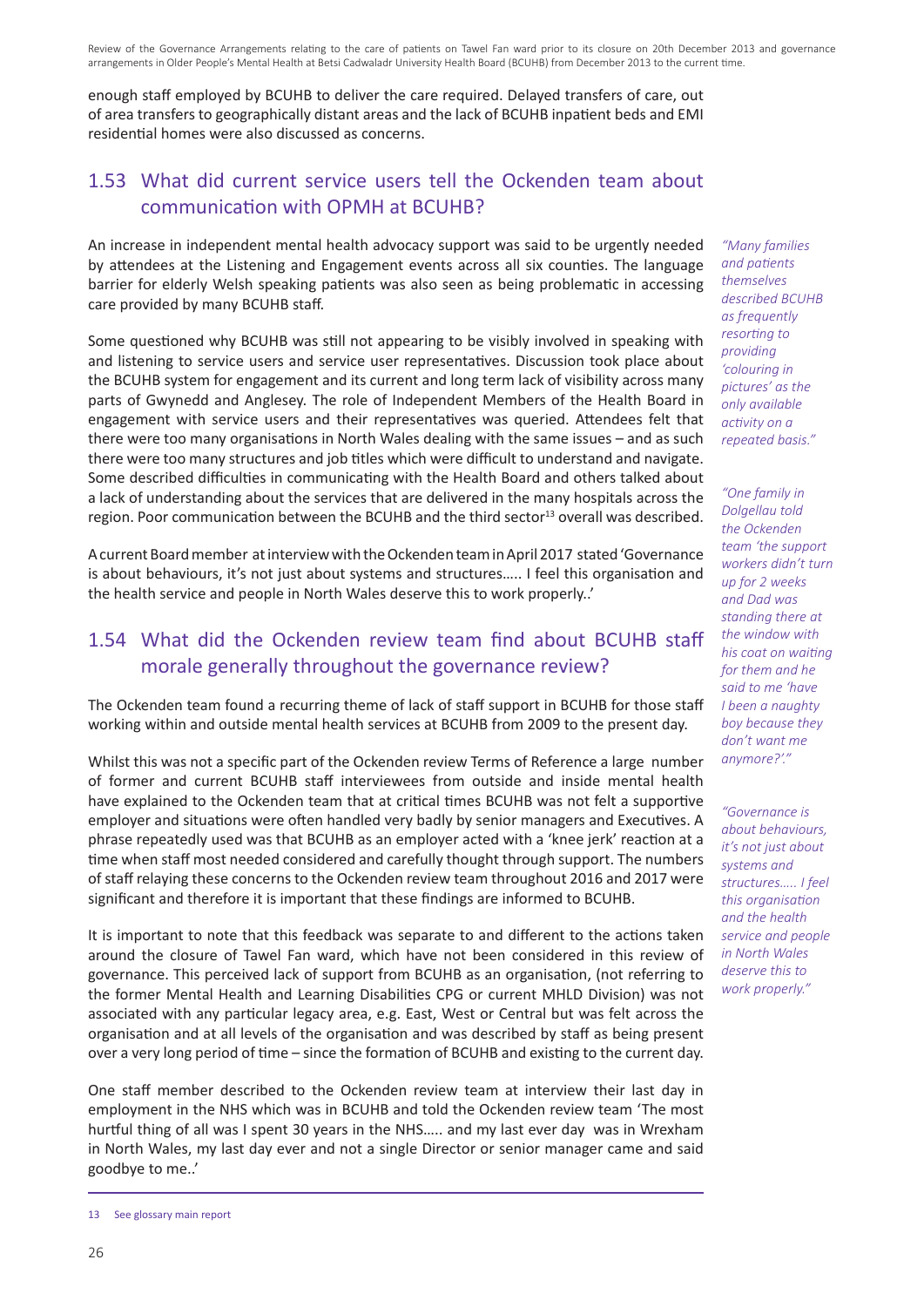enough staff employed by BCUHB to deliver the care required. Delayed transfers of care, out of area transfers to geographically distant areas and the lack of BCUHB inpatient beds and EMI residential homes were also discussed as concerns.

## 1.53 What did current service users tell the Ockenden team about communication with OPMH at BCUHB?

An increase in independent mental health advocacy support was said to be urgently needed by attendees at the Listening and Engagement events across all six counties. The language barrier for elderly Welsh speaking patients was also seen as being problematic in accessing care provided by many BCUHB staff.

Some questioned why BCUHB was still not appearing to be visibly involved in speaking with and listening to service users and service user representatives. Discussion took place about the BCUHB system for engagement and its current and long term lack of visibility across many parts of Gwynedd and Anglesey. The role of Independent Members of the Health Board in engagement with service users and their representatives was queried. Attendees felt that there were too many organisations in North Wales dealing with the same issues – and as such there were too many structures and job titles which were difficult to understand and navigate. Some described difficulties in communicating with the Health Board and others talked about a lack of understanding about the services that are delivered in the many hospitals across the region. Poor communication between the BCUHB and the third sector[13] overall was described.

A current Board member at interview with the Ockenden team in April 2017 stated 'Governance is about behaviours, it's not just about systems and structures….. I feel this organisation and the health service and people in North Wales deserve this to work properly..'

*"Many families and patients themselves described BCUHB as frequently resorting to providing 'colouring in pictures' as the only available activity on a repeated basis."*

*"One family in Dolgellau told the Ockenden team 'the support workers didn't turn up for 2 weeks and Dad was standing there at the window with his coat on waiting for them and he said to me 'have I been a naughty boy because they don't want me anymore?'."*

*"Governance is about behaviours, it's not just about systems and structures….. I feel this organisation and the health service and people in North Wales deserve this to work properly."*

## 1.54 What did the Ockenden review team find about BCUHB staff morale generally throughout the governance review?

The Ockenden team found a recurring theme of lack of staff support in BCUHB for those staff working within and outside mental health services at BCUHB from 2009 to the present day.

Whilst this was not a specific part of the Ockenden review Terms of Reference a large number of former and current BCUHB staff interviewees from outside and inside mental health have explained to the Ockenden team that at critical times BCUHB was not felt a supportive employer and situations were often handled very badly by senior managers and Executives. A phrase repeatedly used was that BCUHB as an employer acted with a 'knee jerk' reaction at a time when staff most needed considered and carefully thought through support. The numbers of staff relaying these concerns to the Ockenden review team throughout 2016 and 2017 were significant and therefore it is important that these findings are informed to BCUHB.

It is important to note that this feedback was separate to and different to the actions taken around the closure of Tawel Fan ward, which have not been considered in this review of governance. This perceived lack of support from BCUHB as an organisation, (not referring to the former Mental Health and Learning Disabilities CPG or current MHLD Division) was not associated with any particular legacy area, e.g. East, West or Central but was felt across the organisation and at all levels of the organisation and was described by staff as being present over a very long period of time – since the formation of BCUHB and existing to the current day.

One staff member described to the Ockenden review team at interview their last day in employment in the NHS which was in BCUHB and told the Ockenden review team 'The most hurtful thing of all was I spent 30 years in the NHS….. and my last ever day was in Wrexham in North Wales, my last day ever and not a single Director or senior manager came and said goodbye to me..'

---

13 See glossary main report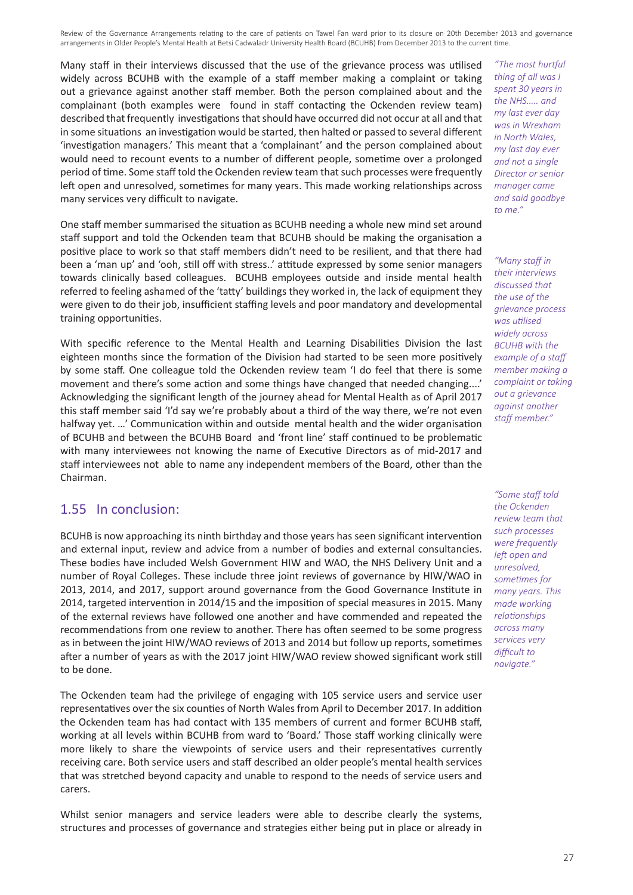Many staff in their interviews discussed that the use of the grievance process was utilised widely across BCUHB with the example of a staff member making a complaint or taking out a grievance against another staff member. Both the person complained about and the complainant (both examples were found in staff contacting the Ockenden review team) described that frequently investigations that should have occurred did not occur at all and that in some situations an investigation would be started, then halted or passed to several different 'investigation managers.' This meant that a 'complainant' and the person complained about would need to recount events to a number of different people, sometime over a prolonged period of time. Some staff told the Ockenden review team that such processes were frequently left open and unresolved, sometimes for many years. This made working relationships across many services very difficult to navigate.

*"The most hurtful thing of all was I spent 30 years in the NHS..... and my last ever day was in Wrexham in North Wales, my last day ever and not a single Director or senior manager came and said goodbye to me."*

One staff member summarised the situation as BCUHB needing a whole new mind set around staff support and told the Ockenden team that BCUHB should be making the organisation a positive place to work so that staff members didn't need to be resilient, and that there had been a 'man up' and 'ooh, still off with stress..' attitude expressed by some senior managers towards clinically based colleagues. BCUHB employees outside and inside mental health referred to feeling ashamed of the 'tatty' buildings they worked in, the lack of equipment they were given to do their job, insufficient staffing levels and poor mandatory and developmental training opportunities.

*"Many staff in their interviews discussed that the use of the grievance process was utilised widely across BCUHB with the example of a staff member making a complaint or taking out a grievance against another staff member."*

With specific reference to the Mental Health and Learning Disabilities Division the last eighteen months since the formation of the Division had started to be seen more positively by some staff. One colleague told the Ockenden review team 'I do feel that there is some movement and there's some action and some things have changed that needed changing....' Acknowledging the significant length of the journey ahead for Mental Health as of April 2017 this staff member said 'I'd say we're probably about a third of the way there, we're not even halfway yet. …' Communication within and outside mental health and the wider organisation of BCUHB and between the BCUHB Board and 'front line' staff continued to be problematic with many interviewees not knowing the name of Executive Directors as of mid-2017 and staff interviewees not able to name any independent members of the Board, other than the Chairman.

## 1.55 In conclusion:

*"Some staff told the Ockenden review team that such processes were frequently left open and unresolved, sometimes for many years. This made working relationships across many services very difficult to navigate."*

BCUHB is now approaching its ninth birthday and those years has seen significant intervention and external input, review and advice from a number of bodies and external consultancies. These bodies have included Welsh Government HIW and WAO, the NHS Delivery Unit and a number of Royal Colleges. These include three joint reviews of governance by HIW/WAO in 2013, 2014, and 2017, support around governance from the Good Governance Institute in 2014, targeted intervention in 2014/15 and the imposition of special measures in 2015. Many of the external reviews have followed one another and have commended and repeated the recommendations from one review to another. There has often seemed to be some progress as in between the joint HIW/WAO reviews of 2013 and 2014 but follow up reports, sometimes after a number of years as with the 2017 joint HIW/WAO review showed significant work still to be done.

The Ockenden team had the privilege of engaging with 105 service users and service user representatives over the six counties of North Wales from April to December 2017. In addition the Ockenden team has had contact with 135 members of current and former BCUHB staff, working at all levels within BCUHB from ward to 'Board.' Those staff working clinically were more likely to share the viewpoints of service users and their representatives currently receiving care. Both service users and staff described an older people's mental health services that was stretched beyond capacity and unable to respond to the needs of service users and carers.

Whilst senior managers and service leaders were able to describe clearly the systems, structures and processes of governance and strategies either being put in place or already in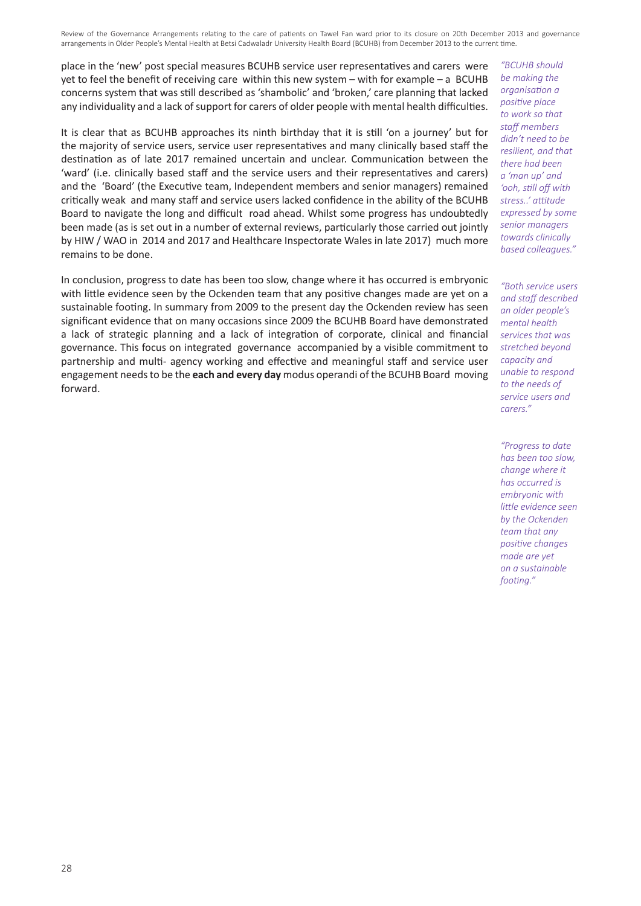place in the 'new' post special measures BCUHB service user representatives and carers were yet to feel the benefit of receiving care within this new system – with for example – a BCUHB concerns system that was still described as 'shambolic' and 'broken,' care planning that lacked any individuality and a lack of support for carers of older people with mental health difficulties.

It is clear that as BCUHB approaches its ninth birthday that it is still 'on a journey' but for the majority of service users, service user representatives and many clinically based staff the destination as of late 2017 remained uncertain and unclear. Communication between the 'ward' (i.e. clinically based staff and the service users and their representatives and carers) and the 'Board' (the Executive team, Independent members and senior managers) remained critically weak and many staff and service users lacked confidence in the ability of the BCUHB Board to navigate the long and difficult road ahead. Whilst some progress has undoubtedly been made (as is set out in a number of external reviews, particularly those carried out jointly by HIW / WAO in 2014 and 2017 and Healthcare Inspectorate Wales in late 2017) much more remains to be done.

In conclusion, progress to date has been too slow, change where it has occurred is embryonic with little evidence seen by the Ockenden team that any positive changes made are yet on a sustainable footing. In summary from 2009 to the present day the Ockenden review has seen significant evidence that on many occasions since 2009 the BCUHB Board have demonstrated a lack of strategic planning and a lack of integration of corporate, clinical and financial governance. This focus on integrated governance accompanied by a visible commitment to partnership and multi- agency working and effective and meaningful staff and service user engagement needs to be the **each and every day** modus operandi of the BCUHB Board moving forward.

*"BCUHB should be making the organisation a positive place to work so that staff members didn't need to be resilient, and that there had been a 'man up' and 'ooh, still off with stress..' attitude expressed by some senior managers towards clinically based colleagues."*

*"Both service users and staff described an older people's mental health services that was stretched beyond capacity and unable to respond to the needs of service users and carers."*

*"Progress to date has been too slow, change where it has occurred is embryonic with little evidence seen by the Ockenden team that any positive changes made are yet on a sustainable footing."*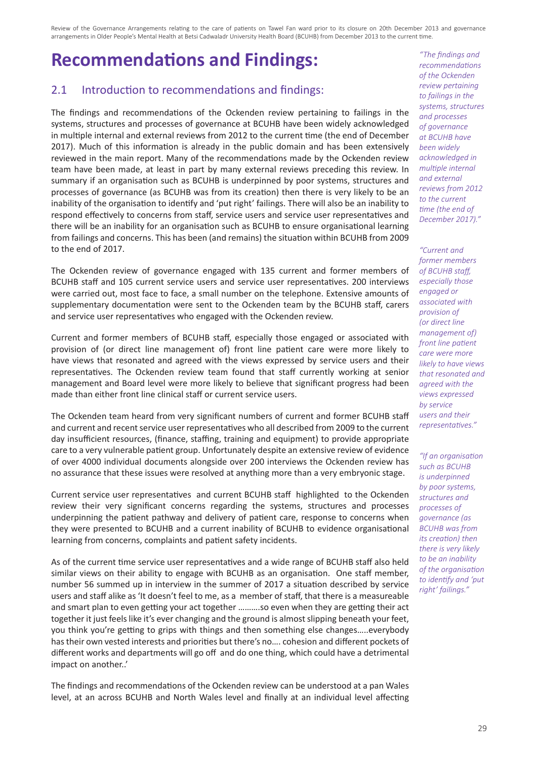# Recommendations and Findings:

## 2.1 Introduction to recommendations and findings:

The findings and recommendations of the Ockenden review pertaining to failings in the systems, structures and processes of governance at BCUHB have been widely acknowledged in multiple internal and external reviews from 2012 to the current time (the end of December 2017). Much of this information is already in the public domain and has been extensively reviewed in the main report. Many of the recommendations made by the Ockenden review team have been made, at least in part by many external reviews preceding this review. In summary if an organisation such as BCUHB is underpinned by poor systems, structures and processes of governance (as BCUHB was from its creation) then there is very likely to be an inability of the organisation to identify and 'put right' failings. There will also be an inability to respond effectively to concerns from staff, service users and service user representatives and there will be an inability for an organisation such as BCUHB to ensure organisational learning from failings and concerns. This has been (and remains) the situation within BCUHB from 2009 to the end of 2017.

*"The findings and recommendations of the Ockenden review pertaining to failings in the systems, structures and processes of governance at BCUHB have been widely acknowledged in multiple internal and external reviews from 2012 to the current time (the end of December 2017)."*

The Ockenden review of governance engaged with 135 current and former members of BCUHB staff and 105 current service users and service user representatives. 200 interviews were carried out, most face to face, a small number on the telephone. Extensive amounts of supplementary documentation were sent to the Ockenden team by the BCUHB staff, carers and service user representatives who engaged with the Ockenden review.

Current and former members of BCUHB staff, especially those engaged or associated with provision of (or direct line management of) front line patient care were more likely to have views that resonated and agreed with the views expressed by service users and their representatives. The Ockenden review team found that staff currently working at senior management and Board level were more likely to believe that significant progress had been made than either front line clinical staff or current service users.

*"Current and former members of BCUHB staff, especially those engaged or associated with provision of (or direct line management of) front line patient care were more likely to have views that resonated and agreed with the views expressed by service users and their representatives."*

The Ockenden team heard from very significant numbers of current and former BCUHB staff and current and recent service user representatives who all described from 2009 to the current day insufficient resources, (finance, staffing, training and equipment) to provide appropriate care to a very vulnerable patient group. Unfortunately despite an extensive review of evidence of over 4000 individual documents alongside over 200 interviews the Ockenden review has no assurance that these issues were resolved at anything more than a very embryonic stage.

Current service user representatives and current BCUHB staff highlighted to the Ockenden review their very significant concerns regarding the systems, structures and processes underpinning the patient pathway and delivery of patient care, response to concerns when they were presented to BCUHB and a current inability of BCUHB to evidence organisational learning from concerns, complaints and patient safety incidents.

*"If an organisation such as BCUHB is underpinned by poor systems, structures and processes of governance (as BCUHB was from its creation) then there is very likely to be an inability of the organisation to identify and 'put right' failings."*

As of the current time service user representatives and a wide range of BCUHB staff also held similar views on their ability to engage with BCUHB as an organisation. One staff member, number 56 summed up in interview in the summer of 2017 a situation described by service users and staff alike as 'It doesn't feel to me, as a member of staff, that there is a measureable and smart plan to even getting your act together ……….so even when they are getting their act together it just feels like it's ever changing and the ground is almost slipping beneath your feet, you think you're getting to grips with things and then something else changes…..everybody has their own vested interests and priorities but there's no…. cohesion and different pockets of different works and departments will go off and do one thing, which could have a detrimental impact on another.'

The findings and recommendations of the Ockenden review can be understood at a pan Wales level, at an across BCUHB and North Wales level and finally at an individual level affecting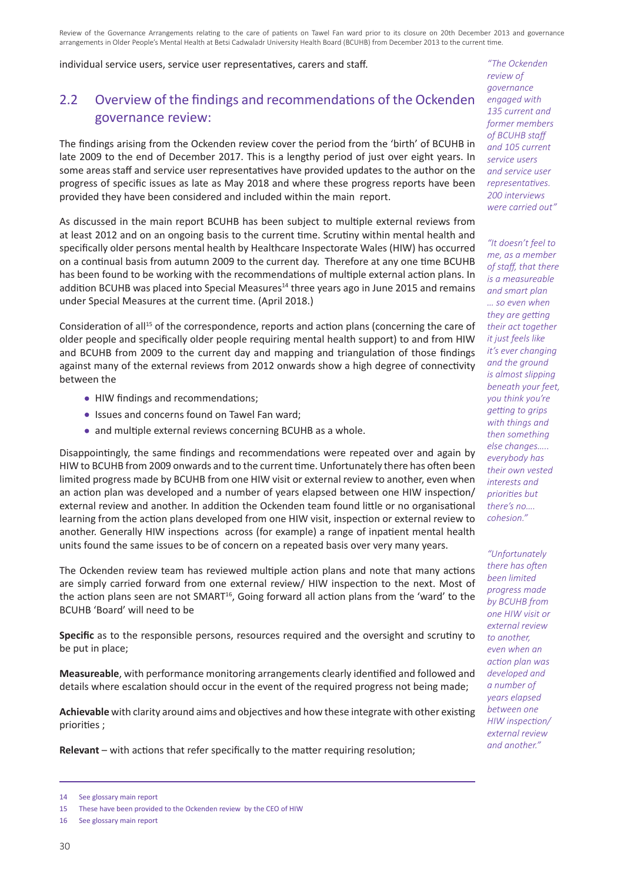individual service users, service user representatives, carers and staff.

## 2.2 Overview of the findings and recommendations of the Ockenden governance review:

The findings arising from the Ockenden review cover the period from the 'birth' of BCUHB in late 2009 to the end of December 2017. This is a lengthy period of just over eight years. In some areas staff and service user representatives have provided updates to the author on the progress of specific issues as late as May 2018 and where these progress reports have been provided they have been considered and included within the main report.

*"The Ockenden review of governance engaged with 135 current and former members of BCUHB staff and 105 current service users and service user representatives. 200 interviews were carried out"*

As discussed in the main report BCUHB has been subject to multiple external reviews from at least 2012 and on an ongoing basis to the current time. Scrutiny within mental health and specifically older persons mental health by Healthcare Inspectorate Wales (HIW) has occurred on a continual basis from autumn 2009 to the current day. Therefore at any one time BCUHB has been found to be working with the recommendations of multiple external action plans. In addition BCUHB was placed into Special Measures[14] three years ago in June 2015 and remains under Special Measures at the current time. (April 2018.)

*"It doesn't feel to me, as a member of staff, that there is a measureable and smart plan … so even when they are getting their act together it just feels like it's ever changing and the ground is almost slipping beneath your feet, you think you're getting to grips with things and then something else changes….. everybody has their own vested interests and priorities but there's no…. cohesion."*

Consideration of all[15] of the correspondence, reports and action plans (concerning the care of older people and specifically older people requiring mental health support) to and from HIW and BCUHB from 2009 to the current day and mapping and triangulation of those findings against many of the external reviews from 2012 onwards show a high degree of connectivity between the

- HIW findings and recommendations;
- Issues and concerns found on Tawel Fan ward;
- and multiple external reviews concerning BCUHB as a whole.

Disappointingly, the same findings and recommendations were repeated over and again by HIW to BCUHB from 2009 onwards and to the current time. Unfortunately there has often been limited progress made by BCUHB from one HIW visit or external review to another, even when an action plan was developed and a number of years elapsed between one HIW inspection/ external review and another. In addition the Ockenden team found little or no organisational learning from the action plans developed from one HIW visit, inspection or external review to another. Generally HIW inspections across (for example) a range of inpatient mental health units found the same issues to be of concern on a repeated basis over very many years.

*"Unfortunately there has often been limited progress made by BCUHB from one HIW visit or external review to another, even when an action plan was developed and a number of years elapsed between one HIW inspection/ external review and another."*

The Ockenden review team has reviewed multiple action plans and note that many actions are simply carried forward from one external review/ HIW inspection to the next. Most of the action plans seen are not SMART[16], Going forward all action plans from the 'ward' to the BCUHB 'Board' will need to be

**Specific** as to the responsible persons, resources required and the oversight and scrutiny to be put in place;

**Measureable**, with performance monitoring arrangements clearly identified and followed and details where escalation should occur in the event of the required progress not being made;

**Achievable** with clarity around aims and objectives and how these integrate with other existing priorities ;

**Relevant** – with actions that refer specifically to the matter requiring resolution;

---

14 See glossary main report

15 These have been provided to the Ockenden review by the CEO of HIW

16 See glossary main report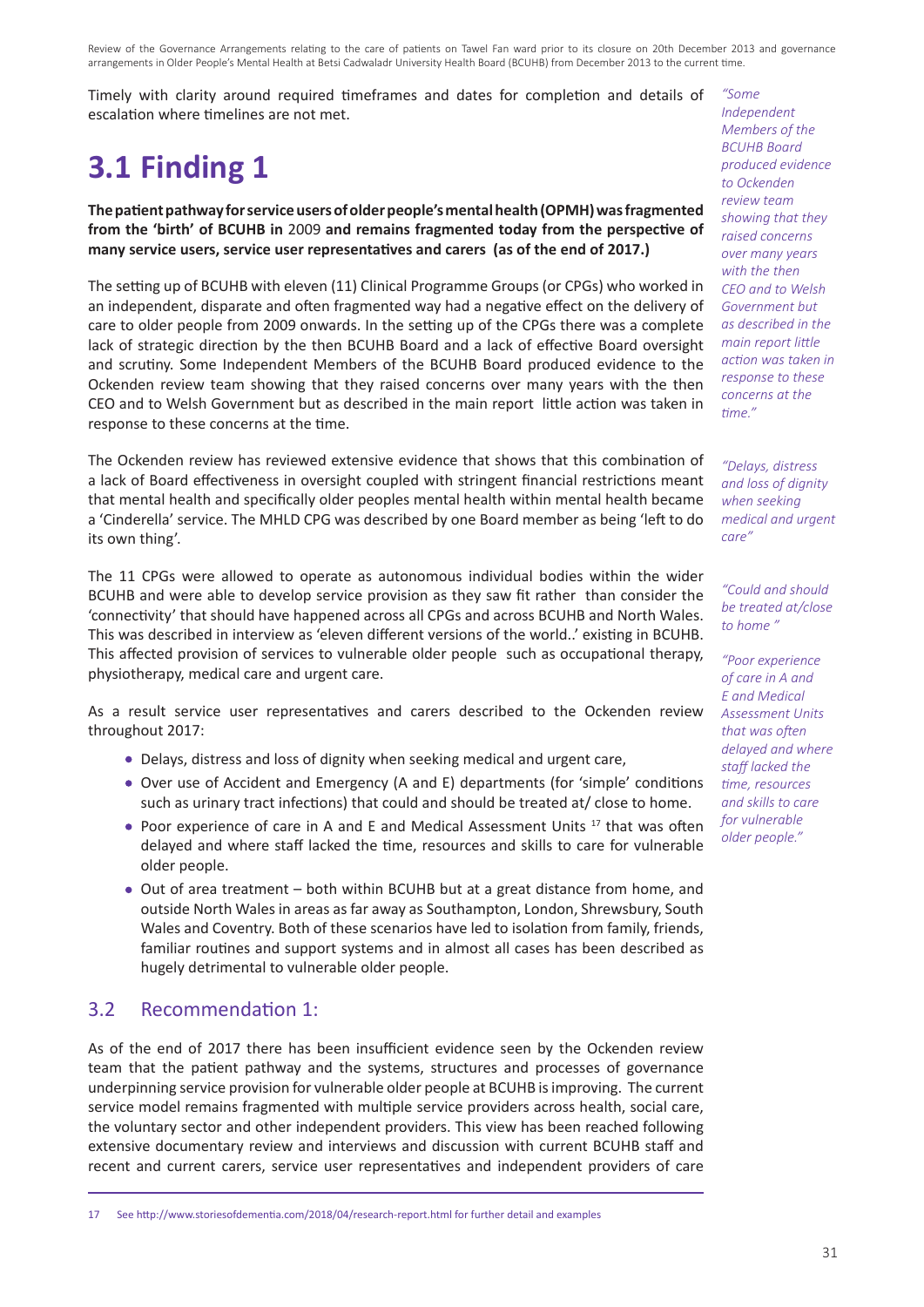Timely with clarity around required timeframes and dates for completion and details of escalation where timelines are not met.

# 3.1 Finding 1

**The patient pathway for service users of older people's mental health (OPMH) was fragmented from the 'birth' of BCUHB in** 2009 **and remains fragmented today from the perspective of many service users, service user representatives and carers (as of the end of 2017.)**

The setting up of BCUHB with eleven (11) Clinical Programme Groups (or CPGs) who worked in an independent, disparate and often fragmented way had a negative effect on the delivery of care to older people from 2009 onwards. In the setting up of the CPGs there was a complete lack of strategic direction by the then BCUHB Board and a lack of effective Board oversight and scrutiny. Some Independent Members of the BCUHB Board produced evidence to the Ockenden review team showing that they raised concerns over many years with the then CEO and to Welsh Government but as described in the main report little action was taken in response to these concerns at the time.

*"Some Independent Members of the BCUHB Board produced evidence to Ockenden review team showing that they raised concerns over many years with the then CEO and to Welsh Government but as described in the main report little action was taken in response to these concerns at the time."*

The Ockenden review has reviewed extensive evidence that shows that this combination of a lack of Board effectiveness in oversight coupled with stringent financial restrictions meant that mental health and specifically older peoples mental health within mental health became a 'Cinderella' service. The MHLD CPG was described by one Board member as being 'left to do its own thing'.

*"Delays, distress and loss of dignity when seeking medical and urgent care"*

The 11 CPGs were allowed to operate as autonomous individual bodies within the wider BCUHB and were able to develop service provision as they saw fit rather than consider the 'connectivity' that should have happened across all CPGs and across BCUHB and North Wales. This was described in interview as 'eleven different versions of the world..' existing in BCUHB. This affected provision of services to vulnerable older people such as occupational therapy, physiotherapy, medical care and urgent care.

*"Could and should be treated at/close to home "*

*"Poor experience of care in A and E and Medical Assessment Units that was often delayed and where staff lacked the time, resources and skills to care for vulnerable older people."*

As a result service user representatives and carers described to the Ockenden review throughout 2017:

- Delays, distress and loss of dignity when seeking medical and urgent care,
- Over use of Accident and Emergency (A and E) departments (for 'simple' conditions such as urinary tract infections) that could and should be treated at/ close to home.
- Poor experience of care in A and E and Medical Assessment Units [17] that was often delayed and where staff lacked the time, resources and skills to care for vulnerable older people.
- Out of area treatment – both within BCUHB but at a great distance from home, and outside North Wales in areas as far away as Southampton, London, Shrewsbury, South Wales and Coventry. Both of these scenarios have led to isolation from family, friends, familiar routines and support systems and in almost all cases has been described as hugely detrimental to vulnerable older people.

## 3.2 Recommendation 1:

As of the end of 2017 there has been insufficient evidence seen by the Ockenden review team that the patient pathway and the systems, structures and processes of governance underpinning service provision for vulnerable older people at BCUHB is improving. The current service model remains fragmented with multiple service providers across health, social care, the voluntary sector and other independent providers. This view has been reached following extensive documentary review and interviews and discussion with current BCUHB staff and recent and current carers, service user representatives and independent providers of care

17 See http://www.storiesofdementia.com/2018/04/research-report.html for further detail and examples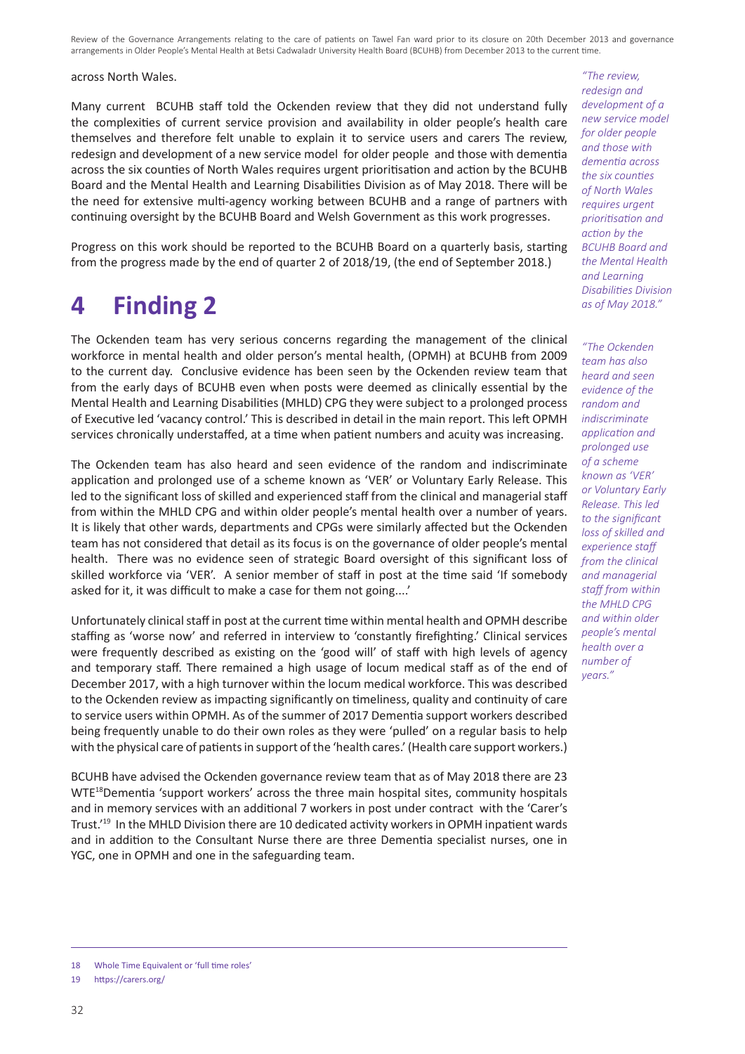across North Wales.

Many current BCUHB staff told the Ockenden review that they did not understand fully the complexities of current service provision and availability in older people's health care themselves and therefore felt unable to explain it to service users and carers The review, redesign and development of a new service model for older people and those with dementia across the six counties of North Wales requires urgent prioritisation and action by the BCUHB Board and the Mental Health and Learning Disabilities Division as of May 2018. There will be the need for extensive multi-agency working between BCUHB and a range of partners with continuing oversight by the BCUHB Board and Welsh Government as this work progresses.

Progress on this work should be reported to the BCUHB Board on a quarterly basis, starting from the progress made by the end of quarter 2 of 2018/19, (the end of September 2018.)

*"The review, redesign and development of a new service model for older people and those with dementia across the six counties of North Wales requires urgent prioritisation and action by the BCUHB Board and the Mental Health and Learning Disabilities Division as of May 2018."*

# 4 Finding 2

The Ockenden team has very serious concerns regarding the management of the clinical workforce in mental health and older person's mental health, (OPMH) at BCUHB from 2009 to the current day. Conclusive evidence has been seen by the Ockenden review team that from the early days of BCUHB even when posts were deemed as clinically essential by the Mental Health and Learning Disabilities (MHLD) CPG they were subject to a prolonged process of Executive led 'vacancy control.' This is described in detail in the main report. This left OPMH services chronically understaffed, at a time when patient numbers and acuity was increasing.

The Ockenden team has also heard and seen evidence of the random and indiscriminate application and prolonged use of a scheme known as 'VER' or Voluntary Early Release. This led to the significant loss of skilled and experienced staff from the clinical and managerial staff from within the MHLD CPG and within older people's mental health over a number of years. It is likely that other wards, departments and CPGs were similarly affected but the Ockenden team has not considered that detail as its focus is on the governance of older people's mental health. There was no evidence seen of strategic Board oversight of this significant loss of skilled workforce via 'VER'. A senior member of staff in post at the time said 'If somebody asked for it, it was difficult to make a case for them not going....'

*"The Ockenden team has also heard and seen evidence of the random and indiscriminate application and prolonged use of a scheme known as 'VER' or Voluntary Early Release. This led to the significant loss of skilled and experience staff from the clinical and managerial staff from within the MHLD CPG and within older people's mental health over a number of years."*

Unfortunately clinical staff in post at the current time within mental health and OPMH describe staffing as 'worse now' and referred in interview to 'constantly firefighting.' Clinical services were frequently described as existing on the 'good will' of staff with high levels of agency and temporary staff. There remained a high usage of locum medical staff as of the end of December 2017, with a high turnover within the locum medical workforce. This was described to the Ockenden review as impacting significantly on timeliness, quality and continuity of care to service users within OPMH. As of the summer of 2017 Dementia support workers described being frequently unable to do their own roles as they were 'pulled' on a regular basis to help with the physical care of patients in support of the 'health cares.' (Health care support workers.)

BCUHB have advised the Ockenden governance review team that as of May 2018 there are 23 WTE[18]Dementia 'support workers' across the three main hospital sites, community hospitals and in memory services with an additional 7 workers in post under contract with the 'Carer's Trust.'[19] In the MHLD Division there are 10 dedicated activity workers in OPMH inpatient wards and in addition to the Consultant Nurse there are three Dementia specialist nurses, one in YGC, one in OPMH and one in the safeguarding team.

---

18 Whole Time Equivalent or 'full time roles'

19 https://carers.org/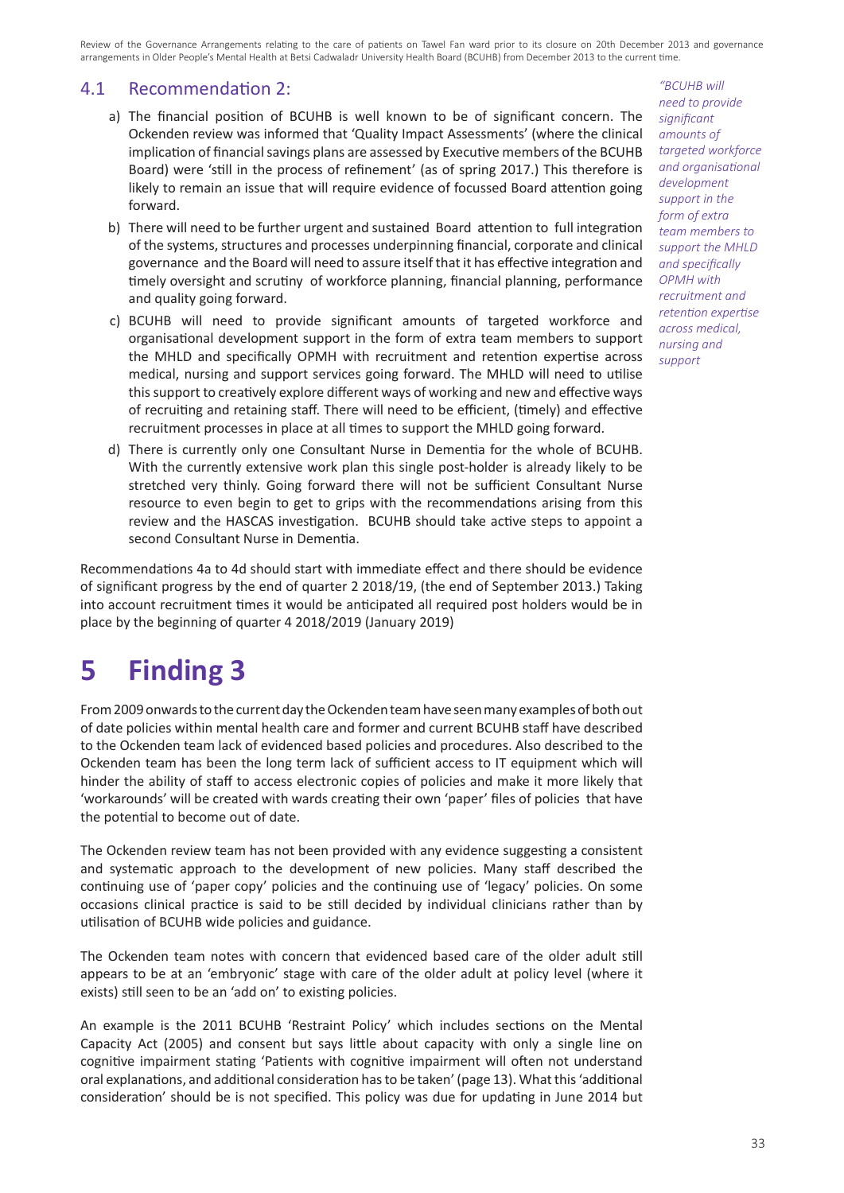## 4.1 Recommendation 2:

a) The financial position of BCUHB is well known to be of significant concern. The Ockenden review was informed that 'Quality Impact Assessments' (where the clinical implication of financial savings plans are assessed by Executive members of the BCUHB Board) were 'still in the process of refinement' (as of spring 2017.) This therefore is likely to remain an issue that will require evidence of focussed Board attention going forward.

b) There will need to be further urgent and sustained Board attention to full integration of the systems, structures and processes underpinning financial, corporate and clinical governance and the Board will need to assure itself that it has effective integration and timely oversight and scrutiny of workforce planning, financial planning, performance and quality going forward.

c) BCUHB will need to provide significant amounts of targeted workforce and organisational development support in the form of extra team members to support the MHLD and specifically OPMH with recruitment and retention expertise across medical, nursing and support services going forward. The MHLD will need to utilise this support to creatively explore different ways of working and new and effective ways of recruiting and retaining staff. There will need to be efficient, (timely) and effective recruitment processes in place at all times to support the MHLD going forward.

d) There is currently only one Consultant Nurse in Dementia for the whole of BCUHB. With the currently extensive work plan this single post-holder is already likely to be stretched very thinly. Going forward there will not be sufficient Consultant Nurse resource to even begin to get to grips with the recommendations arising from this review and the HASCAS investigation. BCUHB should take active steps to appoint a second Consultant Nurse in Dementia.

*"BCUHB will need to provide significant amounts of targeted workforce and organisational development support in the form of extra team members to support the MHLD and specifically OPMH with recruitment and retention expertise across medical, nursing and support*

Recommendations 4a to 4d should start with immediate effect and there should be evidence of significant progress by the end of quarter 2 2018/19, (the end of September 2013.) Taking into account recruitment times it would be anticipated all required post holders would be in place by the beginning of quarter 4 2018/2019 (January 2019)

# 5 Finding 3

From 2009 onwards to the current day the Ockenden team have seen many examples of both out of date policies within mental health care and former and current BCUHB staff have described to the Ockenden team lack of evidenced based policies and procedures. Also described to the Ockenden team has been the long term lack of sufficient access to IT equipment which will hinder the ability of staff to access electronic copies of policies and make it more likely that 'workarounds' will be created with wards creating their own 'paper' files of policies that have the potential to become out of date.

The Ockenden review team has not been provided with any evidence suggesting a consistent and systematic approach to the development of new policies. Many staff described the continuing use of 'paper copy' policies and the continuing use of 'legacy' policies. On some occasions clinical practice is said to be still decided by individual clinicians rather than by utilisation of BCUHB wide policies and guidance.

The Ockenden team notes with concern that evidenced based care of the older adult still appears to be at an 'embryonic' stage with care of the older adult at policy level (where it exists) still seen to be an 'add on' to existing policies.

An example is the 2011 BCUHB 'Restraint Policy' which includes sections on the Mental Capacity Act (2005) and consent but says little about capacity with only a single line on cognitive impairment stating 'Patients with cognitive impairment will often not understand oral explanations, and additional consideration has to be taken' (page 13). What this 'additional consideration' should be is not specified. This policy was due for updating in June 2014 but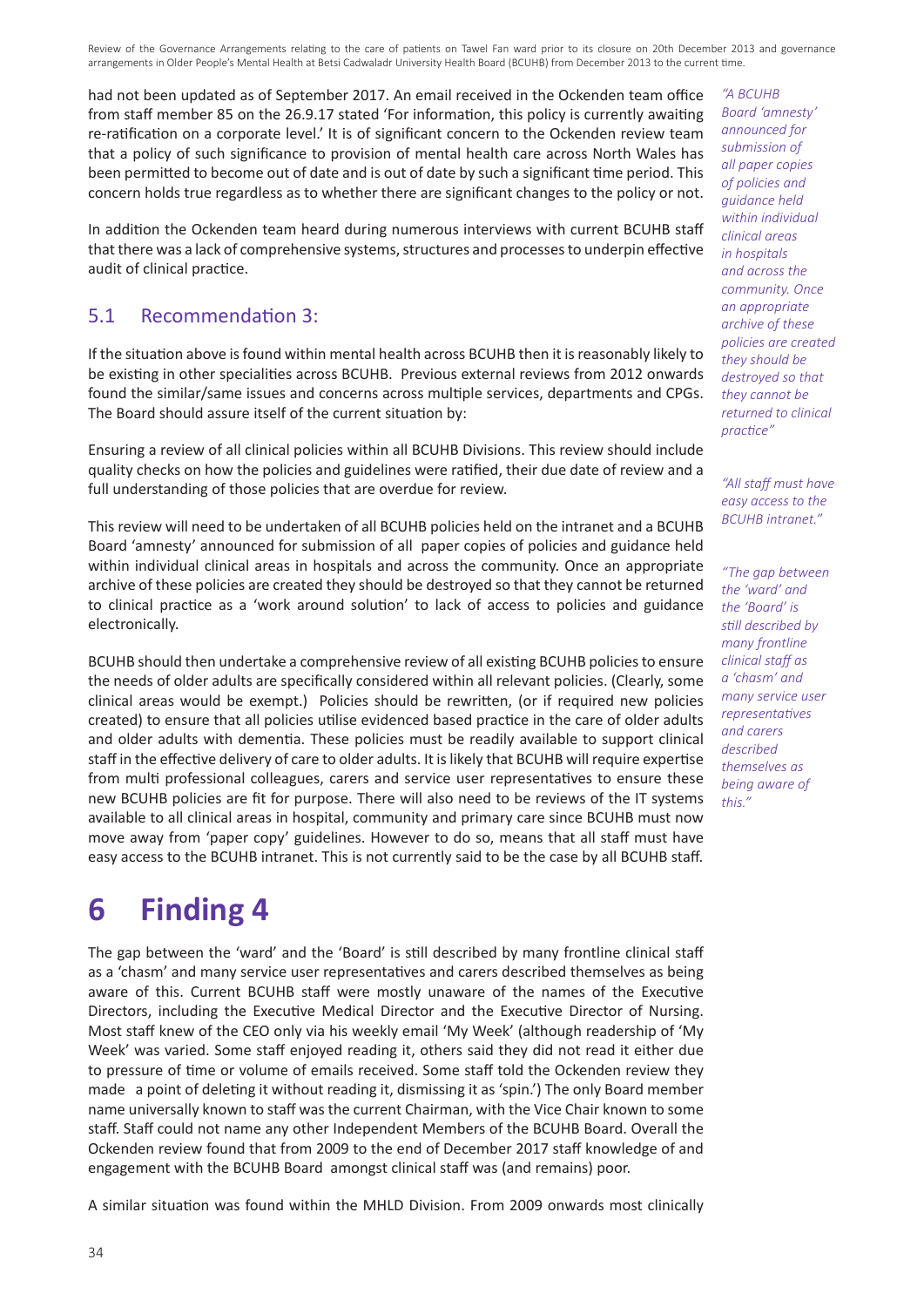had not been updated as of September 2017. An email received in the Ockenden team office from staff member 85 on the 26.9.17 stated 'For information, this policy is currently awaiting re-ratification on a corporate level.' It is of significant concern to the Ockenden review team that a policy of such significance to provision of mental health care across North Wales has been permitted to become out of date and is out of date by such a significant time period. This concern holds true regardless as to whether there are significant changes to the policy or not.

In addition the Ockenden team heard during numerous interviews with current BCUHB staff that there was a lack of comprehensive systems, structures and processes to underpin effective audit of clinical practice.

## 5.1 Recommendation 3:

If the situation above is found within mental health across BCUHB then it is reasonably likely to be existing in other specialities across BCUHB. Previous external reviews from 2012 onwards found the similar/same issues and concerns across multiple services, departments and CPGs. The Board should assure itself of the current situation by:

Ensuring a review of all clinical policies within all BCUHB Divisions. This review should include quality checks on how the policies and guidelines were ratified, their due date of review and a full understanding of those policies that are overdue for review.

This review will need to be undertaken of all BCUHB policies held on the intranet and a BCUHB Board 'amnesty' announced for submission of all paper copies of policies and guidance held within individual clinical areas in hospitals and across the community. Once an appropriate archive of these policies are created they should be destroyed so that they cannot be returned to clinical practice as a 'work around solution' to lack of access to policies and guidance electronically.

BCUHB should then undertake a comprehensive review of all existing BCUHB policies to ensure the needs of older adults are specifically considered within all relevant policies. (Clearly, some clinical areas would be exempt.) Policies should be rewritten, (or if required new policies created) to ensure that all policies utilise evidenced based practice in the care of older adults and older adults with dementia. These policies must be readily available to support clinical staff in the effective delivery of care to older adults. It is likely that BCUHB will require expertise from multi professional colleagues, carers and service user representatives to ensure these new BCUHB policies are fit for purpose. There will also need to be reviews of the IT systems available to all clinical areas in hospital, community and primary care since BCUHB must now move away from 'paper copy' guidelines. However to do so, means that all staff must have easy access to the BCUHB intranet. This is not currently said to be the case by all BCUHB staff.

*"A BCUHB Board 'amnesty' announced for submission of all paper copies of policies and guidance held within individual clinical areas in hospitals and across the community. Once an appropriate archive of these policies are created they should be destroyed so that they cannot be returned to clinical practice"*

*"All staff must have easy access to the BCUHB intranet."*

*"The gap between the 'ward' and the 'Board' is still described by many frontline clinical staff as a 'chasm' and many service user representatives and carers described themselves as being aware of this."*

# 6 Finding 4

The gap between the 'ward' and the 'Board' is still described by many frontline clinical staff as a 'chasm' and many service user representatives and carers described themselves as being aware of this. Current BCUHB staff were mostly unaware of the names of the Executive Directors, including the Executive Medical Director and the Executive Director of Nursing. Most staff knew of the CEO only via his weekly email 'My Week' (although readership of 'My Week' was varied. Some staff enjoyed reading it, others said they did not read it either due to pressure of time or volume of emails received. Some staff told the Ockenden review they made a point of deleting it without reading it, dismissing it as 'spin.') The only Board member name universally known to staff was the current Chairman, with the Vice Chair known to some staff. Staff could not name any other Independent Members of the BCUHB Board. Overall the Ockenden review found that from 2009 to the end of December 2017 staff knowledge of and engagement with the BCUHB Board amongst clinical staff was (and remains) poor.

A similar situation was found within the MHLD Division. From 2009 onwards most clinically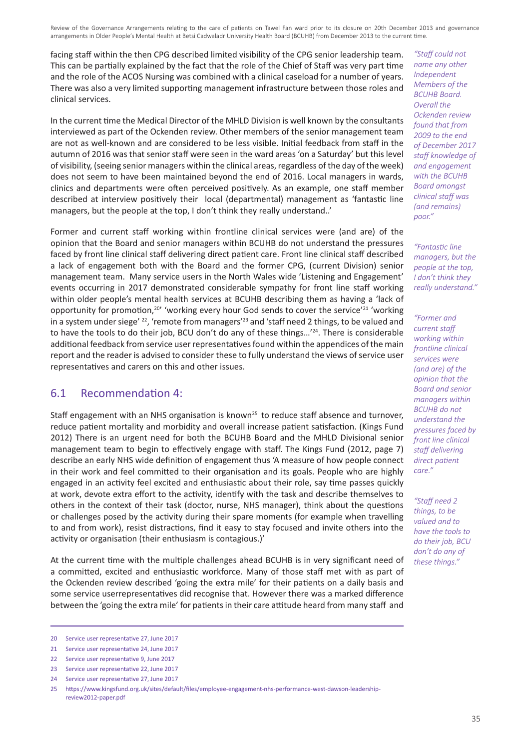facing staff within the then CPG described limited visibility of the CPG senior leadership team. This can be partially explained by the fact that the role of the Chief of Staff was very part time and the role of the ACOS Nursing was combined with a clinical caseload for a number of years. There was also a very limited supporting management infrastructure between those roles and clinical services.

In the current time the Medical Director of the MHLD Division is well known by the consultants interviewed as part of the Ockenden review. Other members of the senior management team are not as well-known and are considered to be less visible. Initial feedback from staff in the autumn of 2016 was that senior staff were seen in the ward areas 'on a Saturday' but this level of visibility, (seeing senior managers within the clinical areas, regardless of the day of the week) does not seem to have been maintained beyond the end of 2016. Local managers in wards, clinics and departments were often perceived positively. As an example, one staff member described at interview positively their local (departmental) management as 'fantastic line managers, but the people at the top, I don't think they really understand..'

Former and current staff working within frontline clinical services were (and are) of the opinion that the Board and senior managers within BCUHB do not understand the pressures faced by front line clinical staff delivering direct patient care. Front line clinical staff described a lack of engagement both with the Board and the former CPG, (current Division) senior management team. Many service users in the North Wales wide 'Listening and Engagement' events occurring in 2017 demonstrated considerable sympathy for front line staff working within older people's mental health services at BCUHB describing them as having a 'lack of opportunity for promotion,[20]' 'working every hour God sends to cover the service'[21] 'working in a system under siege' [22], 'remote from managers'[23] and 'staff need 2 things, to be valued and to have the tools to do their job, BCU don't do any of these things…'[24]. There is considerable additional feedback from service user representatives found within the appendices of the main report and the reader is advised to consider these to fully understand the views of service user representatives and carers on this and other issues.

*"Staff could not name any other Independent Members of the BCUHB Board. Overall the Ockenden review found that from 2009 to the end of December 2017 staff knowledge of and engagement with the BCUHB Board amongst clinical staff was (and remains) poor."*

*"Fantastic line managers, but the people at the top, I don't think they really understand."*

*"Former and current staff working within frontline clinical services were (and are) of the opinion that the Board and senior managers within BCUHB do not understand the pressures faced by front line clinical staff delivering direct patient care."*

*"Staff need 2 things, to be valued and to have the tools to do their job, BCU don't do any of these things."*

## 6.1 Recommendation 4:

Staff engagement with an NHS organisation is known[25] to reduce staff absence and turnover, reduce patient mortality and morbidity and overall increase patient satisfaction. (Kings Fund 2012) There is an urgent need for both the BCUHB Board and the MHLD Divisional senior management team to begin to effectively engage with staff. The Kings Fund (2012, page 7) describe an early NHS wide definition of engagement thus 'A measure of how people connect in their work and feel committed to their organisation and its goals. People who are highly engaged in an activity feel excited and enthusiastic about their role, say time passes quickly at work, devote extra effort to the activity, identify with the task and describe themselves to others in the context of their task (doctor, nurse, NHS manager), think about the questions or challenges posed by the activity during their spare moments (for example when travelling to and from work), resist distractions, find it easy to stay focused and invite others into the activity or organisation (their enthusiasm is contagious.)'

At the current time with the multiple challenges ahead BCUHB is in very significant need of a committed, excited and enthusiastic workforce. Many of those staff met with as part of the Ockenden review described 'going the extra mile' for their patients on a daily basis and some service userrepresentatives did recognise that. However there was a marked difference between the 'going the extra mile' for patients in their care attitude heard from many staff and

---

20 Service user representative 27, June 2017

21 Service user representative 24, June 2017

22 Service user representative 9, June 2017

23 Service user representative 22, June 2017

24 Service user representative 27, June 2017

25 https://www.kingsfund.org.uk/sites/default/files/employee-engagement-nhs-performance-west-dawson-leadership-review2012-paper.pdf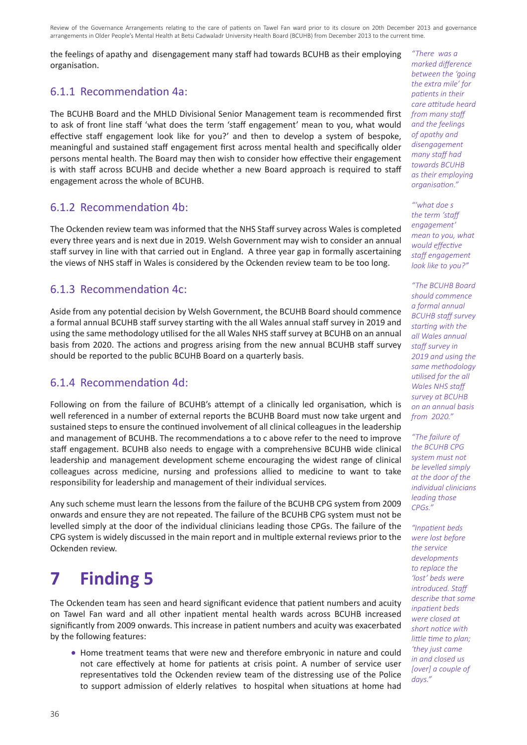the feelings of apathy and disengagement many staff had towards BCUHB as their employing organisation.

## 6.1.1 Recommendation 4a:

The BCUHB Board and the MHLD Divisional Senior Management team is recommended first to ask of front line staff 'what does the term 'staff engagement' mean to you, what would effective staff engagement look like for you?' and then to develop a system of bespoke, meaningful and sustained staff engagement first across mental health and specifically older persons mental health. The Board may then wish to consider how effective their engagement is with staff across BCUHB and decide whether a new Board approach is required to staff engagement across the whole of BCUHB.

## 6.1.2 Recommendation 4b:

The Ockenden review team was informed that the NHS Staff survey across Wales is completed every three years and is next due in 2019. Welsh Government may wish to consider an annual staff survey in line with that carried out in England. A three year gap in formally ascertaining the views of NHS staff in Wales is considered by the Ockenden review team to be too long.

## 6.1.3 Recommendation 4c:

Aside from any potential decision by Welsh Government, the BCUHB Board should commence a formal annual BCUHB staff survey starting with the all Wales annual staff survey in 2019 and using the same methodology utilised for the all Wales NHS staff survey at BCUHB on an annual basis from 2020. The actions and progress arising from the new annual BCUHB staff survey should be reported to the public BCUHB Board on a quarterly basis.

## 6.1.4 Recommendation 4d:

Following on from the failure of BCUHB's attempt of a clinically led organisation, which is well referenced in a number of external reports the BCUHB Board must now take urgent and sustained steps to ensure the continued involvement of all clinical colleagues in the leadership and management of BCUHB. The recommendations a to c above refer to the need to improve staff engagement. BCUHB also needs to engage with a comprehensive BCUHB wide clinical leadership and management development scheme encouraging the widest range of clinical colleagues across medicine, nursing and professions allied to medicine to want to take responsibility for leadership and management of their individual services.

Any such scheme must learn the lessons from the failure of the BCUHB CPG system from 2009 onwards and ensure they are not repeated. The failure of the BCUHB CPG system must not be levelled simply at the door of the individual clinicians leading those CPGs. The failure of the CPG system is widely discussed in the main report and in multiple external reviews prior to the Ockenden review.

# 7 Finding 5

The Ockenden team has seen and heard significant evidence that patient numbers and acuity on Tawel Fan ward and all other inpatient mental health wards across BCUHB increased significantly from 2009 onwards. This increase in patient numbers and acuity was exacerbated by the following features:

- Home treatment teams that were new and therefore embryonic in nature and could not care effectively at home for patients at crisis point. A number of service user representatives told the Ockenden review team of the distressing use of the Police to support admission of elderly relatives to hospital when situations at home had

*"There was a marked difference between the 'going the extra mile' for patients in their care attitude heard from many staff and the feelings of apathy and disengagement many staff had towards BCUHB as their employing organisation."*

*"'what doe s the term 'staff engagement' mean to you, what would effective staff engagement look like to you?"*

*"The BCUHB Board should commence a formal annual BCUHB staff survey starting with the all Wales annual staff survey in 2019 and using the same methodology utilised for the all Wales NHS staff survey at BCUHB on an annual basis from 2020."*

*"The failure of the BCUHB CPG system must not be levelled simply at the door of the individual clinicians leading those CPGs."*

*"Inpatient beds were lost before the service developments to replace the 'lost' beds were introduced. Staff describe that some inpatient beds were closed at short notice with little time to plan; 'they just came in and closed us [over] a couple of days."*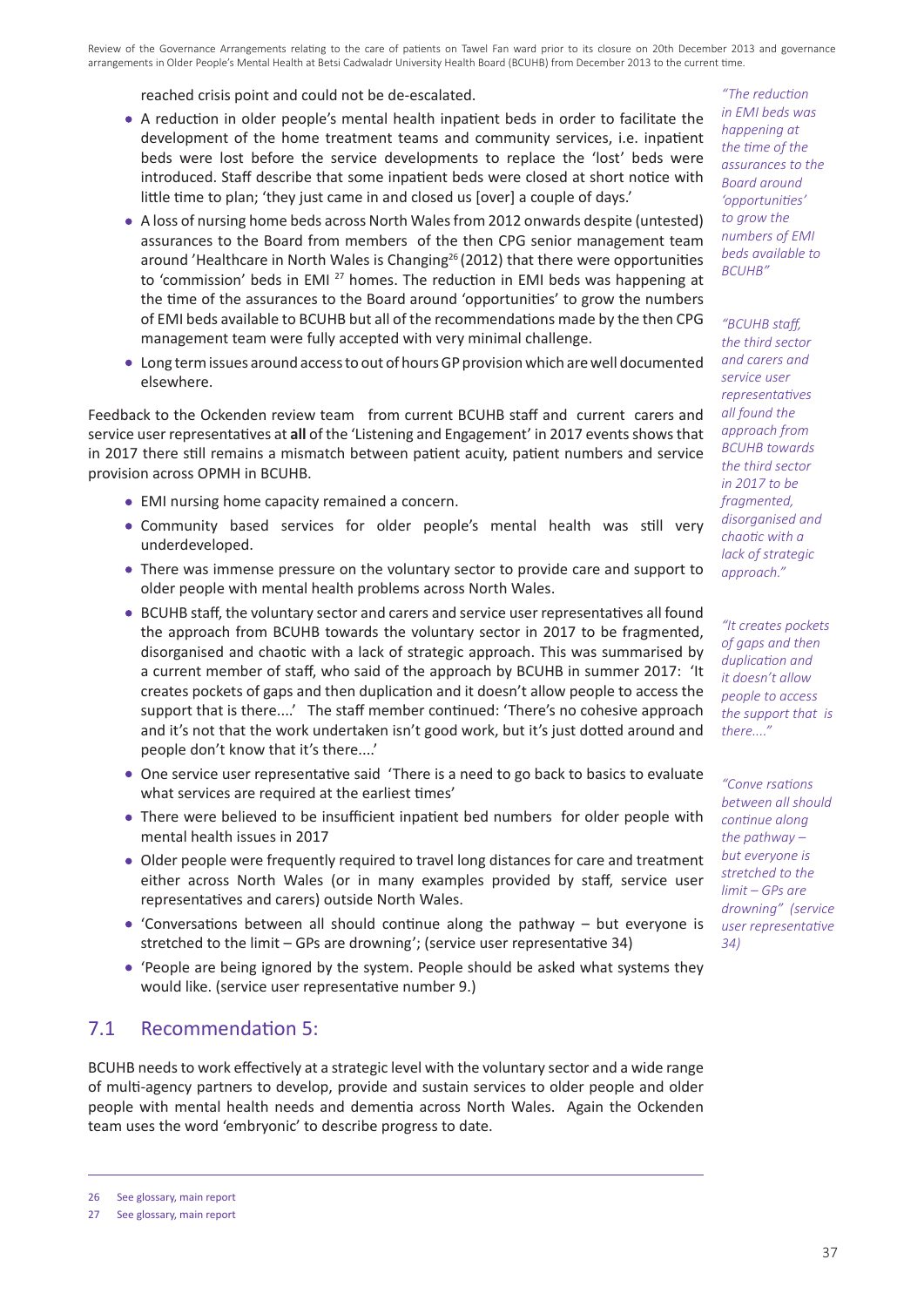reached crisis point and could not be de-escalated.

- A reduction in older people's mental health inpatient beds in order to facilitate the development of the home treatment teams and community services, i.e. inpatient beds were lost before the service developments to replace the 'lost' beds were introduced. Staff describe that some inpatient beds were closed at short notice with little time to plan; 'they just came in and closed us [over] a couple of days.'
- A loss of nursing home beds across North Wales from 2012 onwards despite (untested) assurances to the Board from members of the then CPG senior management team around 'Healthcare in North Wales is Changing[26] (2012) that there were opportunities to 'commission' beds in EMI [27] homes. The reduction in EMI beds was happening at the time of the assurances to the Board around 'opportunities' to grow the numbers of EMI beds available to BCUHB but all of the recommendations made by the then CPG management team were fully accepted with very minimal challenge.
- Long term issues around access to out of hours GP provision which are well documented elsewhere.

*"The reduction in EMI beds was happening at the time of the assurances to the Board around 'opportunities' to grow the numbers of EMI beds available to BCUHB"*

Feedback to the Ockenden review team from current BCUHB staff and current carers and service user representatives at **all** of the 'Listening and Engagement' in 2017 events shows that in 2017 there still remains a mismatch between patient acuity, patient numbers and service provision across OPMH in BCUHB.

- EMI nursing home capacity remained a concern.
- Community based services for older people's mental health was still very underdeveloped.
- There was immense pressure on the voluntary sector to provide care and support to older people with mental health problems across North Wales.
- BCUHB staff, the voluntary sector and carers and service user representatives all found the approach from BCUHB towards the voluntary sector in 2017 to be fragmented, disorganised and chaotic with a lack of strategic approach. This was summarised by a current member of staff, who said of the approach by BCUHB in summer 2017: 'It creates pockets of gaps and then duplication and it doesn't allow people to access the support that is there....' The staff member continued: 'There's no cohesive approach and it's not that the work undertaken isn't good work, but it's just dotted around and people don't know that it's there....'
- One service user representative said 'There is a need to go back to basics to evaluate what services are required at the earliest times'
- There were believed to be insufficient inpatient bed numbers for older people with mental health issues in 2017
- Older people were frequently required to travel long distances for care and treatment either across North Wales (or in many examples provided by staff, service user representatives and carers) outside North Wales.
- 'Conversations between all should continue along the pathway – but everyone is stretched to the limit – GPs are drowning'; (service user representative 34)
- 'People are being ignored by the system. People should be asked what systems they would like. (service user representative number 9.)

*"BCUHB staff, the third sector and carers and service user representatives all found the approach from BCUHB towards the third sector in 2017 to be fragmented, disorganised and chaotic with a lack of strategic approach."*

*"It creates pockets of gaps and then duplication and it doesn't allow people to access the support that is there...."*

*"Conve rsations between all should continue along the pathway – but everyone is stretched to the limit – GPs are drowning" (service user representative 34)*

## 7.1 Recommendation 5:

BCUHB needs to work effectively at a strategic level with the voluntary sector and a wide range of multi-agency partners to develop, provide and sustain services to older people and older people with mental health needs and dementia across North Wales. Again the Ockenden team uses the word 'embryonic' to describe progress to date.

26 See glossary, main report

27 See glossary, main report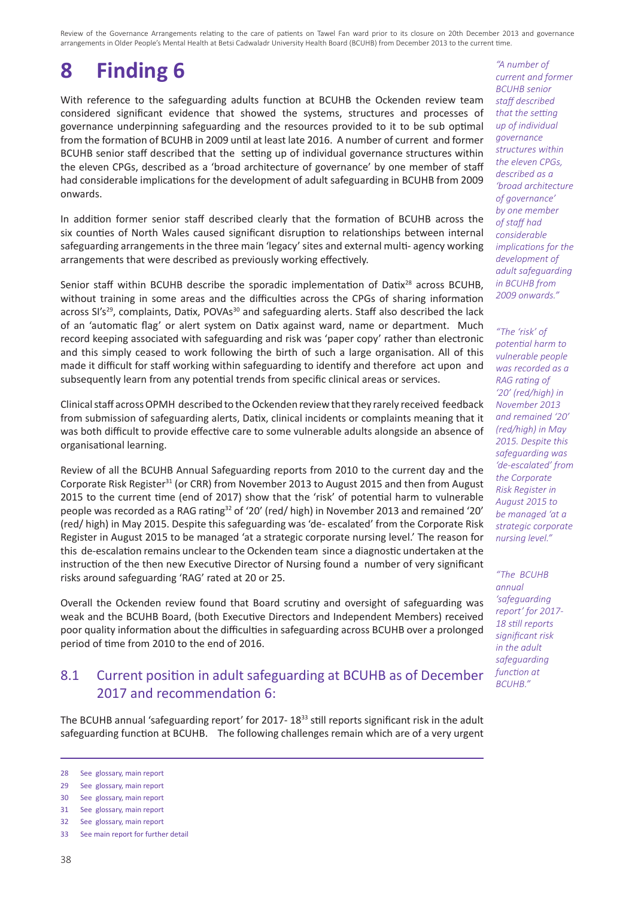# 8 Finding 6

With reference to the safeguarding adults function at BCUHB the Ockenden review team considered significant evidence that showed the systems, structures and processes of governance underpinning safeguarding and the resources provided to it to be sub optimal from the formation of BCUHB in 2009 until at least late 2016. A number of current and former BCUHB senior staff described that the setting up of individual governance structures within the eleven CPGs, described as a 'broad architecture of governance' by one member of staff had considerable implications for the development of adult safeguarding in BCUHB from 2009 onwards.

*"A number of current and former BCUHB senior staff described that the setting up of individual governance structures within the eleven CPGs, described as a 'broad architecture of governance' by one member of staff had considerable implications for the development of adult safeguarding in BCUHB from 2009 onwards."*

In addition former senior staff described clearly that the formation of BCUHB across the six counties of North Wales caused significant disruption to relationships between internal safeguarding arrangements in the three main 'legacy' sites and external multi- agency working arrangements that were described as previously working effectively.

Senior staff within BCUHB describe the sporadic implementation of Datix[28] across BCUHB, without training in some areas and the difficulties across the CPGs of sharing information across SI's[29], complaints, Datix, POVAs[30] and safeguarding alerts. Staff also described the lack of an 'automatic flag' or alert system on Datix against ward, name or department. Much record keeping associated with safeguarding and risk was 'paper copy' rather than electronic and this simply ceased to work following the birth of such a large organisation. All of this made it difficult for staff working within safeguarding to identify and therefore act upon and subsequently learn from any potential trends from specific clinical areas or services.

Clinical staff across OPMH described to the Ockenden review that they rarely received feedback from submission of safeguarding alerts, Datix, clinical incidents or complaints meaning that it was both difficult to provide effective care to some vulnerable adults alongside an absence of organisational learning.

*"The 'risk' of potential harm to vulnerable people was recorded as a RAG rating of '20' (red/high) in November 2013 and remained '20' (red/high) in May 2015. Despite this safeguarding was 'de-escalated' from the Corporate Risk Register in August 2015 to be managed 'at a strategic corporate nursing level.'"*

Review of all the BCUHB Annual Safeguarding reports from 2010 to the current day and the Corporate Risk Register[31] (or CRR) from November 2013 to August 2015 and then from August 2015 to the current time (end of 2017) show that the 'risk' of potential harm to vulnerable people was recorded as a RAG rating[32] of '20' (red/ high) in November 2013 and remained '20' (red/ high) in May 2015. Despite this safeguarding was 'de- escalated' from the Corporate Risk Register in August 2015 to be managed 'at a strategic corporate nursing level.' The reason for this de-escalation remains unclear to the Ockenden team since a diagnostic undertaken at the instruction of the then new Executive Director of Nursing found a number of very significant risks around safeguarding 'RAG' rated at 20 or 25.

Overall the Ockenden review found that Board scrutiny and oversight of safeguarding was weak and the BCUHB Board, (both Executive Directors and Independent Members) received poor quality information about the difficulties in safeguarding across BCUHB over a prolonged period of time from 2010 to the end of 2016.

*"The BCUHB annual 'safeguarding report' for 2017-18 still reports significant risk in the adult safeguarding function at BCUHB."*

## 8.1 Current position in adult safeguarding at BCUHB as of December 2017 and recommendation 6:

The BCUHB annual 'safeguarding report' for 2017- 18[33] still reports significant risk in the adult safeguarding function at BCUHB. The following challenges remain which are of a very urgent

[28] See glossary, main report

[29] See glossary, main report

[30] See glossary, main report

[31] See glossary, main report

[32] See glossary, main report

[33] See main report for further detail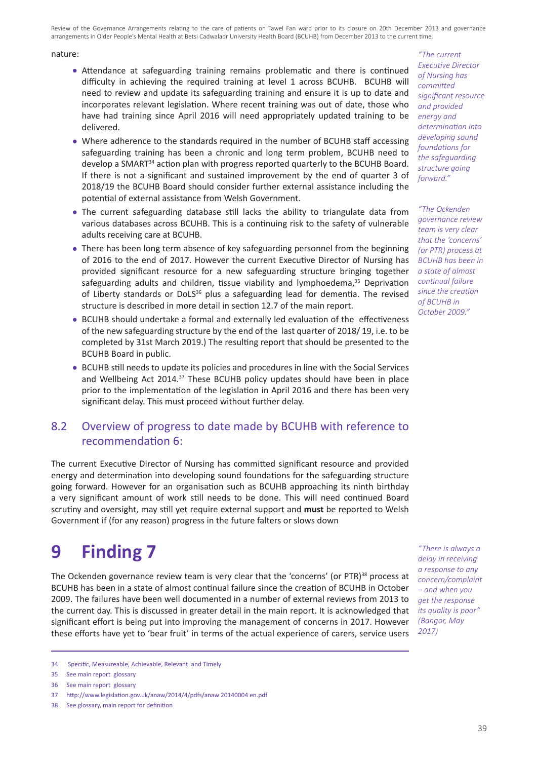nature:

- Attendance at safeguarding training remains problematic and there is continued difficulty in achieving the required training at level 1 across BCUHB. BCUHB will need to review and update its safeguarding training and ensure it is up to date and incorporates relevant legislation. Where recent training was out of date, those who have had training since April 2016 will need appropriately updated training to be delivered.
- Where adherence to the standards required in the number of BCUHB staff accessing safeguarding training has been a chronic and long term problem, BCUHB need to develop a SMART[34] action plan with progress reported quarterly to the BCUHB Board. If there is not a significant and sustained improvement by the end of quarter 3 of 2018/19 the BCUHB Board should consider further external assistance including the potential of external assistance from Welsh Government.
- The current safeguarding database still lacks the ability to triangulate data from various databases across BCUHB. This is a continuing risk to the safety of vulnerable adults receiving care at BCUHB.
- There has been long term absence of key safeguarding personnel from the beginning of 2016 to the end of 2017. However the current Executive Director of Nursing has provided significant resource for a new safeguarding structure bringing together safeguarding adults and children, tissue viability and lymphoedema,[35] Deprivation of Liberty standards or DoLS[36] plus a safeguarding lead for dementia. The revised structure is described in more detail in section 12.7 of the main report.
- BCUHB should undertake a formal and externally led evaluation of the effectiveness of the new safeguarding structure by the end of the last quarter of 2018/ 19, i.e. to be completed by 31st March 2019.) The resulting report that should be presented to the BCUHB Board in public.
- BCUHB still needs to update its policies and procedures in line with the Social Services and Wellbeing Act 2014.[37] These BCUHB policy updates should have been in place prior to the implementation of the legislation in April 2016 and there has been very significant delay. This must proceed without further delay.

*"The current Executive Director of Nursing has committed significant resource and provided energy and determination into developing sound foundations for the safeguarding structure going forward."*

*"The Ockenden governance review team is very clear that the 'concerns' (or PTR) process at BCUHB has been in a state of almost continual failure since the creation of BCUHB in October 2009."*

## 8.2 Overview of progress to date made by BCUHB with reference to recommendation 6:

The current Executive Director of Nursing has committed significant resource and provided energy and determination into developing sound foundations for the safeguarding structure going forward. However for an organisation such as BCUHB approaching its ninth birthday a very significant amount of work still needs to be done. This will need continued Board scrutiny and oversight, may still yet require external support and **must** be reported to Welsh Government if (for any reason) progress in the future falters or slows down

# 9 Finding 7

The Ockenden governance review team is very clear that the 'concerns' (or PTR)[38] process at BCUHB has been in a state of almost continual failure since the creation of BCUHB in October 2009. The failures have been well documented in a number of external reviews from 2013 to the current day. This is discussed in greater detail in the main report. It is acknowledged that significant effort is being put into improving the management of concerns in 2017. However these efforts have yet to 'bear fruit' in terms of the actual experience of carers, service users

*"There is always a delay in receiving a response to any concern/complaint – and when you get the response its quality is poor" (Bangor, May 2017)*

---

34 Specific, Measureable, Achievable, Relevant and Timely

35 See main report glossary

36 See main report glossary

37 http://www.legislation.gov.uk/anaw/2014/4/pdfs/anaw 20140004 en.pdf

38 See glossary, main report for definition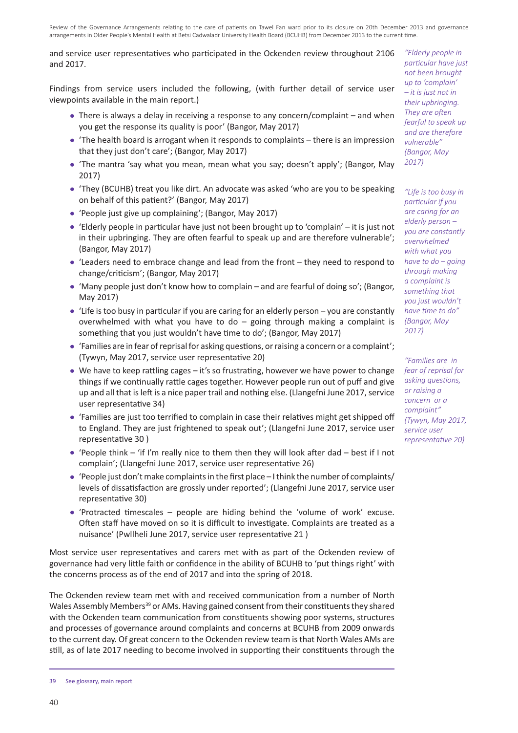and service user representatives who participated in the Ockenden review throughout 2106 and 2017.

Findings from service users included the following, (with further detail of service user viewpoints available in the main report.)

- There is always a delay in receiving a response to any concern/complaint – and when you get the response its quality is poor' (Bangor, May 2017)
- 'The health board is arrogant when it responds to complaints – there is an impression that they just don't care'; (Bangor, May 2017)
- 'The mantra 'say what you mean, mean what you say; doesn't apply'; (Bangor, May 2017)
- 'They (BCUHB) treat you like dirt. An advocate was asked 'who are you to be speaking on behalf of this patient?' (Bangor, May 2017)
- 'People just give up complaining'; (Bangor, May 2017)
- 'Elderly people in particular have just not been brought up to 'complain' – it is just not in their upbringing. They are often fearful to speak up and are therefore vulnerable'; (Bangor, May 2017)
- 'Leaders need to embrace change and lead from the front – they need to respond to change/criticism'; (Bangor, May 2017)
- 'Many people just don't know how to complain – and are fearful of doing so'; (Bangor, May 2017)
- 'Life is too busy in particular if you are caring for an elderly person – you are constantly overwhelmed with what you have to do – going through making a complaint is something that you just wouldn't have time to do'; (Bangor, May 2017)
- 'Families are in fear of reprisal for asking questions, or raising a concern or a complaint'; (Tywyn, May 2017, service user representative 20)
- We have to keep rattling cages – it's so frustrating, however we have power to change things if we continually rattle cages together. However people run out of puff and give up and all that is left is a nice paper trail and nothing else. (Llangefni June 2017, service user representative 34)
- 'Families are just too terrified to complain in case their relatives might get shipped off to England. They are just frightened to speak out'; (Llangefni June 2017, service user representative 30 )
- 'People think – 'if I'm really nice to them then they will look after dad – best if I not complain'; (Llangefni June 2017, service user representative 26)
- 'People just don't make complaints in the first place – I think the number of complaints/levels of dissatisfaction are grossly under reported'; (Llangefni June 2017, service user representative 30)
- 'Protracted timescales – people are hiding behind the 'volume of work' excuse. Often staff have moved on so it is difficult to investigate. Complaints are treated as a nuisance' (Pwllheli June 2017, service user representative 21 )

*"Elderly people in particular have just not been brought up to 'complain' – it is just not in their upbringing. They are often fearful to speak up and are therefore vulnerable" (Bangor, May 2017)*

*"Life is too busy in particular if you are caring for an elderly person – you are constantly overwhelmed with what you have to do – going through making a complaint is something that you just wouldn't have time to do" (Bangor, May 2017)*

*"Families are in fear of reprisal for asking questions, or raising a concern or a complaint" (Tywyn, May 2017, service user representative 20)*

Most service user representatives and carers met with as part of the Ockenden review of governance had very little faith or confidence in the ability of BCUHB to 'put things right' with the concerns process as of the end of 2017 and into the spring of 2018.

The Ockenden review team met with and received communication from a number of North Wales Assembly Members[39] or AMs. Having gained consent from their constituents they shared with the Ockenden team communication from constituents showing poor systems, structures and processes of governance around complaints and concerns at BCUHB from 2009 onwards to the current day. Of great concern to the Ockenden review team is that North Wales AMs are still, as of late 2017 needing to become involved in supporting their constituents through the

39 See glossary, main report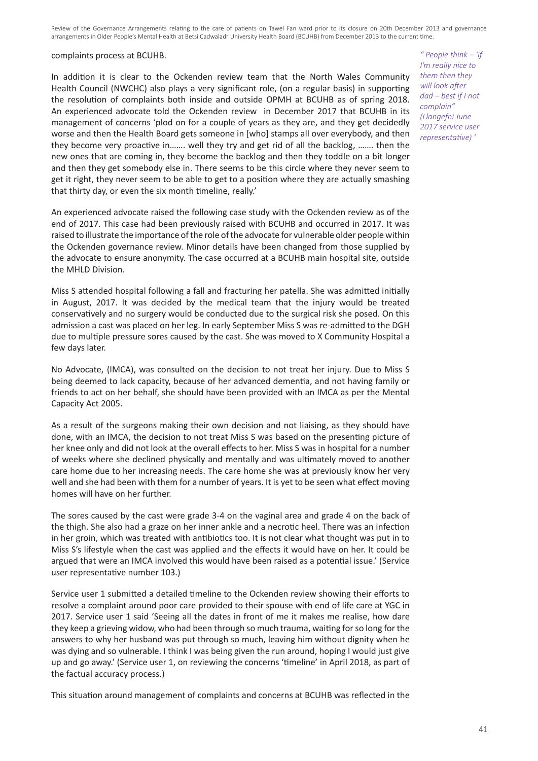complaints process at BCUHB.

In addition it is clear to the Ockenden review team that the North Wales Community Health Council (NWCHC) also plays a very significant role, (on a regular basis) in supporting the resolution of complaints both inside and outside OPMH at BCUHB as of spring 2018. An experienced advocate told the Ockenden review in December 2017 that BCUHB in its management of concerns 'plod on for a couple of years as they are, and they get decidedly worse and then the Health Board gets someone in [who] stamps all over everybody, and then they become very proactive in……. well they try and get rid of all the backlog, ……. then the new ones that are coming in, they become the backlog and then they toddle on a bit longer and then they get somebody else in. There seems to be this circle where they never seem to get it right, they never seem to be able to get to a position where they are actually smashing that thirty day, or even the six month timeline, really.'

*" People think – 'if I'm really nice to them then they will look after dad – best if I not complain" (Llangefni June 2017 service user representative) '*

An experienced advocate raised the following case study with the Ockenden review as of the end of 2017. This case had been previously raised with BCUHB and occurred in 2017. It was raised to illustrate the importance of the role of the advocate for vulnerable older people within the Ockenden governance review. Minor details have been changed from those supplied by the advocate to ensure anonymity. The case occurred at a BCUHB main hospital site, outside the MHLD Division.

Miss S attended hospital following a fall and fracturing her patella. She was admitted initially in August, 2017. It was decided by the medical team that the injury would be treated conservatively and no surgery would be conducted due to the surgical risk she posed. On this admission a cast was placed on her leg. In early September Miss S was re-admitted to the DGH due to multiple pressure sores caused by the cast. She was moved to X Community Hospital a few days later.

No Advocate, (IMCA), was consulted on the decision to not treat her injury. Due to Miss S being deemed to lack capacity, because of her advanced dementia, and not having family or friends to act on her behalf, she should have been provided with an IMCA as per the Mental Capacity Act 2005.

As a result of the surgeons making their own decision and not liaising, as they should have done, with an IMCA, the decision to not treat Miss S was based on the presenting picture of her knee only and did not look at the overall effects to her. Miss S was in hospital for a number of weeks where she declined physically and mentally and was ultimately moved to another care home due to her increasing needs. The care home she was at previously know her very well and she had been with them for a number of years. It is yet to be seen what effect moving homes will have on her further.

The sores caused by the cast were grade 3-4 on the vaginal area and grade 4 on the back of the thigh. She also had a graze on her inner ankle and a necrotic heel. There was an infection in her groin, which was treated with antibiotics too. It is not clear what thought was put in to Miss S's lifestyle when the cast was applied and the effects it would have on her. It could be argued that were an IMCA involved this would have been raised as a potential issue.' (Service user representative number 103.)

Service user 1 submitted a detailed timeline to the Ockenden review showing their efforts to resolve a complaint around poor care provided to their spouse with end of life care at YGC in 2017. Service user 1 said 'Seeing all the dates in front of me it makes me realise, how dare they keep a grieving widow, who had been through so much trauma, waiting for so long for the answers to why her husband was put through so much, leaving him without dignity when he was dying and so vulnerable. I think I was being given the run around, hoping I would just give up and go away.' (Service user 1, on reviewing the concerns 'timeline' in April 2018, as part of the factual accuracy process.)

This situation around management of complaints and concerns at BCUHB was reflected in the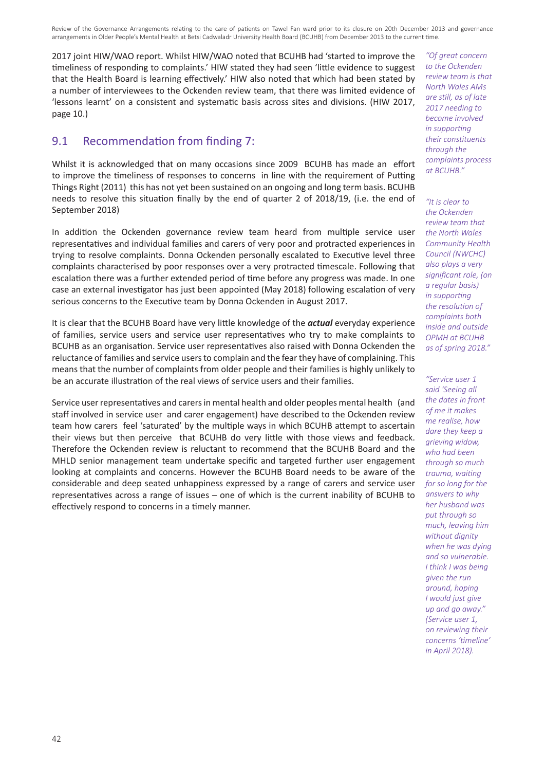2017 joint HIW/WAO report. Whilst HIW/WAO noted that BCUHB had 'started to improve the timeliness of responding to complaints.' HIW stated they had seen 'little evidence to suggest that the Health Board is learning effectively.' HIW also noted that which had been stated by a number of interviewees to the Ockenden review team, that there was limited evidence of 'lessons learnt' on a consistent and systematic basis across sites and divisions. (HIW 2017, page 10.)

## 9.1 Recommendation from finding 7:

Whilst it is acknowledged that on many occasions since 2009 BCUHB has made an effort to improve the timeliness of responses to concerns in line with the requirement of Putting Things Right (2011) this has not yet been sustained on an ongoing and long term basis. BCUHB needs to resolve this situation finally by the end of quarter 2 of 2018/19, (i.e. the end of September 2018)

In addition the Ockenden governance review team heard from multiple service user representatives and individual families and carers of very poor and protracted experiences in trying to resolve complaints. Donna Ockenden personally escalated to Executive level three complaints characterised by poor responses over a very protracted timescale. Following that escalation there was a further extended period of time before any progress was made. In one case an external investigator has just been appointed (May 2018) following escalation of very serious concerns to the Executive team by Donna Ockenden in August 2017.

It is clear that the BCUHB Board have very little knowledge of the ***actual*** everyday experience of families, service users and service user representatives who try to make complaints to BCUHB as an organisation. Service user representatives also raised with Donna Ockenden the reluctance of families and service users to complain and the fear they have of complaining. This means that the number of complaints from older people and their families is highly unlikely to be an accurate illustration of the real views of service users and their families.

Service user representatives and carers in mental health and older peoples mental health (and staff involved in service user and carer engagement) have described to the Ockenden review team how carers feel 'saturated' by the multiple ways in which BCUHB attempt to ascertain their views but then perceive that BCUHB do very little with those views and feedback. Therefore the Ockenden review is reluctant to recommend that the BCUHB Board and the MHLD senior management team undertake specific and targeted further user engagement looking at complaints and concerns. However the BCUHB Board needs to be aware of the considerable and deep seated unhappiness expressed by a range of carers and service user representatives across a range of issues – one of which is the current inability of BCUHB to effectively respond to concerns in a timely manner.

*"Of great concern to the Ockenden review team is that North Wales AMs are still, as of late 2017 needing to become involved in supporting their constituents through the complaints process at BCUHB."*

*"It is clear to the Ockenden review team that the North Wales Community Health Council (NWCHC) also plays a very significant role, (on a regular basis) in supporting the resolution of complaints both inside and outside OPMH at BCUHB as of spring 2018."*

*"Service user 1 said 'Seeing all the dates in front of me it makes me realise, how dare they keep a grieving widow, who had been through so much trauma, waiting for so long for the answers to why her husband was put through so much, leaving him without dignity when he was dying and so vulnerable. I think I was being given the run around, hoping I would just give up and go away." (Service user 1, on reviewing their concerns 'timeline' in April 2018).*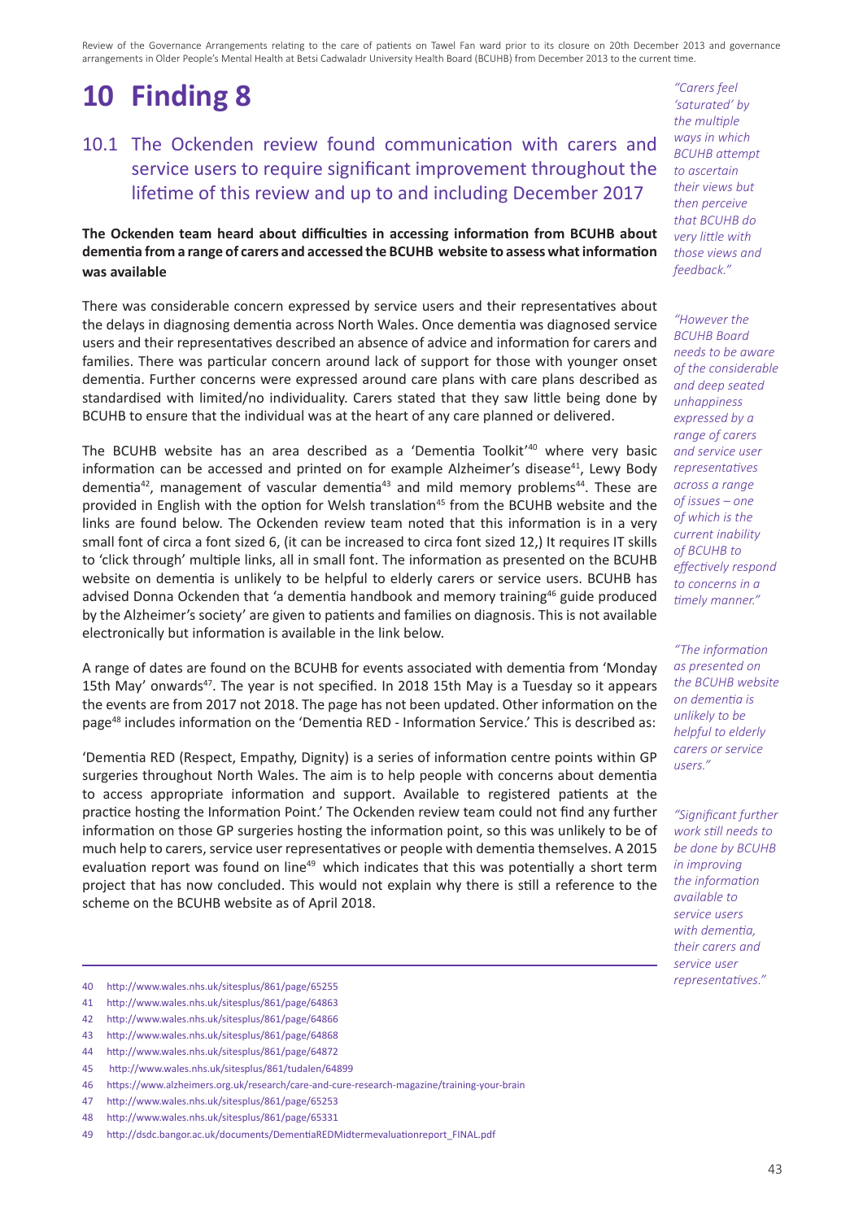# 10 Finding 8

## 10.1 The Ockenden review found communication with carers and service users to require significant improvement throughout the lifetime of this review and up to and including December 2017

**The Ockenden team heard about difficulties in accessing information from BCUHB about dementia from a range of carers and accessed the BCUHB website to assess what information was available**

There was considerable concern expressed by service users and their representatives about the delays in diagnosing dementia across North Wales. Once dementia was diagnosed service users and their representatives described an absence of advice and information for carers and families. There was particular concern around lack of support for those with younger onset dementia. Further concerns were expressed around care plans with care plans described as standardised with limited/no individuality. Carers stated that they saw little being done by BCUHB to ensure that the individual was at the heart of any care planned or delivered.

The BCUHB website has an area described as a 'Dementia Toolkit'[40] where very basic information can be accessed and printed on for example Alzheimer's disease[41], Lewy Body dementia[42], management of vascular dementia[43] and mild memory problems[44]. These are provided in English with the option for Welsh translation[45] from the BCUHB website and the links are found below. The Ockenden review team noted that this information is in a very small font of circa a font sized 6, (it can be increased to circa font sized 12,) It requires IT skills to 'click through' multiple links, all in small font. The information as presented on the BCUHB website on dementia is unlikely to be helpful to elderly carers or service users. BCUHB has advised Donna Ockenden that 'a dementia handbook and memory training[46] guide produced by the Alzheimer's society' are given to patients and families on diagnosis. This is not available electronically but information is available in the link below.

A range of dates are found on the BCUHB for events associated with dementia from 'Monday 15th May' onwards[47]. The year is not specified. In 2018 15th May is a Tuesday so it appears the events are from 2017 not 2018. The page has not been updated. Other information on the page[48] includes information on the 'Dementia RED - Information Service.' This is described as:

'Dementia RED (Respect, Empathy, Dignity) is a series of information centre points within GP surgeries throughout North Wales. The aim is to help people with concerns about dementia to access appropriate information and support. Available to registered patients at the practice hosting the Information Point.' The Ockenden review team could not find any further information on those GP surgeries hosting the information point, so this was unlikely to be of much help to carers, service user representatives or people with dementia themselves. A 2015 evaluation report was found on line[49] which indicates that this was potentially a short term project that has now concluded. This would not explain why there is still a reference to the scheme on the BCUHB website as of April 2018.

*"Carers feel 'saturated' by the multiple ways in which BCUHB attempt to ascertain their views but then perceive that BCUHB do very little with those views and feedback."*

*"However the BCUHB Board needs to be aware of the considerable and deep seated unhappiness expressed by a range of carers and service user representatives across a range of issues – one of which is the current inability of BCUHB to effectively respond to concerns in a timely manner."*

*"The information as presented on the BCUHB website on dementia is unlikely to be helpful to elderly carers or service users."*

*"Significant further work still needs to be done by BCUHB in improving the information available to service users with dementia, their carers and service user representatives."*

---

40 http://www.wales.nhs.uk/sitesplus/861/page/65255

41 http://www.wales.nhs.uk/sitesplus/861/page/64863

42 http://www.wales.nhs.uk/sitesplus/861/page/64866

43 http://www.wales.nhs.uk/sitesplus/861/page/64868

44 http://www.wales.nhs.uk/sitesplus/861/page/64872

45 http://www.wales.nhs.uk/sitesplus/861/tudalen/64899

46 https://www.alzheimers.org.uk/research/care-and-cure-research-magazine/training-your-brain

47 http://www.wales.nhs.uk/sitesplus/861/page/65253

48 http://www.wales.nhs.uk/sitesplus/861/page/65331

49 http://dsdc.bangor.ac.uk/documents/DementiaREDMidtermevaluationreport_FINAL.pdf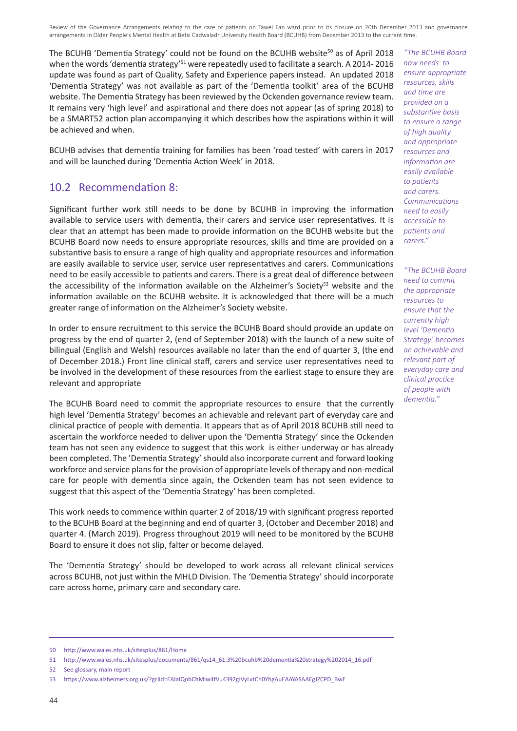The BCUHB 'Dementia Strategy' could not be found on the BCUHB website[50] as of April 2018 when the words 'dementia strategy'[51] were repeatedly used to facilitate a search. A 2014- 2016 update was found as part of Quality, Safety and Experience papers instead. An updated 2018 'Dementia Strategy' was not available as part of the 'Dementia toolkit' area of the BCUHB website. The Dementia Strategy has been reviewed by the Ockenden governance review team. It remains very 'high level' and aspirational and there does not appear (as of spring 2018) to be a SMART52 action plan accompanying it which describes how the aspirations within it will be achieved and when.

BCUHB advises that dementia training for families has been 'road tested' with carers in 2017 and will be launched during 'Dementia Action Week' in 2018.

## 10.2 Recommendation 8:

Significant further work still needs to be done by BCUHB in improving the information available to service users with dementia, their carers and service user representatives. It is clear that an attempt has been made to provide information on the BCUHB website but the BCUHB Board now needs to ensure appropriate resources, skills and time are provided on a substantive basis to ensure a range of high quality and appropriate resources and information are easily available to service user, service user representatives and carers. Communications need to be easily accessible to patients and carers. There is a great deal of difference between the accessibility of the information available on the Alzheimer's Society[53] website and the information available on the BCUHB website. It is acknowledged that there will be a much greater range of information on the Alzheimer's Society website.

In order to ensure recruitment to this service the BCUHB Board should provide an update on progress by the end of quarter 2, (end of September 2018) with the launch of a new suite of bilingual (English and Welsh) resources available no later than the end of quarter 3, (the end of December 2018.) Front line clinical staff, carers and service user representatives need to be involved in the development of these resources from the earliest stage to ensure they are relevant and appropriate

The BCUHB Board need to commit the appropriate resources to ensure that the currently high level 'Dementia Strategy' becomes an achievable and relevant part of everyday care and clinical practice of people with dementia. It appears that as of April 2018 BCUHB still need to ascertain the workforce needed to deliver upon the 'Dementia Strategy' since the Ockenden team has not seen any evidence to suggest that this work is either underway or has already been completed. The 'Dementia Strategy' should also incorporate current and forward looking workforce and service plans for the provision of appropriate levels of therapy and non-medical care for people with dementia since again, the Ockenden team has not seen evidence to suggest that this aspect of the 'Dementia Strategy' has been completed.

This work needs to commence within quarter 2 of 2018/19 with significant progress reported to the BCUHB Board at the beginning and end of quarter 3, (October and December 2018) and quarter 4. (March 2019). Progress throughout 2019 will need to be monitored by the BCUHB Board to ensure it does not slip, falter or become delayed.

The 'Dementia Strategy' should be developed to work across all relevant clinical services across BCUHB, not just within the MHLD Division. The 'Dementia Strategy' should incorporate care across home, primary care and secondary care.

*"The BCUHB Board now needs to ensure appropriate resources, skills and time are provided on a substantive basis to ensure a range of high quality and appropriate resources and information are easily available to patients and carers. Communications need to easily accessible to patients and carers."*

*"The BCUHB Board need to commit the appropriate resources to ensure that the currently high level 'Dementia Strategy' becomes an achievable and relevant part of everyday care and clinical practice of people with dementia."*

---

50 http://www.wales.nhs.uk/sitesplus/861/Home

51 http://www.wales.nhs.uk/sitesplus/documents/861/qs14_61.3%20bcuhb%20dementia%20strategy%202014_16.pdf

52 See glossary, main report

53 https://www.alzheimers.org.uk/?gclid=EAIaIQobChMIw4fVu4392gIVyLvtCh0YhgAuEAAYASAAEgJZCPD_BwE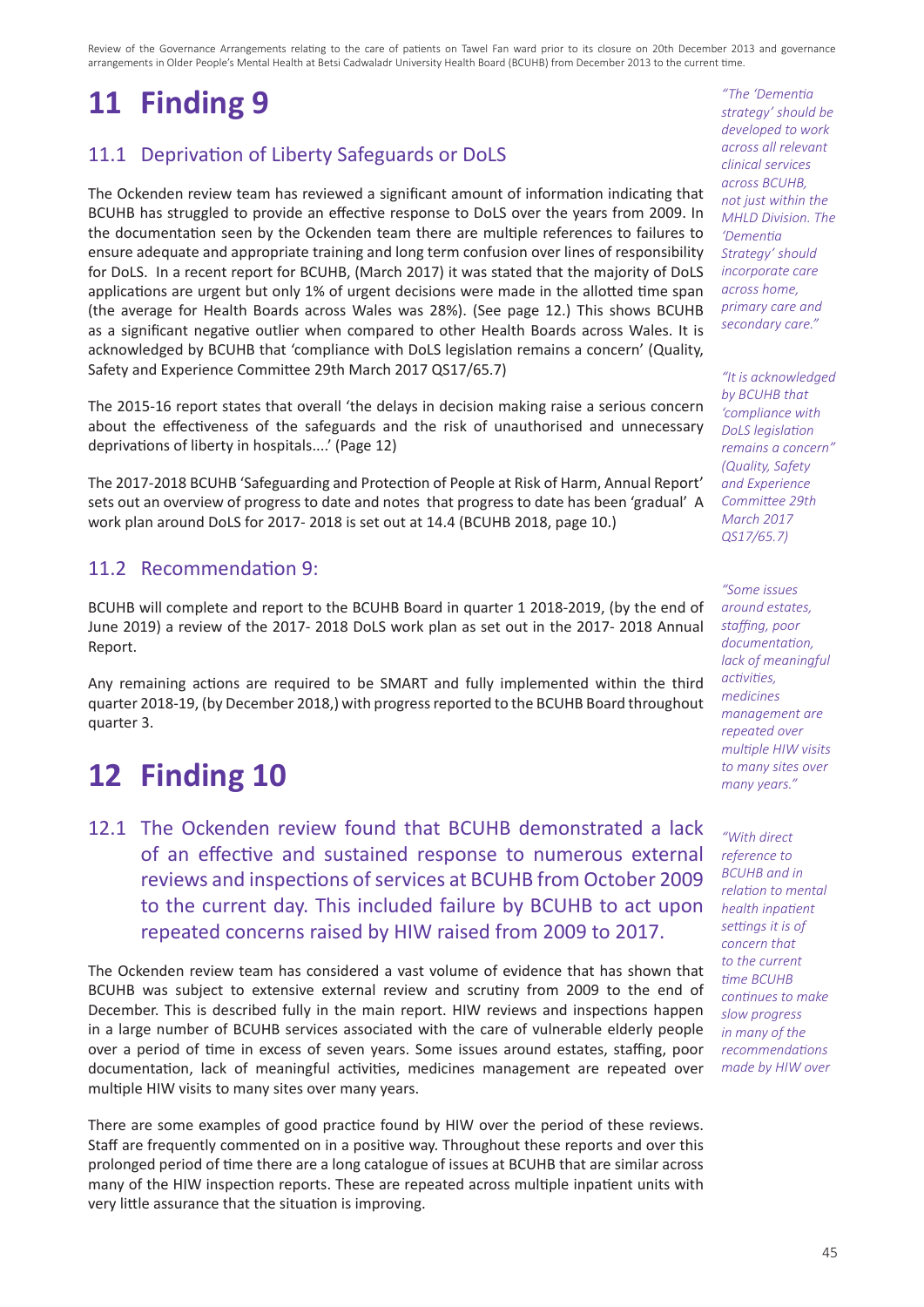# 11 Finding 9

## 11.1 Deprivation of Liberty Safeguards or DoLS

The Ockenden review team has reviewed a significant amount of information indicating that BCUHB has struggled to provide an effective response to DoLS over the years from 2009. In the documentation seen by the Ockenden team there are multiple references to failures to ensure adequate and appropriate training and long term confusion over lines of responsibility for DoLS. In a recent report for BCUHB, (March 2017) it was stated that the majority of DoLS applications are urgent but only 1% of urgent decisions were made in the allotted time span (the average for Health Boards across Wales was 28%). (See page 12.) This shows BCUHB as a significant negative outlier when compared to other Health Boards across Wales. It is acknowledged by BCUHB that 'compliance with DoLS legislation remains a concern' (Quality, Safety and Experience Committee 29th March 2017 QS17/65.7)

The 2015-16 report states that overall 'the delays in decision making raise a serious concern about the effectiveness of the safeguards and the risk of unauthorised and unnecessary deprivations of liberty in hospitals....' (Page 12)

The 2017-2018 BCUHB 'Safeguarding and Protection of People at Risk of Harm, Annual Report' sets out an overview of progress to date and notes that progress to date has been 'gradual' A work plan around DoLS for 2017- 2018 is set out at 14.4 (BCUHB 2018, page 10.)

## 11.2 Recommendation 9:

BCUHB will complete and report to the BCUHB Board in quarter 1 2018-2019, (by the end of June 2019) a review of the 2017- 2018 DoLS work plan as set out in the 2017- 2018 Annual Report.

Any remaining actions are required to be SMART and fully implemented within the third quarter 2018-19, (by December 2018,) with progress reported to the BCUHB Board throughout quarter 3.

*"The 'Dementia strategy' should be developed to work across all relevant clinical services across BCUHB, not just within the MHLD Division. The 'Dementia Strategy' should incorporate care across home, primary care and secondary care."*

*"It is acknowledged by BCUHB that 'compliance with DoLS legislation remains a concern" (Quality, Safety and Experience Committee 29th March 2017 QS17/65.7)*

# 12 Finding 10

## 12.1 The Ockenden review found that BCUHB demonstrated a lack of an effective and sustained response to numerous external reviews and inspections of services at BCUHB from October 2009 to the current day. This included failure by BCUHB to act upon repeated concerns raised by HIW raised from 2009 to 2017.

The Ockenden review team has considered a vast volume of evidence that has shown that BCUHB was subject to extensive external review and scrutiny from 2009 to the end of December. This is described fully in the main report. HIW reviews and inspections happen in a large number of BCUHB services associated with the care of vulnerable elderly people over a period of time in excess of seven years. Some issues around estates, staffing, poor documentation, lack of meaningful activities, medicines management are repeated over multiple HIW visits to many sites over many years.

There are some examples of good practice found by HIW over the period of these reviews. Staff are frequently commented on in a positive way. Throughout these reports and over this prolonged period of time there are a long catalogue of issues at BCUHB that are similar across many of the HIW inspection reports. These are repeated across multiple inpatient units with very little assurance that the situation is improving.

*"Some issues around estates, staffing, poor documentation, lack of meaningful activities, medicines management are repeated over multiple HIW visits to many sites over many years."*

*"With direct reference to BCUHB and in relation to mental health inpatient settings it is of concern that to the current time BCUHB continues to make slow progress in many of the recommendations made by HIW over*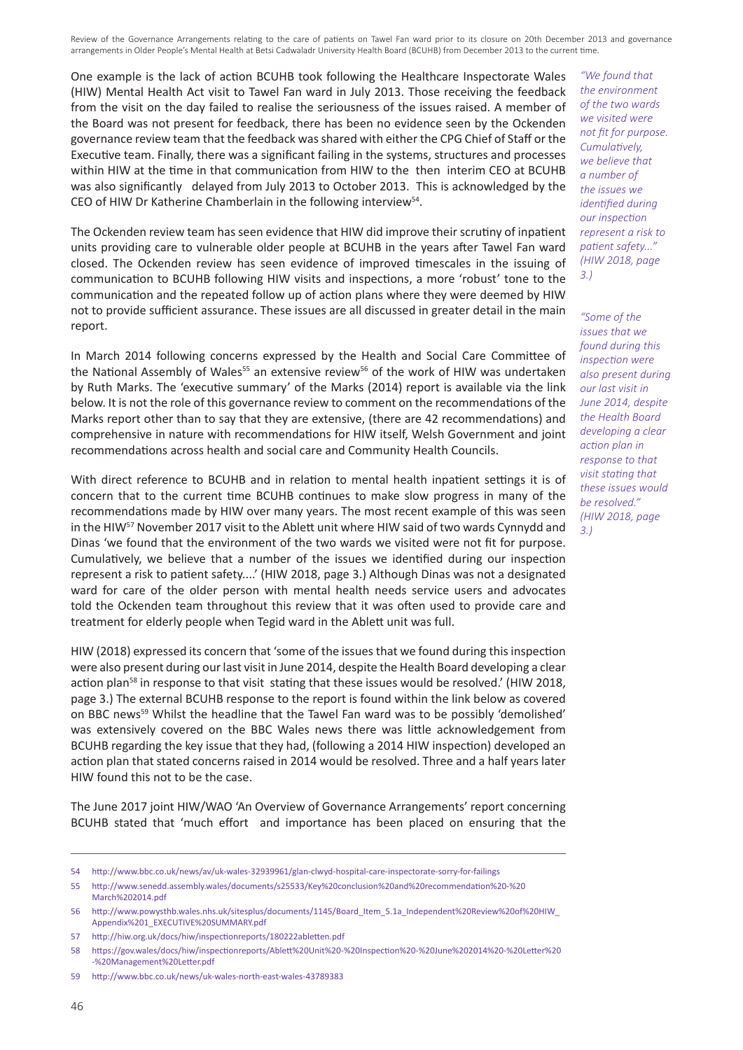One example is the lack of action BCUHB took following the Healthcare Inspectorate Wales (HIW) Mental Health Act visit to Tawel Fan ward in July 2013. Those receiving the feedback from the visit on the day failed to realise the seriousness of the issues raised. A member of the Board was not present for feedback, there has been no evidence seen by the Ockenden governance review team that the feedback was shared with either the CPG Chief of Staff or the Executive team. Finally, there was a significant failing in the systems, structures and processes within HIW at the time in that communication from HIW to the then interim CEO at BCUHB was also significantly delayed from July 2013 to October 2013. This is acknowledged by the CEO of HIW Dr Katherine Chamberlain in the following interview[54].

The Ockenden review team has seen evidence that HIW did improve their scrutiny of inpatient units providing care to vulnerable older people at BCUHB in the years after Tawel Fan ward closed. The Ockenden review has seen evidence of improved timescales in the issuing of communication to BCUHB following HIW visits and inspections, a more 'robust' tone to the communication and the repeated follow up of action plans where they were deemed by HIW not to provide sufficient assurance. These issues are all discussed in greater detail in the main report.

In March 2014 following concerns expressed by the Health and Social Care Committee of the National Assembly of Wales[55] an extensive review[56] of the work of HIW was undertaken by Ruth Marks. The 'executive summary' of the Marks (2014) report is available via the link below. It is not the role of this governance review to comment on the recommendations of the Marks report other than to say that they are extensive, (there are 42 recommendations) and comprehensive in nature with recommendations for HIW itself, Welsh Government and joint recommendations across health and social care and Community Health Councils.

With direct reference to BCUHB and in relation to mental health inpatient settings it is of concern that to the current time BCUHB continues to make slow progress in many of the recommendations made by HIW over many years. The most recent example of this was seen in the HIW[57] November 2017 visit to the Ablett unit where HIW said of two wards Cynnydd and Dinas 'we found that the environment of the two wards we visited were not fit for purpose. Cumulatively, we believe that a number of the issues we identified during our inspection represent a risk to patient safety....' (HIW 2018, page 3.) Although Dinas was not a designated ward for care of the older person with mental health needs service users and advocates told the Ockenden team throughout this review that it was often used to provide care and treatment for elderly people when Tegid ward in the Ablett unit was full.

HIW (2018) expressed its concern that 'some of the issues that we found during this inspection were also present during our last visit in June 2014, despite the Health Board developing a clear action plan[58] in response to that visit stating that these issues would be resolved.' (HIW 2018, page 3.) The external BCUHB response to the report is found within the link below as covered on BBC news[59] Whilst the headline that the Tawel Fan ward was to be possibly 'demolished' was extensively covered on the BBC Wales news there was little acknowledgement from BCUHB regarding the key issue that they had, (following a 2014 HIW inspection) developed an action plan that stated concerns raised in 2014 would be resolved. Three and a half years later HIW found this not to be the case.

The June 2017 joint HIW/WAO 'An Overview of Governance Arrangements' report concerning BCUHB stated that 'much effort and importance has been placed on ensuring that the

*"We found that the environment of the two wards we visited were not fit for purpose. Cumulatively, we believe that a number of the issues we identified during our inspection represent a risk to patient safety..." (HIW 2018, page 3.)*

*"Some of the issues that we found during this inspection were also present during our last visit in June 2014, despite the Health Board developing a clear action plan in response to that visit stating that these issues would be resolved." (HIW 2018, page 3.)*

---

54 http://www.bbc.co.uk/news/av/uk-wales-32939961/glan-clwyd-hospital-care-inspectorate-sorry-for-failings

55 http://www.senedd.assembly.wales/documents/s25533/Key%20conclusion%20and%20recommendation%20-%20March%202014.pdf

56 http://www.powysthb.wales.nhs.uk/sitesplus/documents/1145/Board_Item_5.1a_Independent%20Review%20of%20HIW_Appendix%201_EXECUTIVE%20SUMMARY.pdf

57 http://hiw.org.uk/docs/hiw/inspectionreports/180222abletten.pdf

58 https://gov.wales/docs/hiw/inspectionreports/Ablett%20Unit%20-%20Inspection%20-%20June%202014%20-%20Letter%20-%20Management%20Letter.pdf

59 http://www.bbc.co.uk/news/uk-wales-north-east-wales-43789383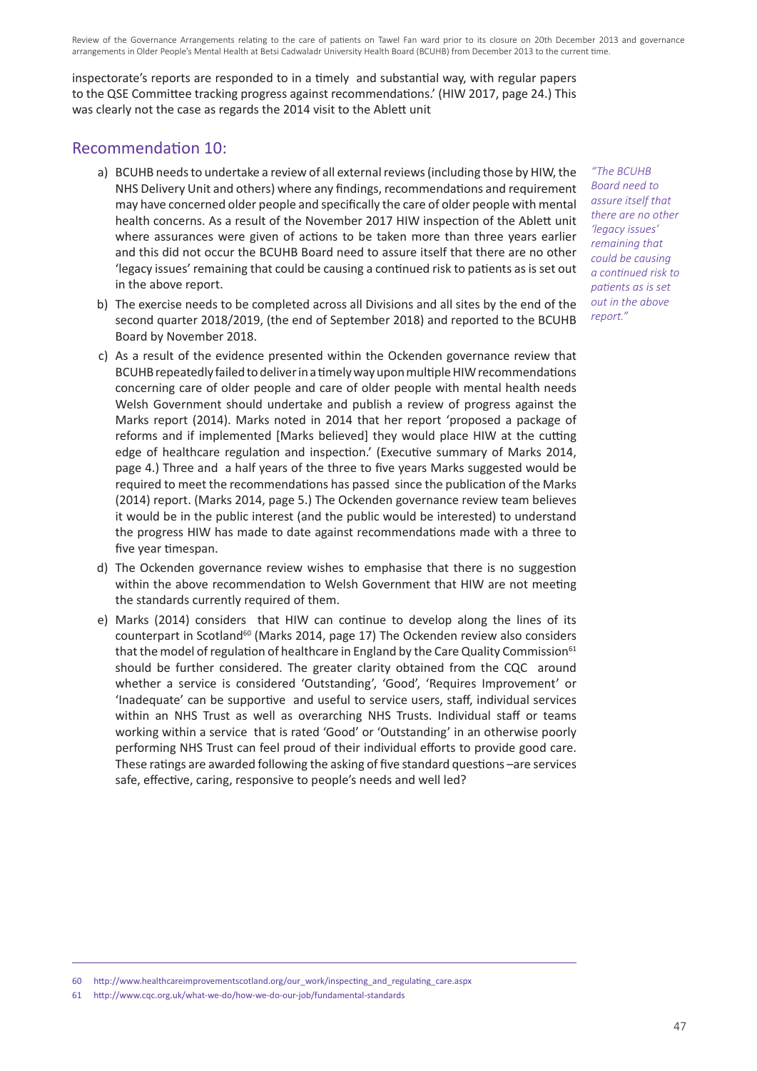inspectorate's reports are responded to in a timely and substantial way, with regular papers to the QSE Committee tracking progress against recommendations.' (HIW 2017, page 24.) This was clearly not the case as regards the 2014 visit to the Ablett unit

## Recommendation 10:

a) BCUHB needs to undertake a review of all external reviews (including those by HIW, the NHS Delivery Unit and others) where any findings, recommendations and requirement may have concerned older people and specifically the care of older people with mental health concerns. As a result of the November 2017 HIW inspection of the Ablett unit where assurances were given of actions to be taken more than three years earlier and this did not occur the BCUHB Board need to assure itself that there are no other 'legacy issues' remaining that could be causing a continued risk to patients as is set out in the above report.

*"The BCUHB Board need to assure itself that there are no other 'legacy issues' remaining that could be causing a continued risk to patients as is set out in the above report."*

b) The exercise needs to be completed across all Divisions and all sites by the end of the second quarter 2018/2019, (the end of September 2018) and reported to the BCUHB Board by November 2018.

c) As a result of the evidence presented within the Ockenden governance review that BCUHB repeatedly failed to deliver in a timely way upon multiple HIW recommendations concerning care of older people and care of older people with mental health needs Welsh Government should undertake and publish a review of progress against the Marks report (2014). Marks noted in 2014 that her report 'proposed a package of reforms and if implemented [Marks believed] they would place HIW at the cutting edge of healthcare regulation and inspection.' (Executive summary of Marks 2014, page 4.) Three and a half years of the three to five years Marks suggested would be required to meet the recommendations has passed since the publication of the Marks (2014) report. (Marks 2014, page 5.) The Ockenden governance review team believes it would be in the public interest (and the public would be interested) to understand the progress HIW has made to date against recommendations made with a three to five year timespan.

d) The Ockenden governance review wishes to emphasise that there is no suggestion within the above recommendation to Welsh Government that HIW are not meeting the standards currently required of them.

e) Marks (2014) considers that HIW can continue to develop along the lines of its counterpart in Scotland[60] (Marks 2014, page 17) The Ockenden review also considers that the model of regulation of healthcare in England by the Care Quality Commission[61] should be further considered. The greater clarity obtained from the CQC around whether a service is considered 'Outstanding', 'Good', 'Requires Improvement' or 'Inadequate' can be supportive and useful to service users, staff, individual services within an NHS Trust as well as overarching NHS Trusts. Individual staff or teams working within a service that is rated 'Good' or 'Outstanding' in an otherwise poorly performing NHS Trust can feel proud of their individual efforts to provide good care. These ratings are awarded following the asking of five standard questions –are services safe, effective, caring, responsive to people's needs and well led?

---

60 http://www.healthcareimprovementscotland.org/our_work/inspecting_and_regulating_care.aspx

61 http://www.cqc.org.uk/what-we-do/how-we-do-our-job/fundamental-standards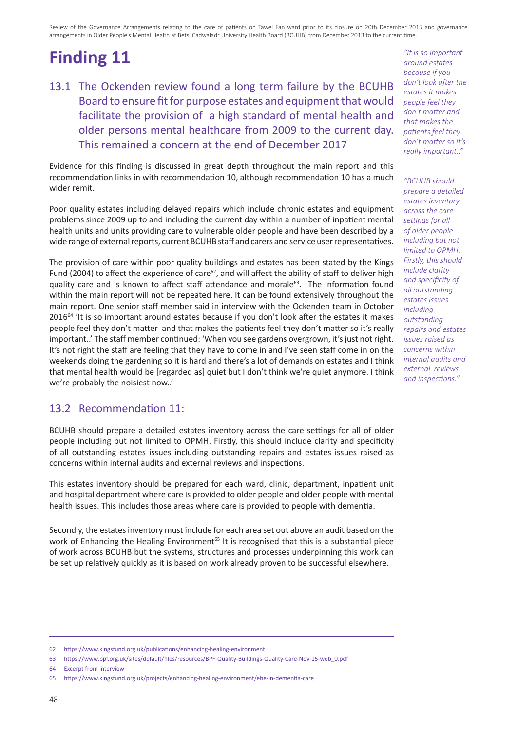# Finding 11

## 13.1 The Ockenden review found a long term failure by the BCUHB Board to ensure fit for purpose estates and equipment that would facilitate the provision of a high standard of mental health and older persons mental healthcare from 2009 to the current day. This remained a concern at the end of December 2017

*"It is so important around estates because if you don't look after the estates it makes people feel they don't matter and that makes the patients feel they don't matter so it's really important.."*

Evidence for this finding is discussed in great depth throughout the main report and this recommendation links in with recommendation 10, although recommendation 10 has a much wider remit.

*"BCUHB should prepare a detailed estates inventory across the care settings for all of older people including but not limited to OPMH. Firstly, this should include clarity and specificity of all outstanding estates issues including outstanding repairs and estates issues raised as concerns within internal audits and external reviews and inspections."*

Poor quality estates including delayed repairs which include chronic estates and equipment problems since 2009 up to and including the current day within a number of inpatient mental health units and units providing care to vulnerable older people and have been described by a wide range of external reports, current BCUHB staff and carers and service user representatives.

The provision of care within poor quality buildings and estates has been stated by the Kings Fund (2004) to affect the experience of care[62], and will affect the ability of staff to deliver high quality care and is known to affect staff attendance and morale[63]. The information found within the main report will not be repeated here. It can be found extensively throughout the main report. One senior staff member said in interview with the Ockenden team in October 2016[64] 'It is so important around estates because if you don't look after the estates it makes people feel they don't matter and that makes the patients feel they don't matter so it's really important..' The staff member continued: 'When you see gardens overgrown, it's just not right. It's not right the staff are feeling that they have to come in and I've seen staff come in on the weekends doing the gardening so it is hard and there's a lot of demands on estates and I think that mental health would be [regarded as] quiet but I don't think we're quiet anymore. I think we're probably the noisiest now..'

## 13.2 Recommendation 11:

BCUHB should prepare a detailed estates inventory across the care settings for all of older people including but not limited to OPMH. Firstly, this should include clarity and specificity of all outstanding estates issues including outstanding repairs and estates issues raised as concerns within internal audits and external reviews and inspections.

This estates inventory should be prepared for each ward, clinic, department, inpatient unit and hospital department where care is provided to older people and older people with mental health issues. This includes those areas where care is provided to people with dementia.

Secondly, the estates inventory must include for each area set out above an audit based on the work of Enhancing the Healing Environment[65] It is recognised that this is a substantial piece of work across BCUHB but the systems, structures and processes underpinning this work can be set up relatively quickly as it is based on work already proven to be successful elsewhere.

---

62 https://www.kingsfund.org.uk/publications/enhancing-healing-environment

63 https://www.bpf.org.uk/sites/default/files/resources/BPF-Quality-Buildings-Quality-Care-Nov-15-web_0.pdf

64 Excerpt from interview

65 https://www.kingsfund.org.uk/projects/enhancing-healing-environment/ehe-in-dementia-care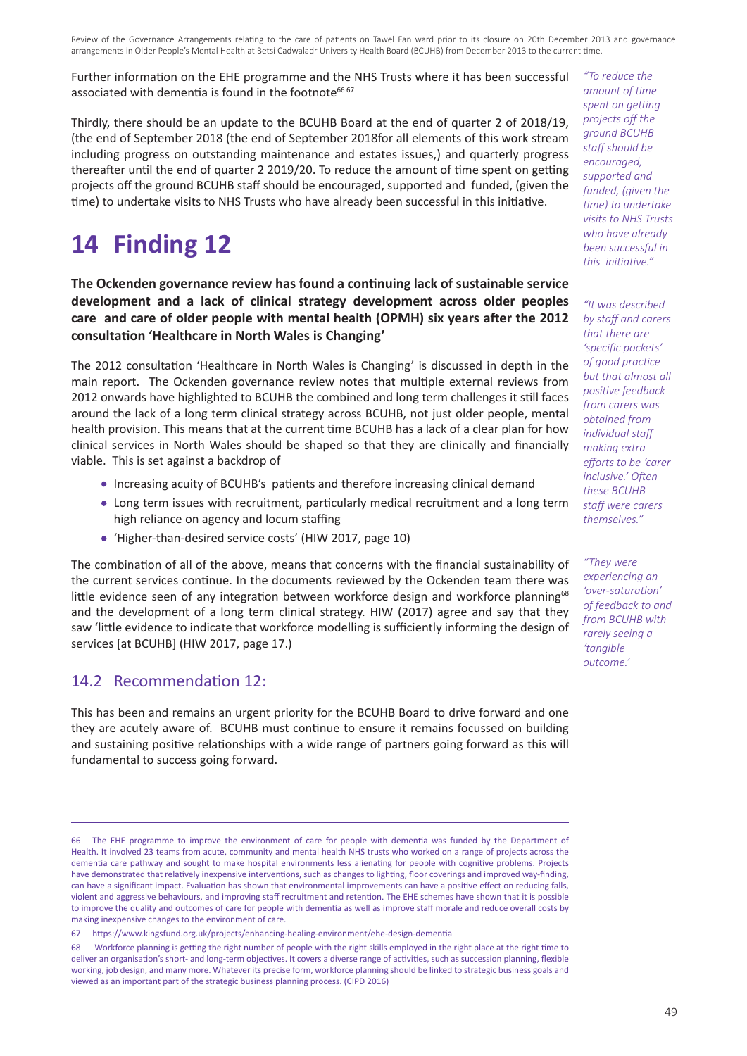Further information on the EHE programme and the NHS Trusts where it has been successful associated with dementia is found in the footnote[66 67]

Thirdly, there should be an update to the BCUHB Board at the end of quarter 2 of 2018/19, (the end of September 2018 (the end of September 2018for all elements of this work stream including progress on outstanding maintenance and estates issues,) and quarterly progress thereafter until the end of quarter 2 2019/20. To reduce the amount of time spent on getting projects off the ground BCUHB staff should be encouraged, supported and funded, (given the time) to undertake visits to NHS Trusts who have already been successful in this initiative.

*"To reduce the amount of time spent on getting projects off the ground BCUHB staff should be encouraged, supported and funded, (given the time) to undertake visits to NHS Trusts who have already been successful in this initiative."*

# 14 Finding 12

**The Ockenden governance review has found a continuing lack of sustainable service development and a lack of clinical strategy development across older peoples care and care of older people with mental health (OPMH) six years after the 2012 consultation 'Healthcare in North Wales is Changing'**

The 2012 consultation 'Healthcare in North Wales is Changing' is discussed in depth in the main report. The Ockenden governance review notes that multiple external reviews from 2012 onwards have highlighted to BCUHB the combined and long term challenges it still faces around the lack of a long term clinical strategy across BCUHB, not just older people, mental health provision. This means that at the current time BCUHB has a lack of a clear plan for how clinical services in North Wales should be shaped so that they are clinically and financially viable. This is set against a backdrop of

- Increasing acuity of BCUHB's patients and therefore increasing clinical demand
- Long term issues with recruitment, particularly medical recruitment and a long term high reliance on agency and locum staffing
- 'Higher-than-desired service costs' (HIW 2017, page 10)

*"It was described by staff and carers that there are 'specific pockets' of good practice but that almost all positive feedback from carers was obtained from individual staff making extra efforts to be 'carer inclusive.' Often these BCUHB staff were carers themselves."*

The combination of all of the above, means that concerns with the financial sustainability of the current services continue. In the documents reviewed by the Ockenden team there was little evidence seen of any integration between workforce design and workforce planning[68] and the development of a long term clinical strategy. HIW (2017) agree and say that they saw 'little evidence to indicate that workforce modelling is sufficiently informing the design of services [at BCUHB] (HIW 2017, page 17.)

*"They were experiencing an 'over-saturation' of feedback to and from BCUHB with rarely seeing a 'tangible outcome.'*

## 14.2 Recommendation 12:

This has been and remains an urgent priority for the BCUHB Board to drive forward and one they are acutely aware of. BCUHB must continue to ensure it remains focussed on building and sustaining positive relationships with a wide range of partners going forward as this will fundamental to success going forward.

---

66 The EHE programme to improve the environment of care for people with dementia was funded by the Department of Health. It involved 23 teams from acute, community and mental health NHS trusts who worked on a range of projects across the dementia care pathway and sought to make hospital environments less alienating for people with cognitive problems. Projects have demonstrated that relatively inexpensive interventions, such as changes to lighting, floor coverings and improved way-finding, can have a significant impact. Evaluation has shown that environmental improvements can have a positive effect on reducing falls, violent and aggressive behaviours, and improving staff recruitment and retention. The EHE schemes have shown that it is possible to improve the quality and outcomes of care for people with dementia as well as improve staff morale and reduce overall costs by making inexpensive changes to the environment of care.

67 https://www.kingsfund.org.uk/projects/enhancing-healing-environment/ehe-design-dementia

68 Workforce planning is getting the right number of people with the right skills employed in the right place at the right time to deliver an organisation's short- and long-term objectives. It covers a diverse range of activities, such as succession planning, flexible working, job design, and many more. Whatever its precise form, workforce planning should be linked to strategic business goals and viewed as an important part of the strategic business planning process. (CIPD 2016)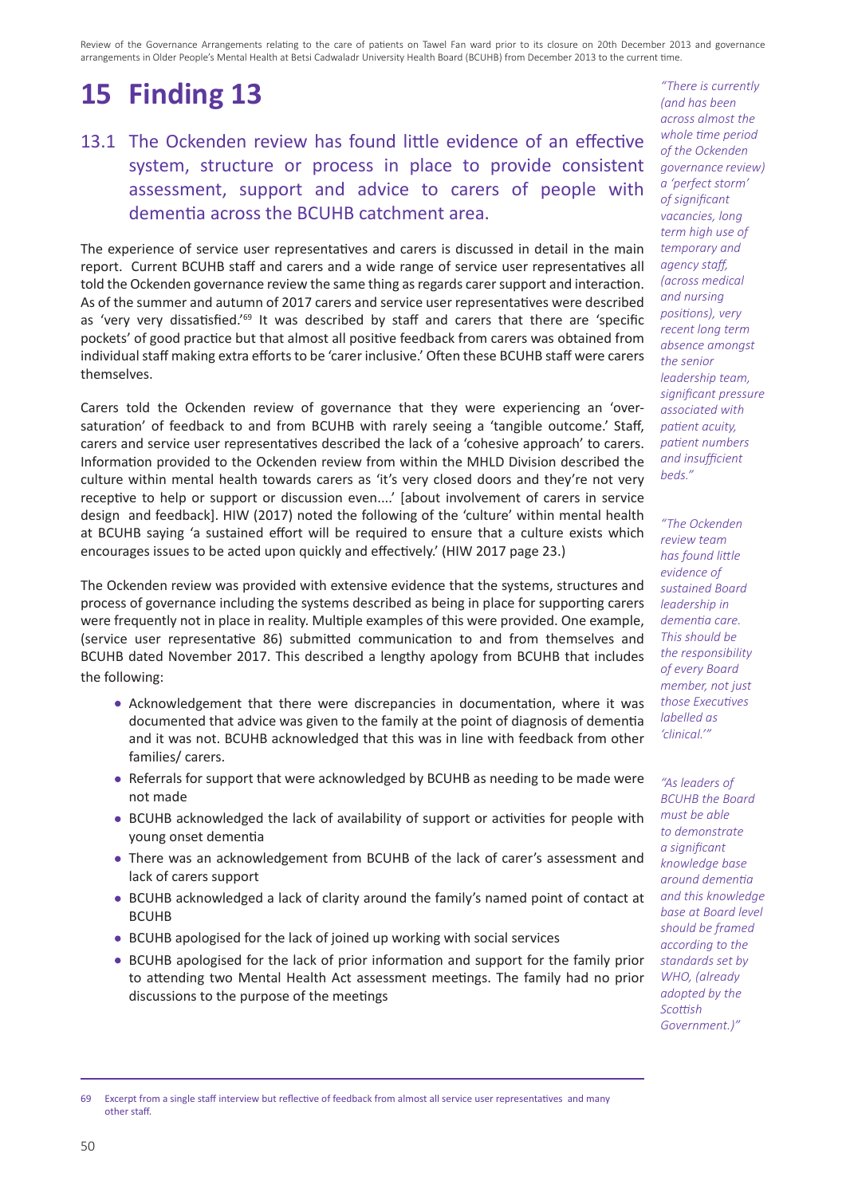# 15 Finding 13

## 13.1 The Ockenden review has found little evidence of an effective system, structure or process in place to provide consistent assessment, support and advice to carers of people with dementia across the BCUHB catchment area.

The experience of service user representatives and carers is discussed in detail in the main report. Current BCUHB staff and carers and a wide range of service user representatives all told the Ockenden governance review the same thing as regards carer support and interaction. As of the summer and autumn of 2017 carers and service user representatives were described as 'very very dissatisfied.'[69] It was described by staff and carers that there are 'specific pockets' of good practice but that almost all positive feedback from carers was obtained from individual staff making extra efforts to be 'carer inclusive.' Often these BCUHB staff were carers themselves.

Carers told the Ockenden review of governance that they were experiencing an 'over-saturation' of feedback to and from BCUHB with rarely seeing a 'tangible outcome.' Staff, carers and service user representatives described the lack of a 'cohesive approach' to carers. Information provided to the Ockenden review from within the MHLD Division described the culture within mental health towards carers as 'it's very closed doors and they're not very receptive to help or support or discussion even....' [about involvement of carers in service design and feedback]. HIW (2017) noted the following of the 'culture' within mental health at BCUHB saying 'a sustained effort will be required to ensure that a culture exists which encourages issues to be acted upon quickly and effectively.' (HIW 2017 page 23.)

The Ockenden review was provided with extensive evidence that the systems, structures and process of governance including the systems described as being in place for supporting carers were frequently not in place in reality. Multiple examples of this were provided. One example, (service user representative 86) submitted communication to and from themselves and BCUHB dated November 2017. This described a lengthy apology from BCUHB that includes the following:

- Acknowledgement that there were discrepancies in documentation, where it was documented that advice was given to the family at the point of diagnosis of dementia and it was not. BCUHB acknowledged that this was in line with feedback from other families/ carers.
- Referrals for support that were acknowledged by BCUHB as needing to be made were not made
- BCUHB acknowledged the lack of availability of support or activities for people with young onset dementia
- There was an acknowledgement from BCUHB of the lack of carer's assessment and lack of carers support
- BCUHB acknowledged a lack of clarity around the family's named point of contact at BCUHB
- BCUHB apologised for the lack of joined up working with social services
- BCUHB apologised for the lack of prior information and support for the family prior to attending two Mental Health Act assessment meetings. The family had no prior discussions to the purpose of the meetings

*"There is currently (and has been across almost the whole time period of the Ockenden governance review) a 'perfect storm' of significant vacancies, long term high use of temporary and agency staff, (across medical and nursing positions), very recent long term absence amongst the senior leadership team, significant pressure associated with patient acuity, patient numbers and insufficient beds."*

*"The Ockenden review team has found little evidence of sustained Board leadership in dementia care. This should be the responsibility of every Board member, not just those Executives labelled as 'clinical.'"*

*"As leaders of BCUHB the Board must be able to demonstrate a significant knowledge base around dementia and this knowledge base at Board level should be framed according to the standards set by WHO, (already adopted by the Scottish Government.)"*

---

69 Excerpt from a single staff interview but reflective of feedback from almost all service user representatives and many other staff.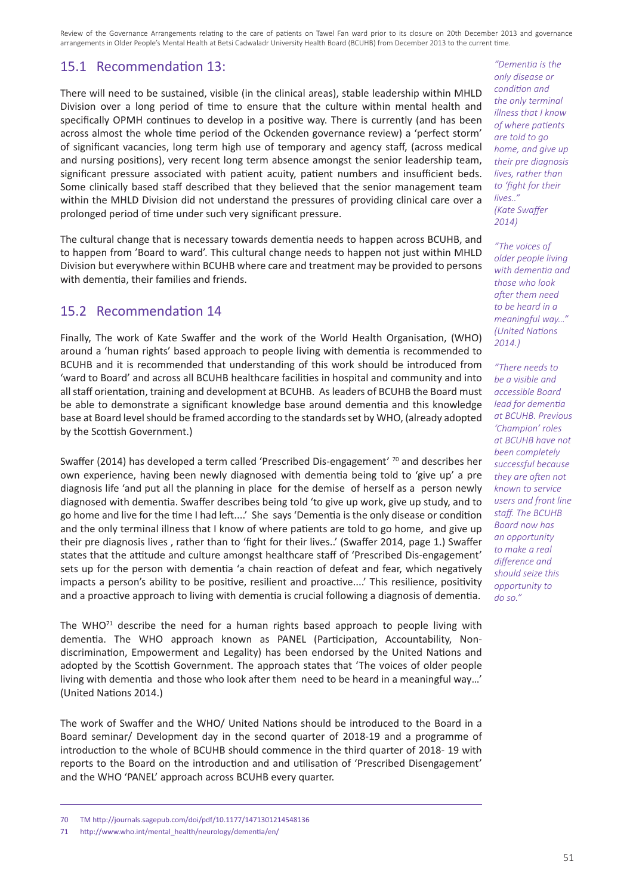## 15.1 Recommendation 13:

There will need to be sustained, visible (in the clinical areas), stable leadership within MHLD Division over a long period of time to ensure that the culture within mental health and specifically OPMH continues to develop in a positive way. There is currently (and has been across almost the whole time period of the Ockenden governance review) a 'perfect storm' of significant vacancies, long term high use of temporary and agency staff, (across medical and nursing positions), very recent long term absence amongst the senior leadership team, significant pressure associated with patient acuity, patient numbers and insufficient beds. Some clinically based staff described that they believed that the senior management team within the MHLD Division did not understand the pressures of providing clinical care over a prolonged period of time under such very significant pressure.

The cultural change that is necessary towards dementia needs to happen across BCUHB, and to happen from 'Board to ward'. This cultural change needs to happen not just within MHLD Division but everywhere within BCUHB where care and treatment may be provided to persons with dementia, their families and friends.

*"Dementia is the only disease or condition and the only terminal illness that I know of where patients are told to go home, and give up their pre diagnosis lives, rather than to 'fight for their lives..'" (Kate Swaffer 2014)*

*"The voices of older people living with dementia and those who look after them need to be heard in a meaningful way..." (United Nations 2014.)*

*"There needs to be a visible and accessible Board lead for dementia at BCUHB. Previous 'Champion' roles at BCUHB have not been completely successful because they are often not known to service users and front line staff. The BCUHB Board now has an opportunity to make a real difference and should seize this opportunity to do so."*

## 15.2 Recommendation 14

Finally, The work of Kate Swaffer and the work of the World Health Organisation, (WHO) around a 'human rights' based approach to people living with dementia is recommended to BCUHB and it is recommended that understanding of this work should be introduced from 'ward to Board' and across all BCUHB healthcare facilities in hospital and community and into all staff orientation, training and development at BCUHB. As leaders of BCUHB the Board must be able to demonstrate a significant knowledge base around dementia and this knowledge base at Board level should be framed according to the standards set by WHO, (already adopted by the Scottish Government.)

Swaffer (2014) has developed a term called 'Prescribed Dis-engagement' [70] and describes her own experience, having been newly diagnosed with dementia being told to 'give up' a pre diagnosis life 'and put all the planning in place for the demise of herself as a person newly diagnosed with dementia. Swaffer describes being told 'to give up work, give up study, and to go home and live for the time I had left....' She says 'Dementia is the only disease or condition and the only terminal illness that I know of where patients are told to go home, and give up their pre diagnosis lives , rather than to 'fight for their lives..' (Swaffer 2014, page 1.) Swaffer states that the attitude and culture amongst healthcare staff of 'Prescribed Dis-engagement' sets up for the person with dementia 'a chain reaction of defeat and fear, which negatively impacts a person's ability to be positive, resilient and proactive....' This resilience, positivity and a proactive approach to living with dementia is crucial following a diagnosis of dementia.

The WHO[71] describe the need for a human rights based approach to people living with dementia. The WHO approach known as PANEL (Participation, Accountability, Non-discrimination, Empowerment and Legality) has been endorsed by the United Nations and adopted by the Scottish Government. The approach states that 'The voices of older people living with dementia and those who look after them need to be heard in a meaningful way…' (United Nations 2014.)

The work of Swaffer and the WHO/ United Nations should be introduced to the Board in a Board seminar/ Development day in the second quarter of 2018-19 and a programme of introduction to the whole of BCUHB should commence in the third quarter of 2018- 19 with reports to the Board on the introduction and and utilisation of 'Prescribed Disengagement' and the WHO 'PANEL' approach across BCUHB every quarter.

---

70 TM http://journals.sagepub.com/doi/pdf/10.1177/1471301214548136

71 http://www.who.int/mental_health/neurology/dementia/en/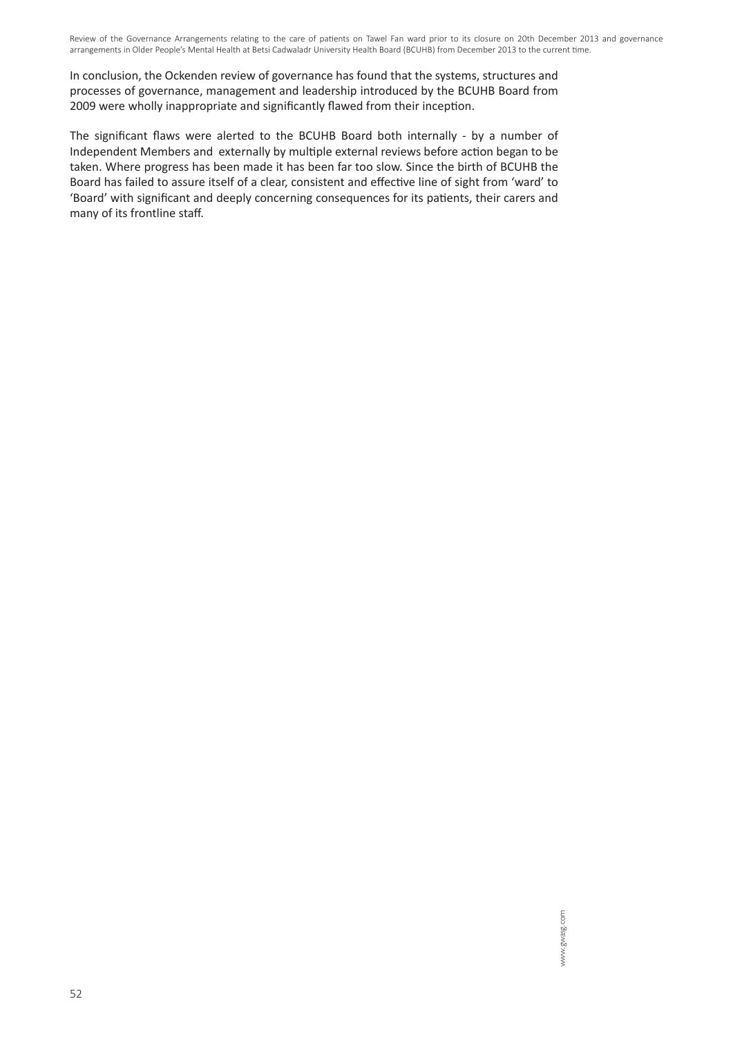In conclusion, the Ockenden review of governance has found that the systems, structures and processes of governance, management and leadership introduced by the BCUHB Board from 2009 were wholly inappropriate and significantly flawed from their inception.

The significant flaws were alerted to the BCUHB Board both internally - by a number of Independent Members and externally by multiple external reviews before action began to be taken. Where progress has been made it has been far too slow. Since the birth of BCUHB the Board has failed to assure itself of a clear, consistent and effective line of sight from 'ward' to 'Board' with significant and deeply concerning consequences for its patients, their carers and many of its frontline staff.